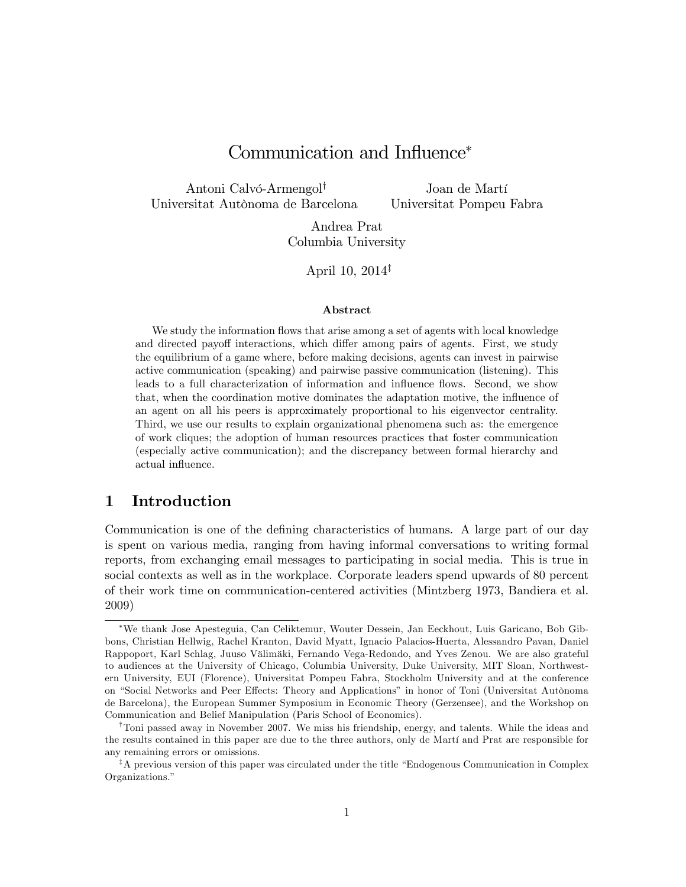# Communication and Influence[*]

Antoni Calvó-Armengol[†]
Universitat Autònoma de Barcelona

Joan de Martí
Universitat Pompeu Fabra

Andrea Prat
Columbia University

April 10, 2014[‡]

### Abstract

We study the information flows that arise among a set of agents with local knowledge and directed payoff interactions, which differ among pairs of agents. First, we study the equilibrium of a game where, before making decisions, agents can invest in pairwise active communication (speaking) and pairwise passive communication (listening). This leads to a full characterization of information and influence flows. Second, we show that, when the coordination motive dominates the adaptation motive, the influence of an agent on all his peers is approximately proportional to his eigenvector centrality. Third, we use our results to explain organizational phenomena such as: the emergence of work cliques; the adoption of human resources practices that foster communication (especially active communication); and the discrepancy between formal hierarchy and actual influence.

## 1 Introduction

Communication is one of the defining characteristics of humans. A large part of our day is spent on various media, ranging from having informal conversations to writing formal reports, from exchanging email messages to participating in social media. This is true in social contexts as well as in the workplace. Corporate leaders spend upwards of 80 percent of their work time on communication-centered activities (Mintzberg 1973, Bandiera et al. 2009)

---

[*] We thank Jose Apesteguia, Can Celiktemur, Wouter Dessein, Jan Eeckhout, Luis Garicano, Bob Gibbons, Christian Hellwig, Rachel Kranton, David Myatt, Ignacio Palacios-Huerta, Alessandro Pavan, Daniel Rappoport, Karl Schlag, Juuso Välimäki, Fernando Vega-Redondo, and Yves Zenou. We are also grateful to audiences at the University of Chicago, Columbia University, Duke University, MIT Sloan, Northwestern University, EUI (Florence), Universitat Pompeu Fabra, Stockholm University and at the conference on "Social Networks and Peer Effects: Theory and Applications" in honor of Toni (Universitat Autònoma de Barcelona), the European Summer Symposium in Economic Theory (Gerzensee), and the Workshop on Communication and Belief Manipulation (Paris School of Economics).

[†] Toni passed away in November 2007. We miss his friendship, energy, and talents. While the ideas and the results contained in this paper are due to the three authors, only de Martí and Prat are responsible for any remaining errors or omissions.

[‡] A previous version of this paper was circulated under the title "Endogenous Communication in Complex Organizations."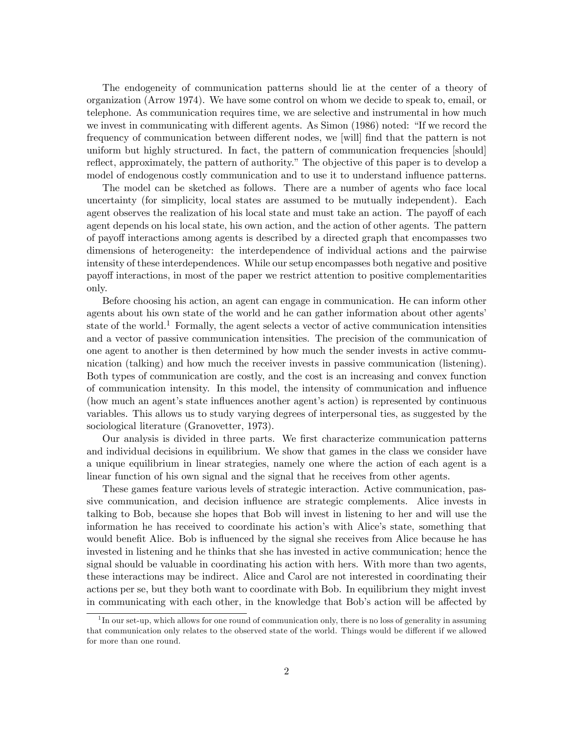The endogeneity of communication patterns should lie at the center of a theory of organization (Arrow 1974). We have some control on whom we decide to speak to, email, or telephone. As communication requires time, we are selective and instrumental in how much we invest in communicating with different agents. As Simon (1986) noted: "If we record the frequency of communication between different nodes, we [will] find that the pattern is not uniform but highly structured. In fact, the pattern of communication frequencies [should] reflect, approximately, the pattern of authority." The objective of this paper is to develop a model of endogenous costly communication and to use it to understand influence patterns.

The model can be sketched as follows. There are a number of agents who face local uncertainty (for simplicity, local states are assumed to be mutually independent). Each agent observes the realization of his local state and must take an action. The payoff of each agent depends on his local state, his own action, and the action of other agents. The pattern of payoff interactions among agents is described by a directed graph that encompasses two dimensions of heterogeneity: the interdependence of individual actions and the pairwise intensity of these interdependences. While our setup encompasses both negative and positive payoff interactions, in most of the paper we restrict attention to positive complementarities only.

Before choosing his action, an agent can engage in communication. He can inform other agents about his own state of the world and he can gather information about other agents' state of the world.[1] Formally, the agent selects a vector of active communication intensities and a vector of passive communication intensities. The precision of the communication of one agent to another is then determined by how much the sender invests in active communication (talking) and how much the receiver invests in passive communication (listening). Both types of communication are costly, and the cost is an increasing and convex function of communication intensity. In this model, the intensity of communication and influence (how much an agent's state influences another agent's action) is represented by continuous variables. This allows us to study varying degrees of interpersonal ties, as suggested by the sociological literature (Granovetter, 1973).

Our analysis is divided in three parts. We first characterize communication patterns and individual decisions in equilibrium. We show that games in the class we consider have a unique equilibrium in linear strategies, namely one where the action of each agent is a linear function of his own signal and the signal that he receives from other agents.

These games feature various levels of strategic interaction. Active communication, passive communication, and decision influence are strategic complements. Alice invests in talking to Bob, because she hopes that Bob will invest in listening to her and will use the information he has received to coordinate his action's with Alice's state, something that would benefit Alice. Bob is influenced by the signal she receives from Alice because he has invested in listening and he thinks that she has invested in active communication; hence the signal should be valuable in coordinating his action with hers. With more than two agents, these interactions may be indirect. Alice and Carol are not interested in coordinating their actions per se, but they both want to coordinate with Bob. In equilibrium they might invest in communicating with each other, in the knowledge that Bob's action will be affected by

[1] In our set-up, which allows for one round of communication only, there is no loss of generality in assuming that communication only relates to the observed state of the world. Things would be different if we allowed for more than one round.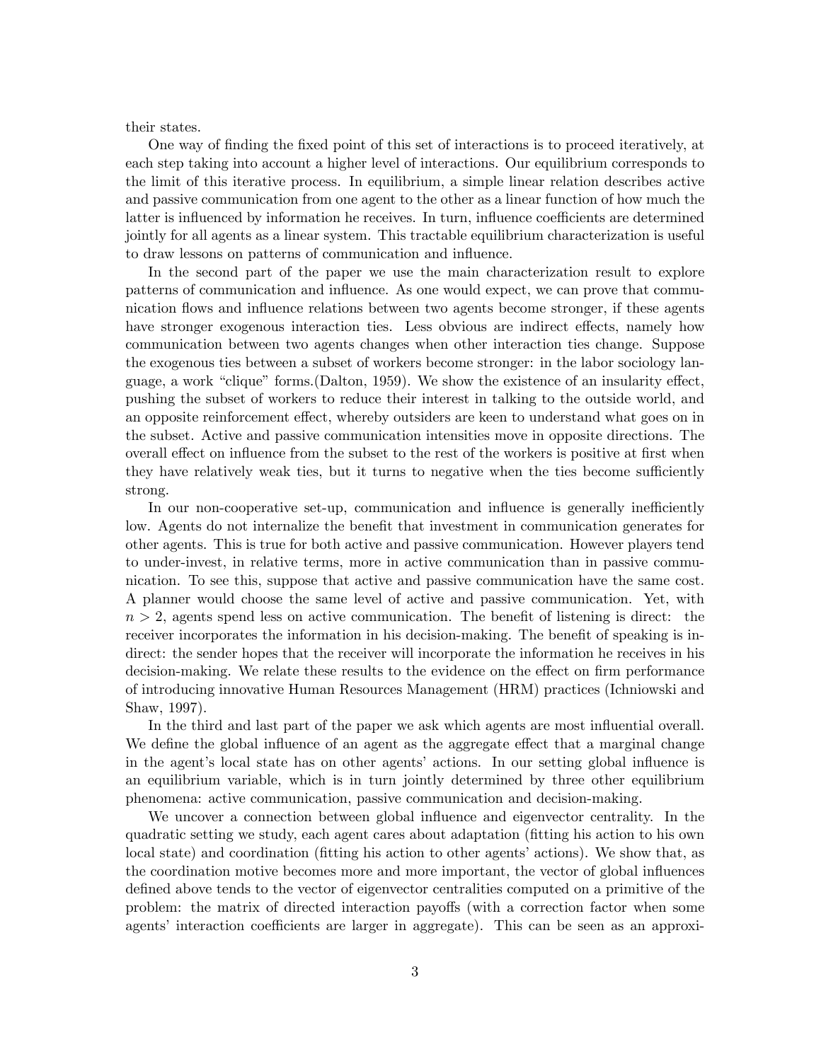their states.

One way of finding the fixed point of this set of interactions is to proceed iteratively, at each step taking into account a higher level of interactions. Our equilibrium corresponds to the limit of this iterative process. In equilibrium, a simple linear relation describes active and passive communication from one agent to the other as a linear function of how much the latter is influenced by information he receives. In turn, influence coefficients are determined jointly for all agents as a linear system. This tractable equilibrium characterization is useful to draw lessons on patterns of communication and influence.

In the second part of the paper we use the main characterization result to explore patterns of communication and influence. As one would expect, we can prove that communication flows and influence relations between two agents become stronger, if these agents have stronger exogenous interaction ties. Less obvious are indirect effects, namely how communication between two agents changes when other interaction ties change. Suppose the exogenous ties between a subset of workers become stronger: in the labor sociology language, a work "clique" forms.(Dalton, 1959). We show the existence of an insularity effect, pushing the subset of workers to reduce their interest in talking to the outside world, and an opposite reinforcement effect, whereby outsiders are keen to understand what goes on in the subset. Active and passive communication intensities move in opposite directions. The overall effect on influence from the subset to the rest of the workers is positive at first when they have relatively weak ties, but it turns to negative when the ties become sufficiently strong.

In our non-cooperative set-up, communication and influence is generally inefficiently low. Agents do not internalize the benefit that investment in communication generates for other agents. This is true for both active and passive communication. However players tend to under-invest, in relative terms, more in active communication than in passive communication. To see this, suppose that active and passive communication have the same cost. A planner would choose the same level of active and passive communication. Yet, with $n > 2$, agents spend less on active communication. The benefit of listening is direct: the receiver incorporates the information in his decision-making. The benefit of speaking is indirect: the sender hopes that the receiver will incorporate the information he receives in his decision-making. We relate these results to the evidence on the effect on firm performance of introducing innovative Human Resources Management (HRM) practices (Ichniowski and Shaw, 1997).

In the third and last part of the paper we ask which agents are most influential overall. We define the global influence of an agent as the aggregate effect that a marginal change in the agent's local state has on other agents' actions. In our setting global influence is an equilibrium variable, which is in turn jointly determined by three other equilibrium phenomena: active communication, passive communication and decision-making.

We uncover a connection between global influence and eigenvector centrality. In the quadratic setting we study, each agent cares about adaptation (fitting his action to his own local state) and coordination (fitting his action to other agents' actions). We show that, as the coordination motive becomes more and more important, the vector of global influences defined above tends to the vector of eigenvector centralities computed on a primitive of the problem: the matrix of directed interaction payoffs (with a correction factor when some agents' interaction coefficients are larger in aggregate). This can be seen as an approxi-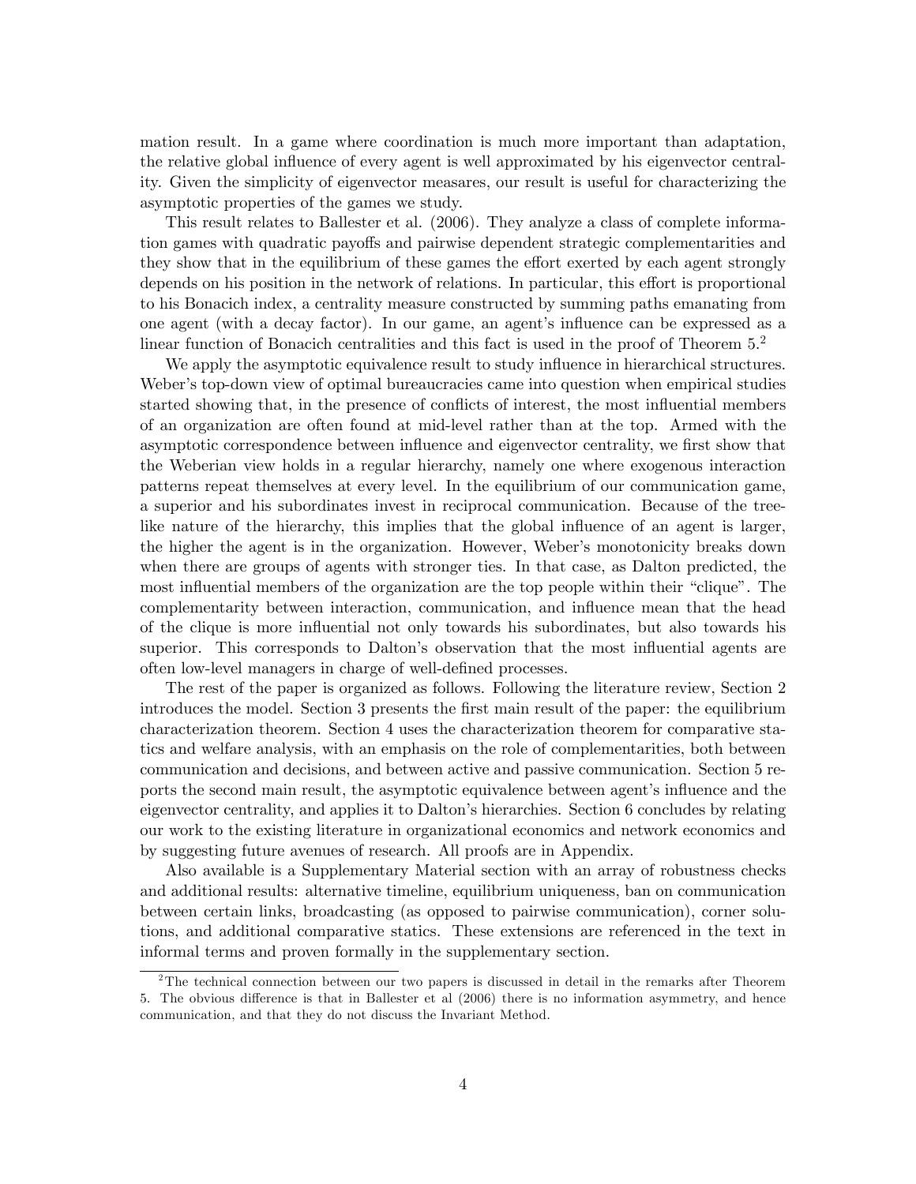mation result. In a game where coordination is much more important than adaptation, the relative global influence of every agent is well approximated by his eigenvector centrality. Given the simplicity of eigenvector measares, our result is useful for characterizing the asymptotic properties of the games we study.

This result relates to Ballester et al. (2006). They analyze a class of complete information games with quadratic payoffs and pairwise dependent strategic complementarities and they show that in the equilibrium of these games the effort exerted by each agent strongly depends on his position in the network of relations. In particular, this effort is proportional to his Bonacich index, a centrality measure constructed by summing paths emanating from one agent (with a decay factor). In our game, an agent's influence can be expressed as a linear function of Bonacich centralities and this fact is used in the proof of Theorem 5.[2]

We apply the asymptotic equivalence result to study influence in hierarchical structures. Weber's top-down view of optimal bureaucracies came into question when empirical studies started showing that, in the presence of conflicts of interest, the most influential members of an organization are often found at mid-level rather than at the top. Armed with the asymptotic correspondence between influence and eigenvector centrality, we first show that the Weberian view holds in a regular hierarchy, namely one where exogenous interaction patterns repeat themselves at every level. In the equilibrium of our communication game, a superior and his subordinates invest in reciprocal communication. Because of the tree-like nature of the hierarchy, this implies that the global influence of an agent is larger, the higher the agent is in the organization. However, Weber's monotonicity breaks down when there are groups of agents with stronger ties. In that case, as Dalton predicted, the most influential members of the organization are the top people within their "clique". The complementarity between interaction, communication, and influence mean that the head of the clique is more influential not only towards his subordinates, but also towards his superior. This corresponds to Dalton's observation that the most influential agents are often low-level managers in charge of well-defined processes.

The rest of the paper is organized as follows. Following the literature review, Section 2 introduces the model. Section 3 presents the first main result of the paper: the equilibrium characterization theorem. Section 4 uses the characterization theorem for comparative statics and welfare analysis, with an emphasis on the role of complementarities, both between communication and decisions, and between active and passive communication. Section 5 reports the second main result, the asymptotic equivalence between agent's influence and the eigenvector centrality, and applies it to Dalton's hierarchies. Section 6 concludes by relating our work to the existing literature in organizational economics and network economics and by suggesting future avenues of research. All proofs are in Appendix.

Also available is a Supplementary Material section with an array of robustness checks and additional results: alternative timeline, equilibrium uniqueness, ban on communication between certain links, broadcasting (as opposed to pairwise communication), corner solutions, and additional comparative statics. These extensions are referenced in the text in informal terms and proven formally in the supplementary section.

[2] The technical connection between our two papers is discussed in detail in the remarks after Theorem 5. The obvious difference is that in Ballester et al (2006) there is no information asymmetry, and hence communication, and that they do not discuss the Invariant Method.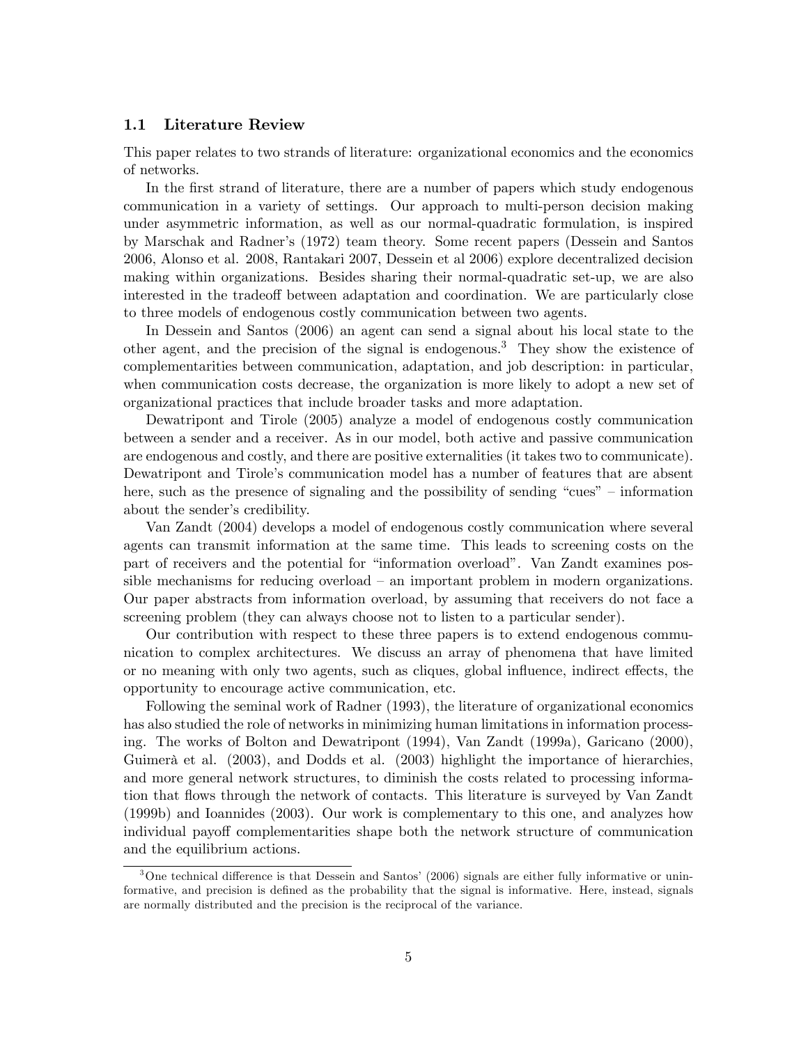### 1.1 Literature Review

This paper relates to two strands of literature: organizational economics and the economics of networks.

In the first strand of literature, there are a number of papers which study endogenous communication in a variety of settings. Our approach to multi-person decision making under asymmetric information, as well as our normal-quadratic formulation, is inspired by Marschak and Radner's (1972) team theory. Some recent papers (Dessein and Santos 2006, Alonso et al. 2008, Rantakari 2007, Dessein et al 2006) explore decentralized decision making within organizations. Besides sharing their normal-quadratic set-up, we are also interested in the tradeoff between adaptation and coordination. We are particularly close to three models of endogenous costly communication between two agents.

In Dessein and Santos (2006) an agent can send a signal about his local state to the other agent, and the precision of the signal is endogenous.[3] They show the existence of complementarities between communication, adaptation, and job description: in particular, when communication costs decrease, the organization is more likely to adopt a new set of organizational practices that include broader tasks and more adaptation.

Dewatripont and Tirole (2005) analyze a model of endogenous costly communication between a sender and a receiver. As in our model, both active and passive communication are endogenous and costly, and there are positive externalities (it takes two to communicate). Dewatripont and Tirole's communication model has a number of features that are absent here, such as the presence of signaling and the possibility of sending "cues" – information about the sender's credibility.

Van Zandt (2004) develops a model of endogenous costly communication where several agents can transmit information at the same time. This leads to screening costs on the part of receivers and the potential for "information overload". Van Zandt examines possible mechanisms for reducing overload – an important problem in modern organizations. Our paper abstracts from information overload, by assuming that receivers do not face a screening problem (they can always choose not to listen to a particular sender).

Our contribution with respect to these three papers is to extend endogenous communication to complex architectures. We discuss an array of phenomena that have limited or no meaning with only two agents, such as cliques, global influence, indirect effects, the opportunity to encourage active communication, etc.

Following the seminal work of Radner (1993), the literature of organizational economics has also studied the role of networks in minimizing human limitations in information processing. The works of Bolton and Dewatripont (1994), Van Zandt (1999a), Garicano (2000), Guimerà et al. (2003), and Dodds et al. (2003) highlight the importance of hierarchies, and more general network structures, to diminish the costs related to processing information that flows through the network of contacts. This literature is surveyed by Van Zandt (1999b) and Ioannides (2003). Our work is complementary to this one, and analyzes how individual payoff complementarities shape both the network structure of communication and the equilibrium actions.

[3] One technical difference is that Dessein and Santos' (2006) signals are either fully informative or uninformative, and precision is defined as the probability that the signal is informative. Here, instead, signals are normally distributed and the precision is the reciprocal of the variance.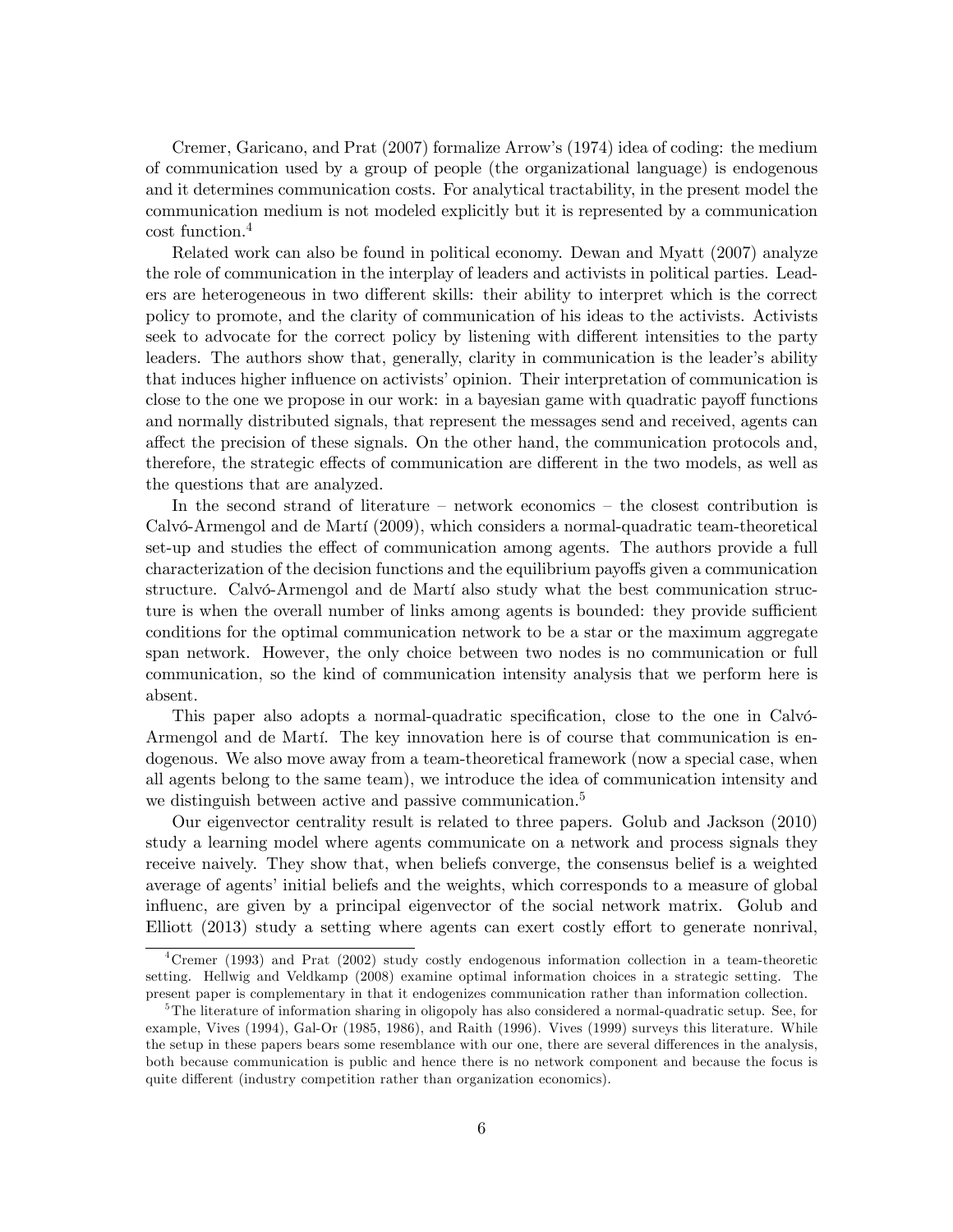Cremer, Garicano, and Prat (2007) formalize Arrow's (1974) idea of coding: the medium of communication used by a group of people (the organizational language) is endogenous and it determines communication costs. For analytical tractability, in the present model the communication medium is not modeled explicitly but it is represented by a communication cost function.[4]

Related work can also be found in political economy. Dewan and Myatt (2007) analyze the role of communication in the interplay of leaders and activists in political parties. Leaders are heterogeneous in two different skills: their ability to interpret which is the correct policy to promote, and the clarity of communication of his ideas to the activists. Activists seek to advocate for the correct policy by listening with different intensities to the party leaders. The authors show that, generally, clarity in communication is the leader's ability that induces higher influence on activists' opinion. Their interpretation of communication is close to the one we propose in our work: in a bayesian game with quadratic payoff functions and normally distributed signals, that represent the messages send and received, agents can affect the precision of these signals. On the other hand, the communication protocols and, therefore, the strategic effects of communication are different in the two models, as well as the questions that are analyzed.

In the second strand of literature – network economics – the closest contribution is Calvó-Armengol and de Martí (2009), which considers a normal-quadratic team-theoretical set-up and studies the effect of communication among agents. The authors provide a full characterization of the decision functions and the equilibrium payoffs given a communication structure. Calvó-Armengol and de Martí also study what the best communication structure is when the overall number of links among agents is bounded: they provide sufficient conditions for the optimal communication network to be a star or the maximum aggregate span network. However, the only choice between two nodes is no communication or full communication, so the kind of communication intensity analysis that we perform here is absent.

This paper also adopts a normal-quadratic specification, close to the one in Calvó-Armengol and de Martí. The key innovation here is of course that communication is endogenous. We also move away from a team-theoretical framework (now a special case, when all agents belong to the same team), we introduce the idea of communication intensity and we distinguish between active and passive communication.[5]

Our eigenvector centrality result is related to three papers. Golub and Jackson (2010) study a learning model where agents communicate on a network and process signals they receive naively. They show that, when beliefs converge, the consensus belief is a weighted average of agents' initial beliefs and the weights, which corresponds to a measure of global influenc, are given by a principal eigenvector of the social network matrix. Golub and Elliott (2013) study a setting where agents can exert costly effort to generate nonrival,

[4] Cremer (1993) and Prat (2002) study costly endogenous information collection in a team-theoretic setting. Hellwig and Veldkamp (2008) examine optimal information choices in a strategic setting. The present paper is complementary in that it endogenizes communication rather than information collection.

[5] The literature of information sharing in oligopoly has also considered a normal-quadratic setup. See, for example, Vives (1994), Gal-Or (1985, 1986), and Raith (1996). Vives (1999) surveys this literature. While the setup in these papers bears some resemblance with our one, there are several differences in the analysis, both because communication is public and hence there is no network component and because the focus is quite different (industry competition rather than organization economics).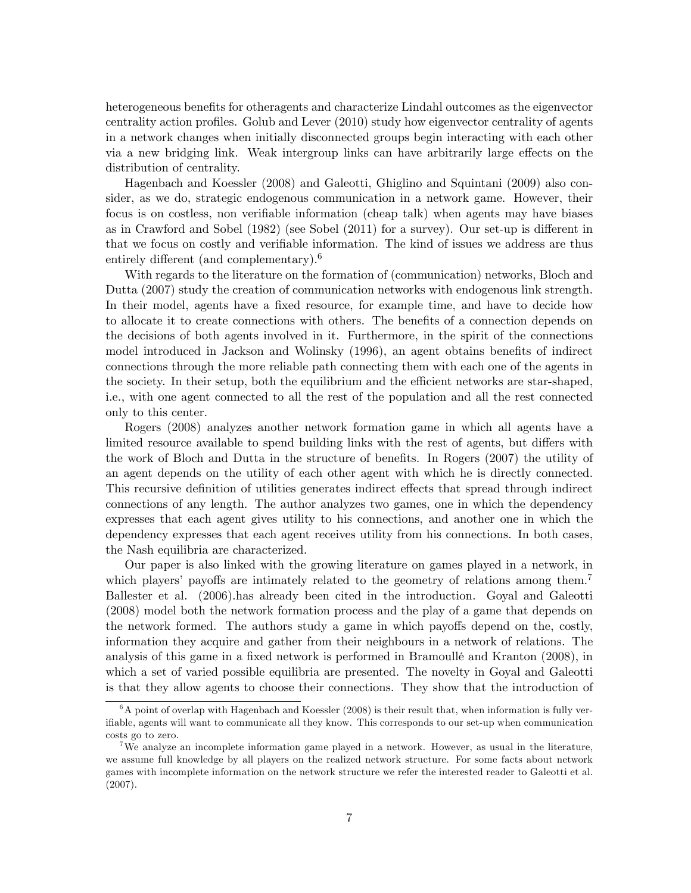heterogeneous benefits for otheragents and characterize Lindahl outcomes as the eigenvector centrality action profiles. Golub and Lever (2010) study how eigenvector centrality of agents in a network changes when initially disconnected groups begin interacting with each other via a new bridging link. Weak intergroup links can have arbitrarily large effects on the distribution of centrality.

Hagenbach and Koessler (2008) and Galeotti, Ghiglino and Squintani (2009) also consider, as we do, strategic endogenous communication in a network game. However, their focus is on costless, non verifiable information (cheap talk) when agents may have biases as in Crawford and Sobel (1982) (see Sobel (2011) for a survey). Our set-up is different in that we focus on costly and verifiable information. The kind of issues we address are thus entirely different (and complementary).[6]

With regards to the literature on the formation of (communication) networks, Bloch and Dutta (2007) study the creation of communication networks with endogenous link strength. In their model, agents have a fixed resource, for example time, and have to decide how to allocate it to create connections with others. The benefits of a connection depends on the decisions of both agents involved in it. Furthermore, in the spirit of the connections model introduced in Jackson and Wolinsky (1996), an agent obtains benefits of indirect connections through the more reliable path connecting them with each one of the agents in the society. In their setup, both the equilibrium and the efficient networks are star-shaped, i.e., with one agent connected to all the rest of the population and all the rest connected only to this center.

Rogers (2008) analyzes another network formation game in which all agents have a limited resource available to spend building links with the rest of agents, but differs with the work of Bloch and Dutta in the structure of benefits. In Rogers (2007) the utility of an agent depends on the utility of each other agent with which he is directly connected. This recursive definition of utilities generates indirect effects that spread through indirect connections of any length. The author analyzes two games, one in which the dependency expresses that each agent gives utility to his connections, and another one in which the dependency expresses that each agent receives utility from his connections. In both cases, the Nash equilibria are characterized.

Our paper is also linked with the growing literature on games played in a network, in which players' payoffs are intimately related to the geometry of relations among them.[7] Ballester et al. (2006).has already been cited in the introduction. Goyal and Galeotti (2008) model both the network formation process and the play of a game that depends on the network formed. The authors study a game in which payoffs depend on the, costly, information they acquire and gather from their neighbours in a network of relations. The analysis of this game in a fixed network is performed in Bramoullé and Kranton (2008), in which a set of varied possible equilibria are presented. The novelty in Goyal and Galeotti is that they allow agents to choose their connections. They show that the introduction of

[6] A point of overlap with Hagenbach and Koessler (2008) is their result that, when information is fully verifiable, agents will want to communicate all they know. This corresponds to our set-up when communication costs go to zero.

[7] We analyze an incomplete information game played in a network. However, as usual in the literature, we assume full knowledge by all players on the realized network structure. For some facts about network games with incomplete information on the network structure we refer the interested reader to Galeotti et al. (2007).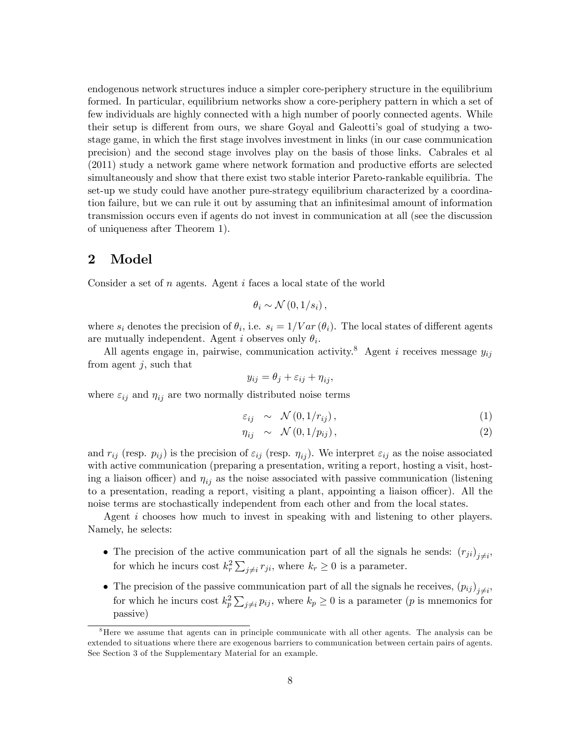endogenous network structures induce a simpler core-periphery structure in the equilibrium formed. In particular, equilibrium networks show a core-periphery pattern in which a set of few individuals are highly connected with a high number of poorly connected agents. While their setup is different from ours, we share Goyal and Galeotti's goal of studying a two-stage game, in which the first stage involves investment in links (in our case communication precision) and the second stage involves play on the basis of those links. Cabrales et al (2011) study a network game where network formation and productive efforts are selected simultaneously and show that there exist two stable interior Pareto-rankable equilibria. The set-up we study could have another pure-strategy equilibrium characterized by a coordination failure, but we can rule it out by assuming that an infinitesimal amount of information transmission occurs even if agents do not invest in communication at all (see the discussion of uniqueness after Theorem 1).

## 2 Model

Consider a set of $n$ agents. Agent $i$ faces a local state of the world

$$\theta_i \sim \mathcal{N}\left(0, 1/s_i\right),$$

where $s_i$ denotes the precision of $\theta_i$, i.e. $s_i = 1/Var\left(\theta_i\right)$. The local states of different agents are mutually independent. Agent $i$ observes only $\theta_i$.

All agents engage in, pairwise, communication activity.[8] Agent $i$ receives message $y_{ij}$ from agent $j$, such that

$$y_{ij} = \theta_j + \varepsilon_{ij} + \eta_{ij},$$

where $\varepsilon_{ij}$ and $\eta_{ij}$ are two normally distributed noise terms

$$\varepsilon_{ij} \sim \mathcal{N}\left(0, 1/r_{ij}\right), \tag{1}$$

$$\eta_{ij} \sim \mathcal{N}\left(0, 1/p_{ij}\right), \tag{2}$$

and $r_{ij}$ (resp. $p_{ij}$) is the precision of $\varepsilon_{ij}$ (resp. $\eta_{ij}$). We interpret $\varepsilon_{ij}$ as the noise associated with active communication (preparing a presentation, writing a report, hosting a visit, hosting a liaison officer) and $\eta_{ij}$ as the noise associated with passive communication (listening to a presentation, reading a report, visiting a plant, appointing a liaison officer). All the noise terms are stochastically independent from each other and from the local states.

Agent $i$ chooses how much to invest in speaking with and listening to other players. Namely, he selects:

- The precision of the active communication part of all the signals he sends: $\left(r_{ji}\right)_{j \neq i}$, for which he incurs cost $k_r^2 \sum_{j \neq i} r_{ji}$, where $k_r \geq 0$ is a parameter.
- The precision of the passive communication part of all the signals he receives, $\left(p_{ij}\right)_{j \neq i}$, for which he incurs cost $k_p^2 \sum_{j \neq i} p_{ij}$, where $k_p \geq 0$ is a parameter ($p$ is mnemonics for passive)

[8] Here we assume that agents can in principle communicate with all other agents. The analysis can be extended to situations where there are exogenous barriers to communication between certain pairs of agents. See Section 3 of the Supplementary Material for an example.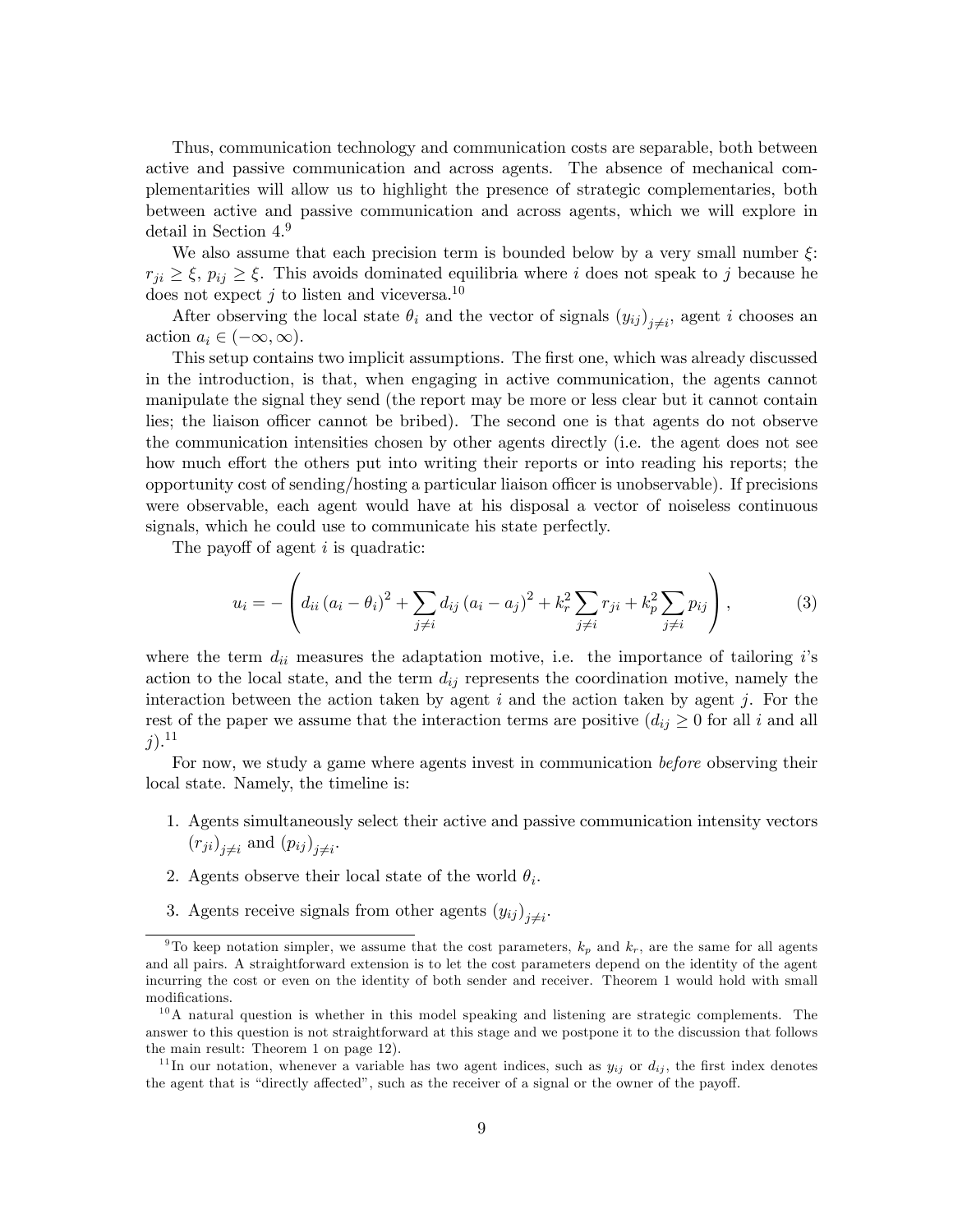Thus, communication technology and communication costs are separable, both between active and passive communication and across agents. The absence of mechanical complementarities will allow us to highlight the presence of strategic complementarities, both between active and passive communication and across agents, which we will explore in detail in Section 4.[9]

We also assume that each precision term is bounded below by a very small number $\xi$: $r_{ji} \geq \xi$, $p_{ij} \geq \xi$. This avoids dominated equilibria where $i$ does not speak to $j$ because he does not expect $j$ to listen and viceversa.[10]

After observing the local state $\theta_i$ and the vector of signals $(y_{ij})_{j \neq i}$, agent $i$ chooses an action $a_i \in (-\infty, \infty)$.

This setup contains two implicit assumptions. The first one, which was already discussed in the introduction, is that, when engaging in active communication, the agents cannot manipulate the signal they send (the report may be more or less clear but it cannot contain lies; the liaison officer cannot be bribed). The second one is that agents do not observe the communication intensities chosen by other agents directly (i.e. the agent does not see how much effort the others put into writing their reports or into reading his reports; the opportunity cost of sending/hosting a particular liaison officer is unobservable). If precisions were observable, each agent would have at his disposal a vector of noiseless continuous signals, which he could use to communicate his state perfectly.

The payoff of agent $i$ is quadratic:

$$u_i = -\left( d_{ii} (a_i - \theta_i)^2 + \sum_{j \neq i} d_{ij} (a_i - a_j)^2 + k_r^2 \sum_{j \neq i} r_{ji} + k_p^2 \sum_{j \neq i} p_{ij} \right), \tag{3}$$

where the term $d_{ii}$ measures the adaptation motive, i.e. the importance of tailoring $i$'s action to the local state, and the term $d_{ij}$ represents the coordination motive, namely the interaction between the action taken by agent $i$ and the action taken by agent $j$. For the rest of the paper we assume that the interaction terms are positive ($d_{ij} \geq 0$ for all $i$ and all $j$).[11]

For now, we study a game where agents invest in communication *before* observing their local state. Namely, the timeline is:

1. Agents simultaneously select their active and passive communication intensity vectors $(r_{ji})_{j \neq i}$ and $(p_{ij})_{j \neq i}$.
2. Agents observe their local state of the world $\theta_i$.
3. Agents receive signals from other agents $(y_{ij})_{j \neq i}$.

---

[9] To keep notation simpler, we assume that the cost parameters, $k_p$ and $k_r$, are the same for all agents and all pairs. A straightforward extension is to let the cost parameters depend on the identity of the agent incurring the cost or even on the identity of both sender and receiver. Theorem 1 would hold with small modifications.

[10] A natural question is whether in this model speaking and listening are strategic complements. The answer to this question is not straightforward at this stage and we postpone it to the discussion that follows the main result: Theorem 1 on page 12).

[11] In our notation, whenever a variable has two agent indices, such as $y_{ij}$ or $d_{ij}$, the first index denotes the agent that is "directly affected", such as the receiver of a signal or the owner of the payoff.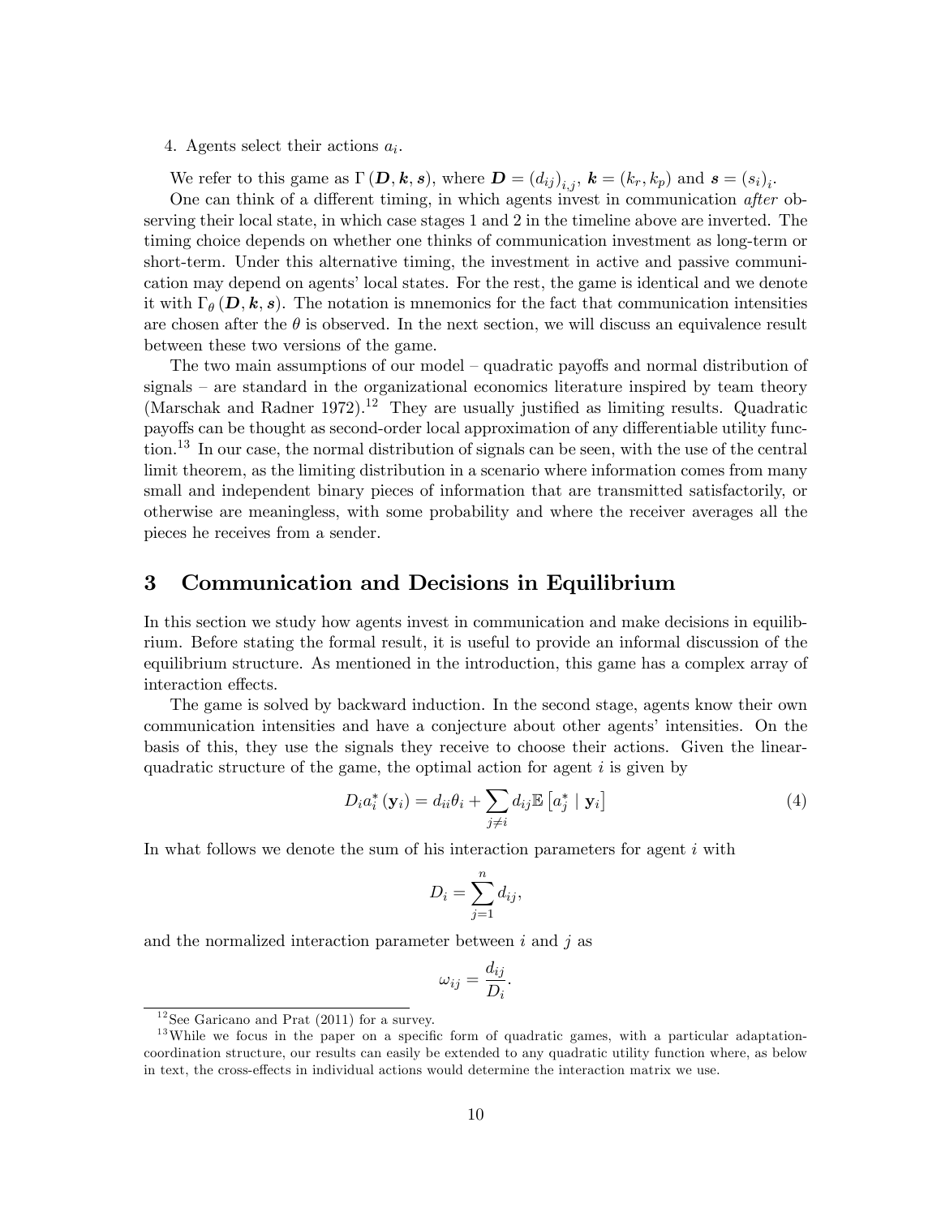4. Agents select their actions $a_i$.

We refer to this game as $\Gamma(\boldsymbol{D}, \boldsymbol{k}, \boldsymbol{s})$, where $\boldsymbol{D} = (d_{ij})_{i,j}$, $\boldsymbol{k} = (k_r, k_p)$ and $\boldsymbol{s} = (s_i)_i$.

One can think of a different timing, in which agents invest in communication *after* observing their local state, in which case stages 1 and 2 in the timeline above are inverted. The timing choice depends on whether one thinks of communication investment as long-term or short-term. Under this alternative timing, the investment in active and passive communication may depend on agents' local states. For the rest, the game is identical and we denote it with $\Gamma_\theta(\boldsymbol{D}, \boldsymbol{k}, \boldsymbol{s})$. The notation is mnemonics for the fact that communication intensities are chosen after the $\theta$ is observed. In the next section, we will discuss an equivalence result between these two versions of the game.

The two main assumptions of our model – quadratic payoffs and normal distribution of signals – are standard in the organizational economics literature inspired by team theory (Marschak and Radner 1972).[12] They are usually justified as limiting results. Quadratic payoffs can be thought as second-order local approximation of any differentiable utility function.[13] In our case, the normal distribution of signals can be seen, with the use of the central limit theorem, as the limiting distribution in a scenario where information comes from many small and independent binary pieces of information that are transmitted satisfactorily, or otherwise are meaningless, with some probability and where the receiver averages all the pieces he receives from a sender.

# 3 Communication and Decisions in Equilibrium

In this section we study how agents invest in communication and make decisions in equilibrium. Before stating the formal result, it is useful to provide an informal discussion of the equilibrium structure. As mentioned in the introduction, this game has a complex array of interaction effects.

The game is solved by backward induction. In the second stage, agents know their own communication intensities and have a conjecture about other agents' intensities. On the basis of this, they use the signals they receive to choose their actions. Given the linear-quadratic structure of the game, the optimal action for agent $i$ is given by

$$D_i a_i^*(\mathbf{y}_i) = d_{ii}\theta_i + \sum_{j \neq i} d_{ij} \mathbb{E}\left[a_j^* \mid \mathbf{y}_i\right] \tag{4}$$

In what follows we denote the sum of his interaction parameters for agent $i$ with

$$D_i = \sum_{j=1}^{n} d_{ij},$$

and the normalized interaction parameter between $i$ and $j$ as

$$\omega_{ij} = \frac{d_{ij}}{D_i}.$$

[12] See Garicano and Prat (2011) for a survey.

[13] While we focus in the paper on a specific form of quadratic games, with a particular adaptation-coordination structure, our results can easily be extended to any quadratic utility function where, as below in text, the cross-effects in individual actions would determine the interaction matrix we use.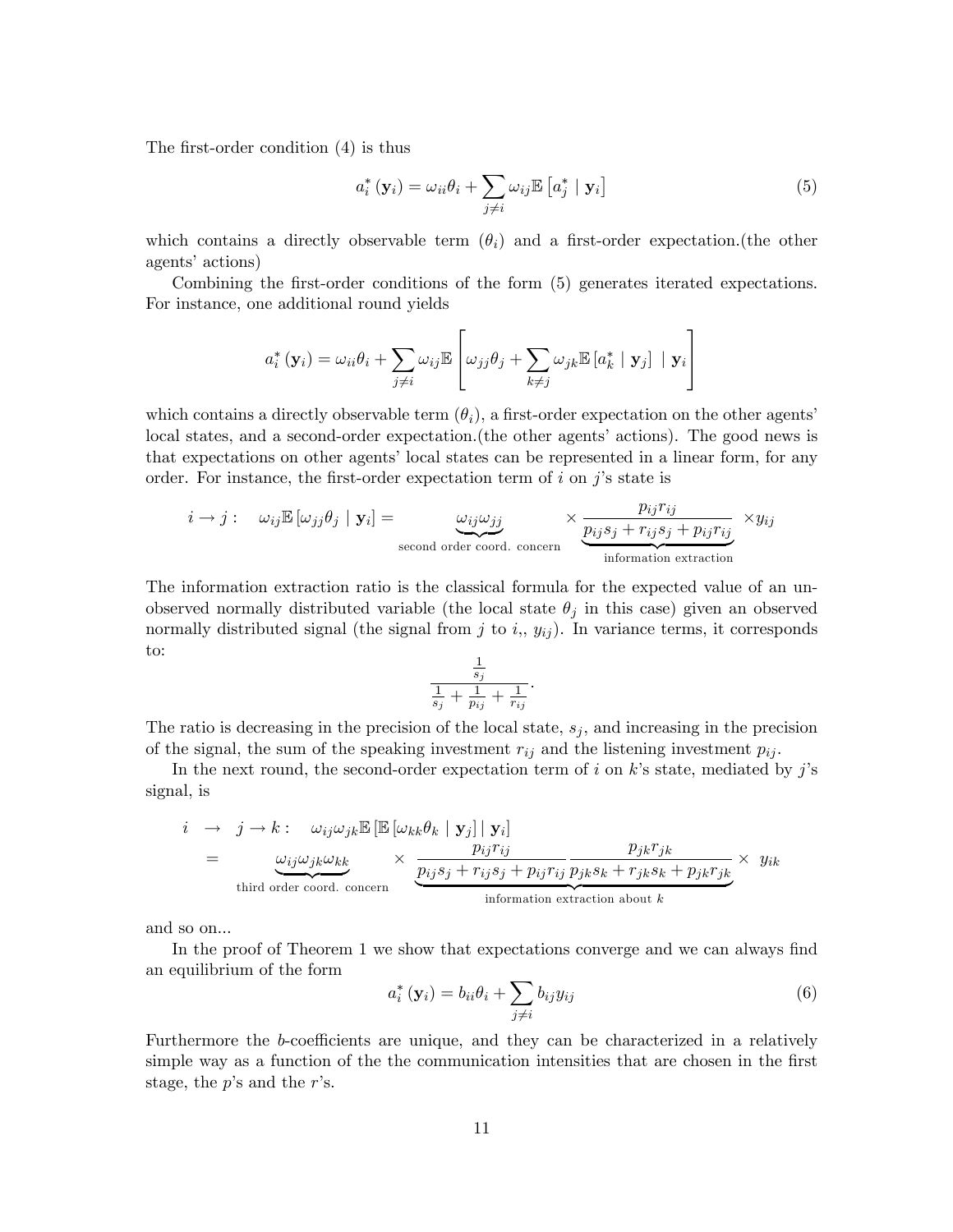The first-order condition (4) is thus

$$a_i^*(\mathbf{y}_i) = \omega_{ii}\theta_i + \sum_{j \neq i} \omega_{ij} \mathbb{E}\left[a_j^* \mid \mathbf{y}_i\right] \tag{5}$$

which contains a directly observable term ($\theta_i$) and a first-order expectation.(the other agents' actions)

Combining the first-order conditions of the form (5) generates iterated expectations. For instance, one additional round yields

$$a_i^*(\mathbf{y}_i) = \omega_{ii}\theta_i + \sum_{j \neq i} \omega_{ij} \mathbb{E}\left[\omega_{jj}\theta_j + \sum_{k \neq j} \omega_{jk} \mathbb{E}\left[a_k^* \mid \mathbf{y}_j\right] \mid \mathbf{y}_i\right]$$

which contains a directly observable term ($\theta_i$), a first-order expectation on the other agents' local states, and a second-order expectation.(the other agents' actions). The good news is that expectations on other agents' local states can be represented in a linear form, for any order. For instance, the first-order expectation term of $i$ on $j$'s state is

$$i \to j: \quad \omega_{ij}\mathbb{E}\left[\omega_{jj}\theta_j \mid \mathbf{y}_i\right] = \underbrace{\omega_{ij}\omega_{jj}}_{\text{second order coord. concern}} \times \underbrace{\frac{p_{ij}r_{ij}}{p_{ij}s_j + r_{ij}s_j + p_{ij}r_{ij}}}_{\text{information extraction}} \times y_{ij}$$

The information extraction ratio is the classical formula for the expected value of an unobserved normally distributed variable (the local state $\theta_j$ in this case) given an observed normally distributed signal (the signal from $j$ to $i$,, $y_{ij}$). In variance terms, it corresponds to:

$$\frac{\frac{1}{s_j}}{\frac{1}{s_j} + \frac{1}{p_{ij}} + \frac{1}{r_{ij}}}.$$

The ratio is decreasing in the precision of the local state, $s_j$, and increasing in the precision of the signal, the sum of the speaking investment $r_{ij}$ and the listening investment $p_{ij}$.

In the next round, the second-order expectation term of $i$ on $k$'s state, mediated by $j$'s signal, is

$$\begin{aligned} i \;\to\; j \to k: &\quad \omega_{ij}\omega_{jk}\mathbb{E}\left[\mathbb{E}\left[\omega_{kk}\theta_k \mid \mathbf{y}_j\right] \mid \mathbf{y}_i\right] \\ = &\quad \underbrace{\omega_{ij}\omega_{jk}\omega_{kk}}_{\text{third order coord. concern}} \times \underbrace{\frac{p_{ij}r_{ij}}{p_{ij}s_j + r_{ij}s_j + p_{ij}r_{ij}} \frac{p_{jk}r_{jk}}{p_{jk}s_k + r_{jk}s_k + p_{jk}r_{jk}}}_{\text{information extraction about } k} \times \; y_{ik} \end{aligned}$$

and so on...

In the proof of Theorem 1 we show that expectations converge and we can always find an equilibrium of the form

$$a_i^*(\mathbf{y}_i) = b_{ii}\theta_i + \sum_{j \neq i} b_{ij} y_{ij} \tag{6}$$

Furthermore the $b$-coefficients are unique, and they can be characterized in a relatively simple way as a function of the the communication intensities that are chosen in the first stage, the $p$'s and the $r$'s.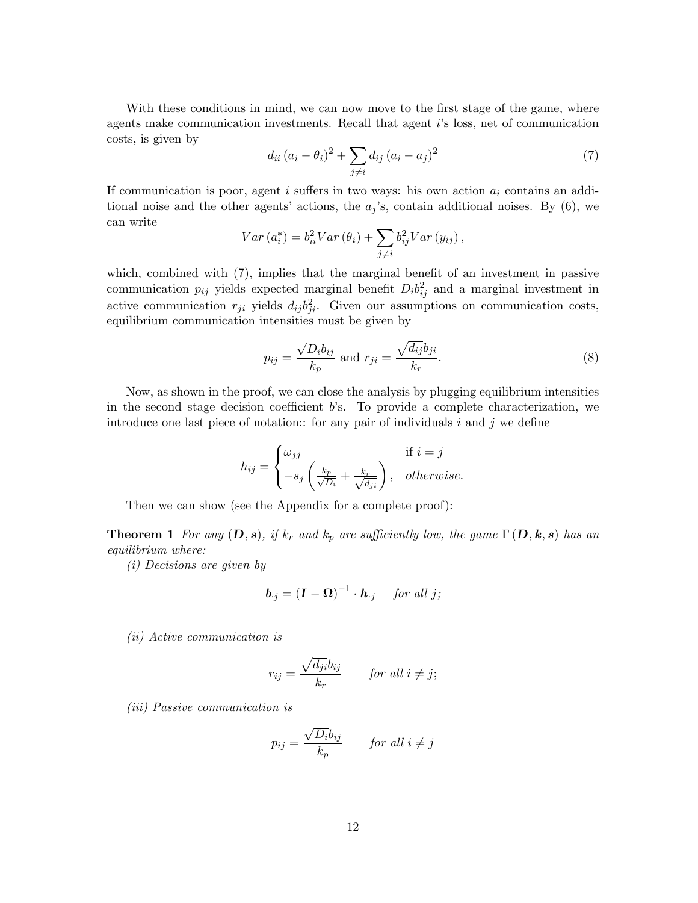With these conditions in mind, we can now move to the first stage of the game, where agents make communication investments. Recall that agent $i$'s loss, net of communication costs, is given by

$$d_{ii}\left(a_i - \theta_i\right)^2 + \sum_{j \neq i} d_{ij}\left(a_i - a_j\right)^2 \tag{7}$$

If communication is poor, agent $i$ suffers in two ways: his own action $a_i$ contains an additional noise and the other agents' actions, the $a_j$'s, contain additional noises. By (6), we can write

$$Var\left(a_i^*\right) = b_{ii}^2 Var\left(\theta_i\right) + \sum_{j \neq i} b_{ij}^2 Var\left(y_{ij}\right),$$

which, combined with (7), implies that the marginal benefit of an investment in passive communication $p_{ij}$ yields expected marginal benefit $D_i b_{ij}^2$ and a marginal investment in active communication $r_{ji}$ yields $d_{ij} b_{ji}^2$. Given our assumptions on communication costs, equilibrium communication intensities must be given by

$$p_{ij} = \frac{\sqrt{D_i} b_{ij}}{k_p} \text{ and } r_{ji} = \frac{\sqrt{d_{ij}} b_{ji}}{k_r}. \tag{8}$$

Now, as shown in the proof, we can close the analysis by plugging equilibrium intensities in the second stage decision coefficient $b$'s. To provide a complete characterization, we introduce one last piece of notation:: for any pair of individuals $i$ and $j$ we define

$$h_{ij} = \begin{cases} \omega_{jj} & \text{if } i = j \\ -s_j\left(\frac{k_p}{\sqrt{D_i}} + \frac{k_r}{\sqrt{d_{ji}}}\right), & \textit{otherwise.} \end{cases}$$

Then we can show (see the Appendix for a complete proof):

**Theorem 1** *For any $(\boldsymbol{D}, \boldsymbol{s})$, if $k_r$ and $k_p$ are sufficiently low, the game $\Gamma(\boldsymbol{D}, \boldsymbol{k}, \boldsymbol{s})$ has an equilibrium where:*

*(i) Decisions are given by*

$$\boldsymbol{b}_{\cdot j} = \left(\boldsymbol{I} - \boldsymbol{\Omega}\right)^{-1} \cdot \boldsymbol{h}_{\cdot j} \quad \textit{for all } j;$$

*(ii) Active communication is*

$$r_{ij} = \frac{\sqrt{d_{ji}} b_{ij}}{k_r} \qquad \textit{for all } i \neq j;$$

*(iii) Passive communication is*

$$p_{ij} = \frac{\sqrt{D_i} b_{ij}}{k_p} \qquad \textit{for all } i \neq j$$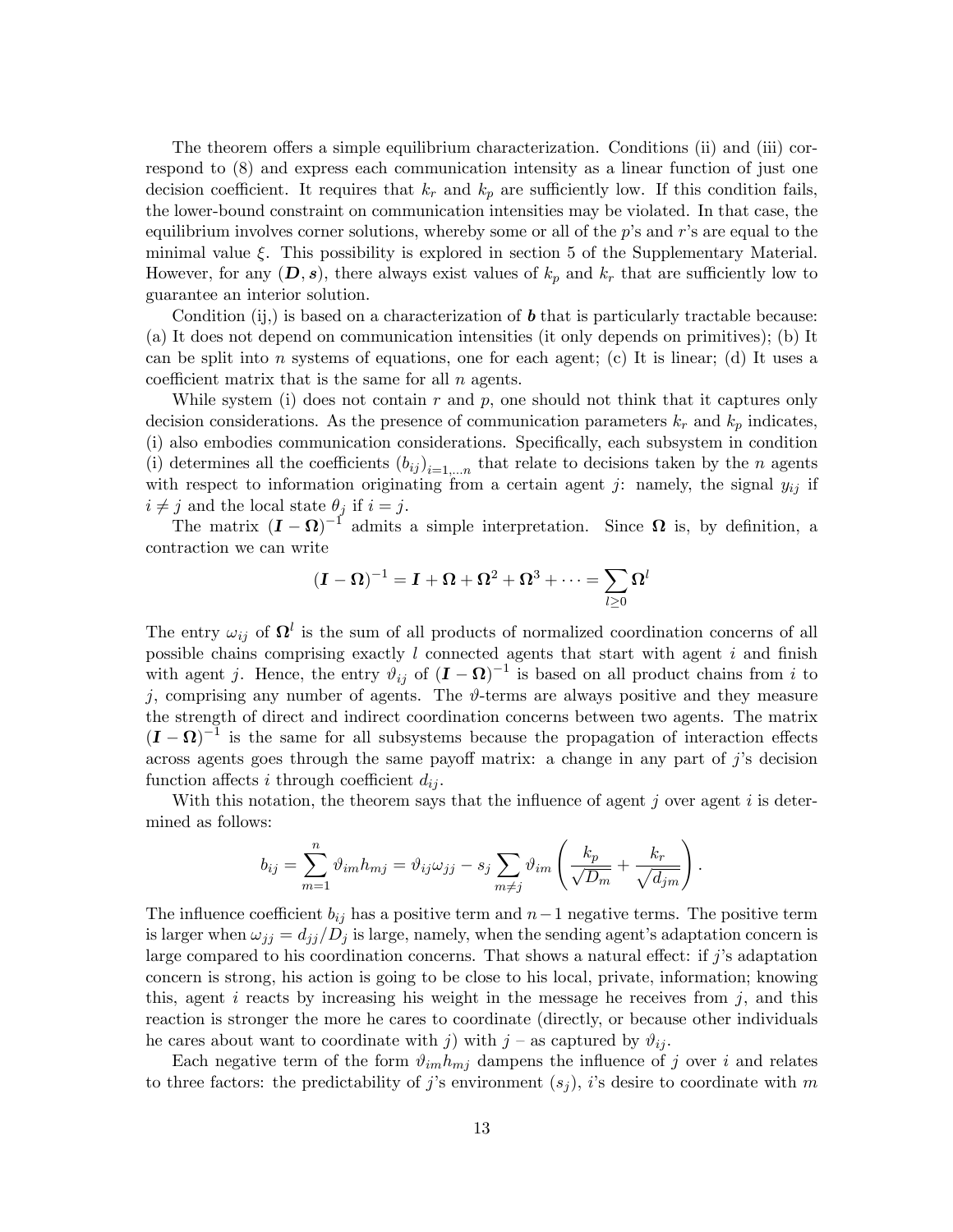The theorem offers a simple equilibrium characterization. Conditions (ii) and (iii) correspond to (8) and express each communication intensity as a linear function of just one decision coefficient. It requires that $k_r$ and $k_p$ are sufficiently low. If this condition fails, the lower-bound constraint on communication intensities may be violated. In that case, the equilibrium involves corner solutions, whereby some or all of the $p$'s and $r$'s are equal to the minimal value $\xi$. This possibility is explored in section 5 of the Supplementary Material. However, for any $(\boldsymbol{D}, \boldsymbol{s})$, there always exist values of $k_p$ and $k_r$ that are sufficiently low to guarantee an interior solution.

Condition (ij,) is based on a characterization of $\boldsymbol{b}$ that is particularly tractable because: (a) It does not depend on communication intensities (it only depends on primitives); (b) It can be split into $n$ systems of equations, one for each agent; (c) It is linear; (d) It uses a coefficient matrix that is the same for all $n$ agents.

While system (i) does not contain $r$ and $p$, one should not think that it captures only decision considerations. As the presence of communication parameters $k_r$ and $k_p$ indicates, (i) also embodies communication considerations. Specifically, each subsystem in condition (i) determines all the coefficients $(b_{ij})_{i=1,...n}$ that relate to decisions taken by the $n$ agents with respect to information originating from a certain agent $j$: namely, the signal $y_{ij}$ if $i \neq j$ and the local state $\theta_j$ if $i = j$.

The matrix $(\boldsymbol{I} - \boldsymbol{\Omega})^{-1}$ admits a simple interpretation. Since $\boldsymbol{\Omega}$ is, by definition, a contraction we can write

$$(\boldsymbol{I} - \boldsymbol{\Omega})^{-1} = \boldsymbol{I} + \boldsymbol{\Omega} + \boldsymbol{\Omega}^2 + \boldsymbol{\Omega}^3 + \cdots = \sum_{l \geq 0} \boldsymbol{\Omega}^l$$

The entry $\omega_{ij}$ of $\boldsymbol{\Omega}^l$ is the sum of all products of normalized coordination concerns of all possible chains comprising exactly $l$ connected agents that start with agent $i$ and finish with agent $j$. Hence, the entry $\vartheta_{ij}$ of $(\boldsymbol{I} - \boldsymbol{\Omega})^{-1}$ is based on all product chains from $i$ to $j$, comprising any number of agents. The $\vartheta$-terms are always positive and they measure the strength of direct and indirect coordination concerns between two agents. The matrix $(\boldsymbol{I} - \boldsymbol{\Omega})^{-1}$ is the same for all subsystems because the propagation of interaction effects across agents goes through the same payoff matrix: a change in any part of $j$'s decision function affects $i$ through coefficient $d_{ij}$.

With this notation, the theorem says that the influence of agent $j$ over agent $i$ is determined as follows:

$$b_{ij} = \sum_{m=1}^{n} \vartheta_{im} h_{mj} = \vartheta_{ij}\omega_{jj} - s_j \sum_{m \neq j} \vartheta_{im} \left( \frac{k_p}{\sqrt{D_m}} + \frac{k_r}{\sqrt{d_{jm}}} \right).$$

The influence coefficient $b_{ij}$ has a positive term and $n-1$ negative terms. The positive term is larger when $\omega_{jj} = d_{jj}/D_j$ is large, namely, when the sending agent's adaptation concern is large compared to his coordination concerns. That shows a natural effect: if $j$'s adaptation concern is strong, his action is going to be close to his local, private, information; knowing this, agent $i$ reacts by increasing his weight in the message he receives from $j$, and this reaction is stronger the more he cares to coordinate (directly, or because other individuals he cares about want to coordinate with $j$) with $j$ – as captured by $\vartheta_{ij}$.

Each negative term of the form $\vartheta_{im} h_{mj}$ dampens the influence of $j$ over $i$ and relates to three factors: the predictability of $j$'s environment $(s_j)$, $i$'s desire to coordinate with $m$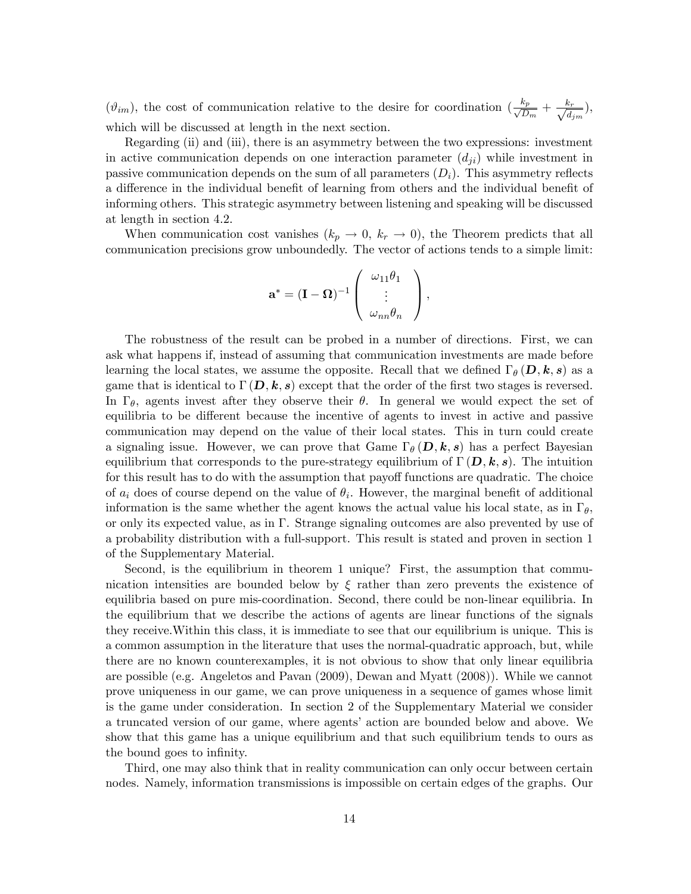($\vartheta_{im}$), the cost of communication relative to the desire for coordination ($\frac{k_p}{\sqrt{D_m}} + \frac{k_r}{\sqrt{d_{jm}}}$), which will be discussed at length in the next section.

Regarding (ii) and (iii), there is an asymmetry between the two expressions: investment in active communication depends on one interaction parameter ($d_{ji}$) while investment in passive communication depends on the sum of all parameters ($D_i$). This asymmetry reflects a difference in the individual benefit of learning from others and the individual benefit of informing others. This strategic asymmetry between listening and speaking will be discussed at length in section 4.2.

When communication cost vanishes ($k_p \to 0$, $k_r \to 0$), the Theorem predicts that all communication precisions grow unboundedly. The vector of actions tends to a simple limit:

$$\mathbf{a}^* = (\mathbf{I} - \mathbf{\Omega})^{-1} \begin{pmatrix} \omega_{11}\theta_1 \\ \vdots \\ \omega_{nn}\theta_n \end{pmatrix},$$

The robustness of the result can be probed in a number of directions. First, we can ask what happens if, instead of assuming that communication investments are made before learning the local states, we assume the opposite. Recall that we defined $\Gamma_\theta(\boldsymbol{D}, \boldsymbol{k}, \boldsymbol{s})$ as a game that is identical to $\Gamma(\boldsymbol{D}, \boldsymbol{k}, \boldsymbol{s})$ except that the order of the first two stages is reversed. In $\Gamma_\theta$, agents invest after they observe their $\theta$. In general we would expect the set of equilibria to be different because the incentive of agents to invest in active and passive communication may depend on the value of their local states. This in turn could create a signaling issue. However, we can prove that Game $\Gamma_\theta(\boldsymbol{D}, \boldsymbol{k}, \boldsymbol{s})$ has a perfect Bayesian equilibrium that corresponds to the pure-strategy equilibrium of $\Gamma(\boldsymbol{D}, \boldsymbol{k}, \boldsymbol{s})$. The intuition for this result has to do with the assumption that payoff functions are quadratic. The choice of $a_i$ does of course depend on the value of $\theta_i$. However, the marginal benefit of additional information is the same whether the agent knows the actual value his local state, as in $\Gamma_\theta$, or only its expected value, as in $\Gamma$. Strange signaling outcomes are also prevented by use of a probability distribution with a full-support. This result is stated and proven in section 1 of the Supplementary Material.

Second, is the equilibrium in theorem 1 unique? First, the assumption that communication intensities are bounded below by $\xi$ rather than zero prevents the existence of equilibria based on pure mis-coordination. Second, there could be non-linear equilibria. In the equilibrium that we describe the actions of agents are linear functions of the signals they receive.Within this class, it is immediate to see that our equilibrium is unique. This is a common assumption in the literature that uses the normal-quadratic approach, but, while there are no known counterexamples, it is not obvious to show that only linear equilibria are possible (e.g. Angeletos and Pavan (2009), Dewan and Myatt (2008)). While we cannot prove uniqueness in our game, we can prove uniqueness in a sequence of games whose limit is the game under consideration. In section 2 of the Supplementary Material we consider a truncated version of our game, where agents' action are bounded below and above. We show that this game has a unique equilibrium and that such equilibrium tends to ours as the bound goes to infinity.

Third, one may also think that in reality communication can only occur between certain nodes. Namely, information transmissions is impossible on certain edges of the graphs. Our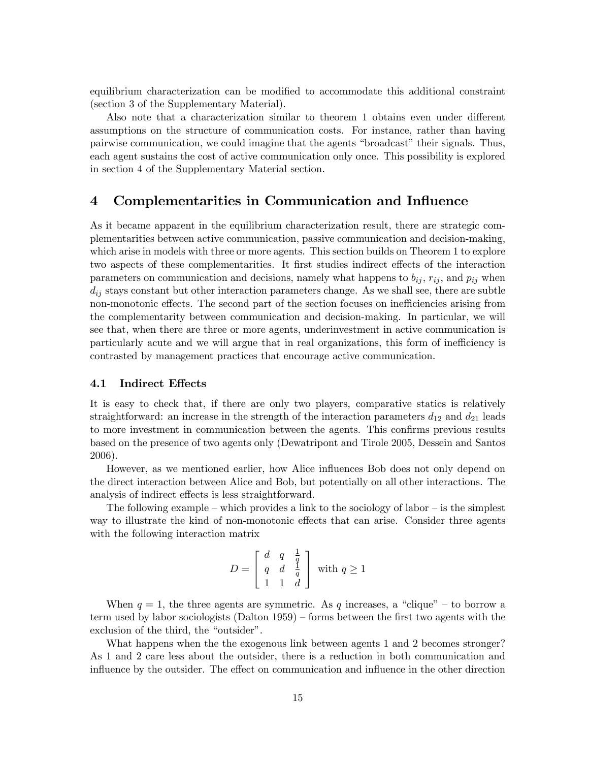equilibrium characterization can be modified to accommodate this additional constraint (section 3 of the Supplementary Material).

Also note that a characterization similar to theorem 1 obtains even under different assumptions on the structure of communication costs. For instance, rather than having pairwise communication, we could imagine that the agents "broadcast" their signals. Thus, each agent sustains the cost of active communication only once. This possibility is explored in section 4 of the Supplementary Material section.

# 4 Complementarities in Communication and Influence

As it became apparent in the equilibrium characterization result, there are strategic complementarities between active communication, passive communication and decision-making, which arise in models with three or more agents. This section builds on Theorem 1 to explore two aspects of these complementarities. It first studies indirect effects of the interaction parameters on communication and decisions, namely what happens to $b_{ij}$, $r_{ij}$, and $p_{ij}$ when $d_{ij}$ stays constant but other interaction parameters change. As we shall see, there are subtle non-monotonic effects. The second part of the section focuses on inefficiencies arising from the complementarity between communication and decision-making. In particular, we will see that, when there are three or more agents, underinvestment in active communication is particularly acute and we will argue that in real organizations, this form of inefficiency is contrasted by management practices that encourage active communication.

## 4.1 Indirect Effects

It is easy to check that, if there are only two players, comparative statics is relatively straightforward: an increase in the strength of the interaction parameters $d_{12}$ and $d_{21}$ leads to more investment in communication between the agents. This confirms previous results based on the presence of two agents only (Dewatripont and Tirole 2005, Dessein and Santos 2006).

However, as we mentioned earlier, how Alice influences Bob does not only depend on the direct interaction between Alice and Bob, but potentially on all other interactions. The analysis of indirect effects is less straightforward.

The following example – which provides a link to the sociology of labor – is the simplest way to illustrate the kind of non-monotonic effects that can arise. Consider three agents with the following interaction matrix

$$D = \begin{bmatrix} d & q & \frac{1}{q} \\ q & d & \frac{1}{q} \\ 1 & 1 & d \end{bmatrix} \text{ with } q \geq 1$$

When $q = 1$, the three agents are symmetric. As $q$ increases, a "clique" – to borrow a term used by labor sociologists (Dalton 1959) – forms between the first two agents with the exclusion of the third, the "outsider".

What happens when the the exogenous link between agents 1 and 2 becomes stronger? As 1 and 2 care less about the outsider, there is a reduction in both communication and influence by the outsider. The effect on communication and influence in the other direction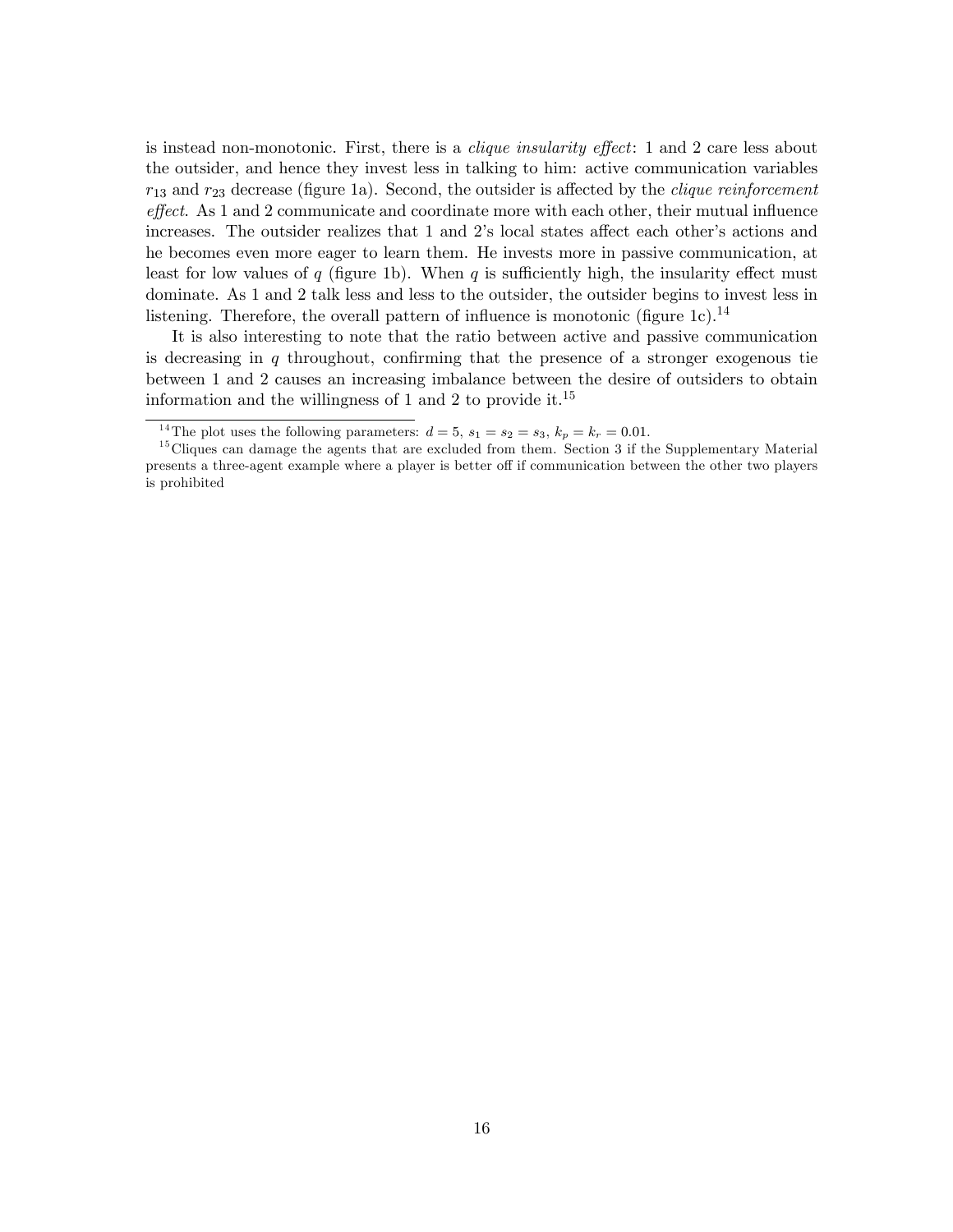is instead non-monotonic. First, there is a *clique insularity effect*: 1 and 2 care less about the outsider, and hence they invest less in talking to him: active communication variables $r_{13}$ and $r_{23}$ decrease (figure 1a). Second, the outsider is affected by the *clique reinforcement effect*. As 1 and 2 communicate and coordinate more with each other, their mutual influence increases. The outsider realizes that 1 and 2's local states affect each other's actions and he becomes even more eager to learn them. He invests more in passive communication, at least for low values of $q$ (figure 1b). When $q$ is sufficiently high, the insularity effect must dominate. As 1 and 2 talk less and less to the outsider, the outsider begins to invest less in listening. Therefore, the overall pattern of influence is monotonic (figure 1c).[14]

It is also interesting to note that the ratio between active and passive communication is decreasing in $q$ throughout, confirming that the presence of a stronger exogenous tie between 1 and 2 causes an increasing imbalance between the desire of outsiders to obtain information and the willingness of 1 and 2 to provide it.[15]

---

[14] The plot uses the following parameters: $d = 5$, $s_1 = s_2 = s_3$, $k_p = k_r = 0.01$.

[15] Cliques can damage the agents that are excluded from them. Section 3 if the Supplementary Material presents a three-agent example where a player is better off if communication between the other two players is prohibited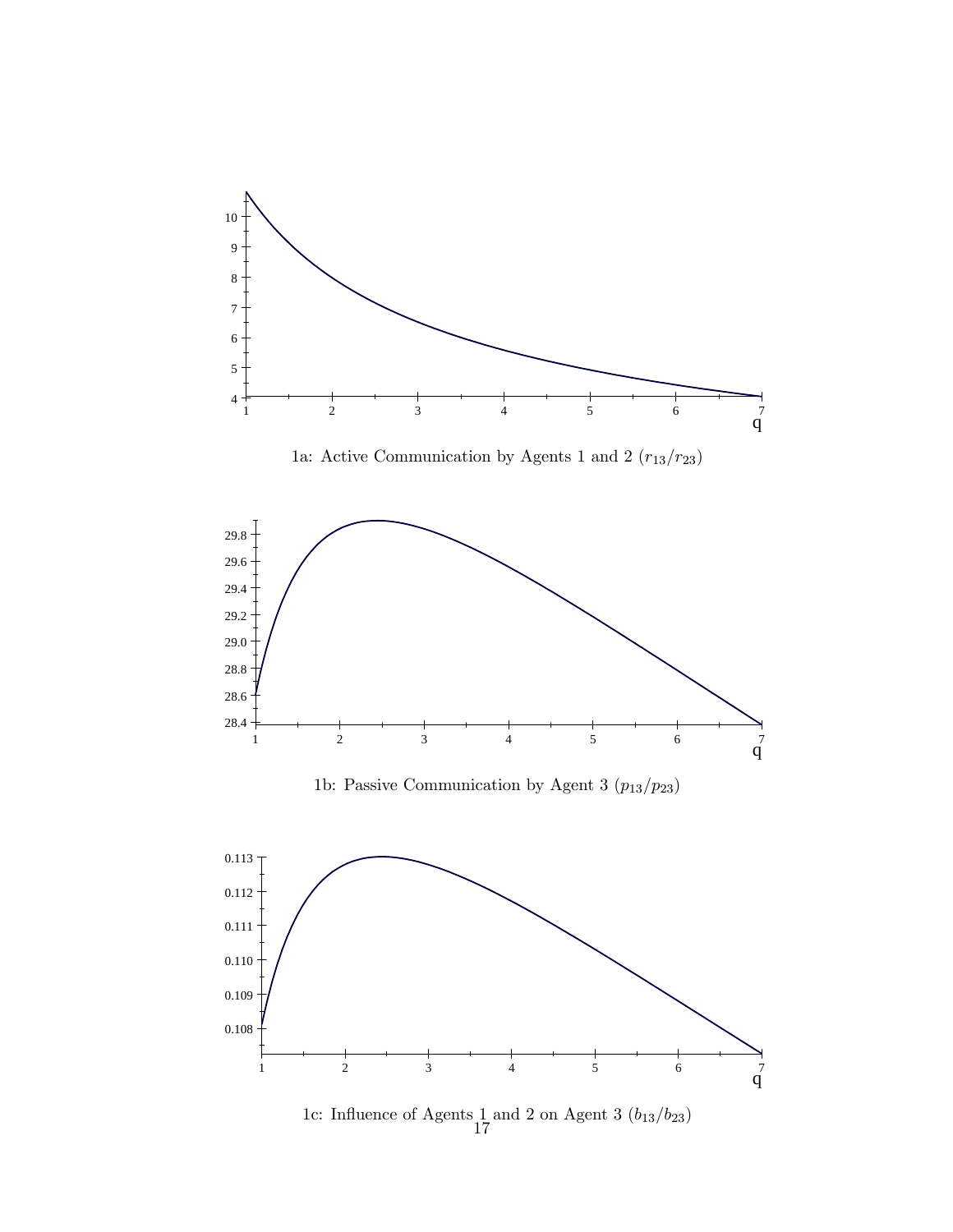1a: Active Communication by Agents 1 and 2 ($r_{13}/r_{23}$)

1b: Passive Communication by Agent 3 ($p_{13}/p_{23}$)

1c: Influence of Agents 1 and 2 on Agent 3 ($b_{13}/b_{23}$)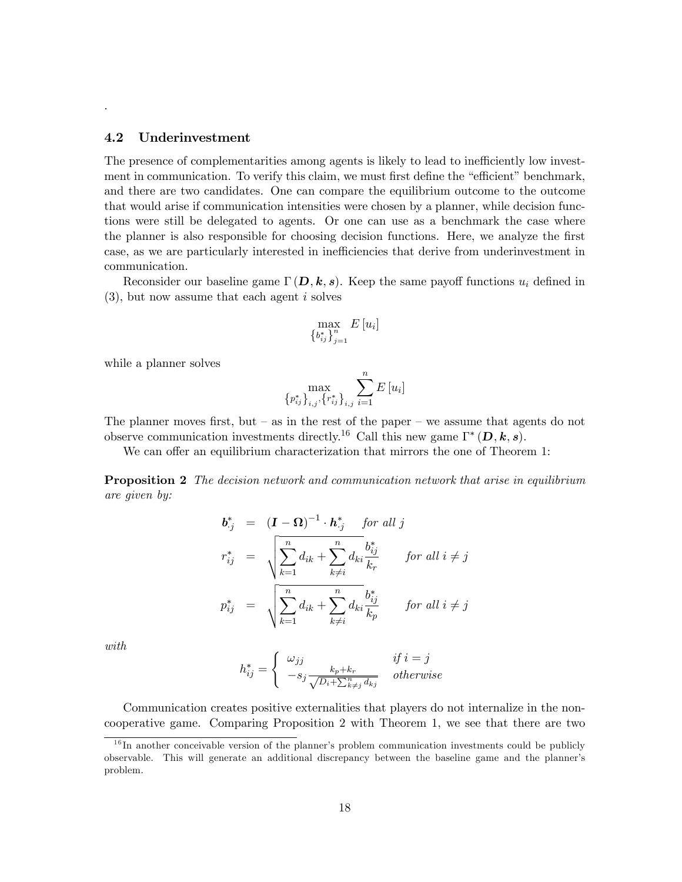.

### 4.2 Underinvestment

The presence of complementarities among agents is likely to lead to inefficiently low investment in communication. To verify this claim, we must first define the "efficient" benchmark, and there are two candidates. One can compare the equilibrium outcome to the outcome that would arise if communication intensities were chosen by a planner, while decision functions were still be delegated to agents. Or one can use as a benchmark the case where the planner is also responsible for choosing decision functions. Here, we analyze the first case, as we are particularly interested in inefficiencies that derive from underinvestment in communication.

Reconsider our baseline game $\Gamma(\boldsymbol{D}, \boldsymbol{k}, \boldsymbol{s})$. Keep the same payoff functions $u_i$ defined in (3), but now assume that each agent $i$ solves

$$\max_{\{b_{ij}^*\}_{j=1}^n} E[u_i]$$

while a planner solves

$$\max_{\{p_{ij}^*\}_{i,j}, \{r_{ij}^*\}_{i,j}} \sum_{i=1}^n E[u_i]$$

The planner moves first, but – as in the rest of the paper – we assume that agents do not observe communication investments directly.[16] Call this new game $\Gamma^*(\boldsymbol{D}, \boldsymbol{k}, \boldsymbol{s})$.

We can offer an equilibrium characterization that mirrors the one of Theorem 1:

**Proposition 2** *The decision network and communication network that arise in equilibrium are given by:*

$$\begin{aligned}
\boldsymbol{b}_{\cdot j}^* &= (\boldsymbol{I} - \boldsymbol{\Omega})^{-1} \cdot \boldsymbol{h}_{\cdot j}^* \quad \textit{for all } j \\
r_{ij}^* &= \sqrt{\sum_{k=1}^n d_{ik} + \sum_{k \neq i}^n d_{ki}} \frac{b_{ij}^*}{k_r} \qquad \textit{for all } i \neq j \\
p_{ij}^* &= \sqrt{\sum_{k=1}^n d_{ik} + \sum_{k \neq i}^n d_{ki}} \frac{b_{ij}^*}{k_p} \qquad \textit{for all } i \neq j
\end{aligned}$$

*with*

$$h_{ij}^* = \begin{cases} \omega_{jj} & \textit{if } i = j \\ -s_j \frac{k_p + k_r}{\sqrt{D_i + \sum_{k \neq j}^n d_{kj}}} & \textit{otherwise} \end{cases}$$

Communication creates positive externalities that players do not internalize in the non-cooperative game. Comparing Proposition 2 with Theorem 1, we see that there are two

[16] In another conceivable version of the planner's problem communication investments could be publicly observable. This will generate an additional discrepancy between the baseline game and the planner's problem.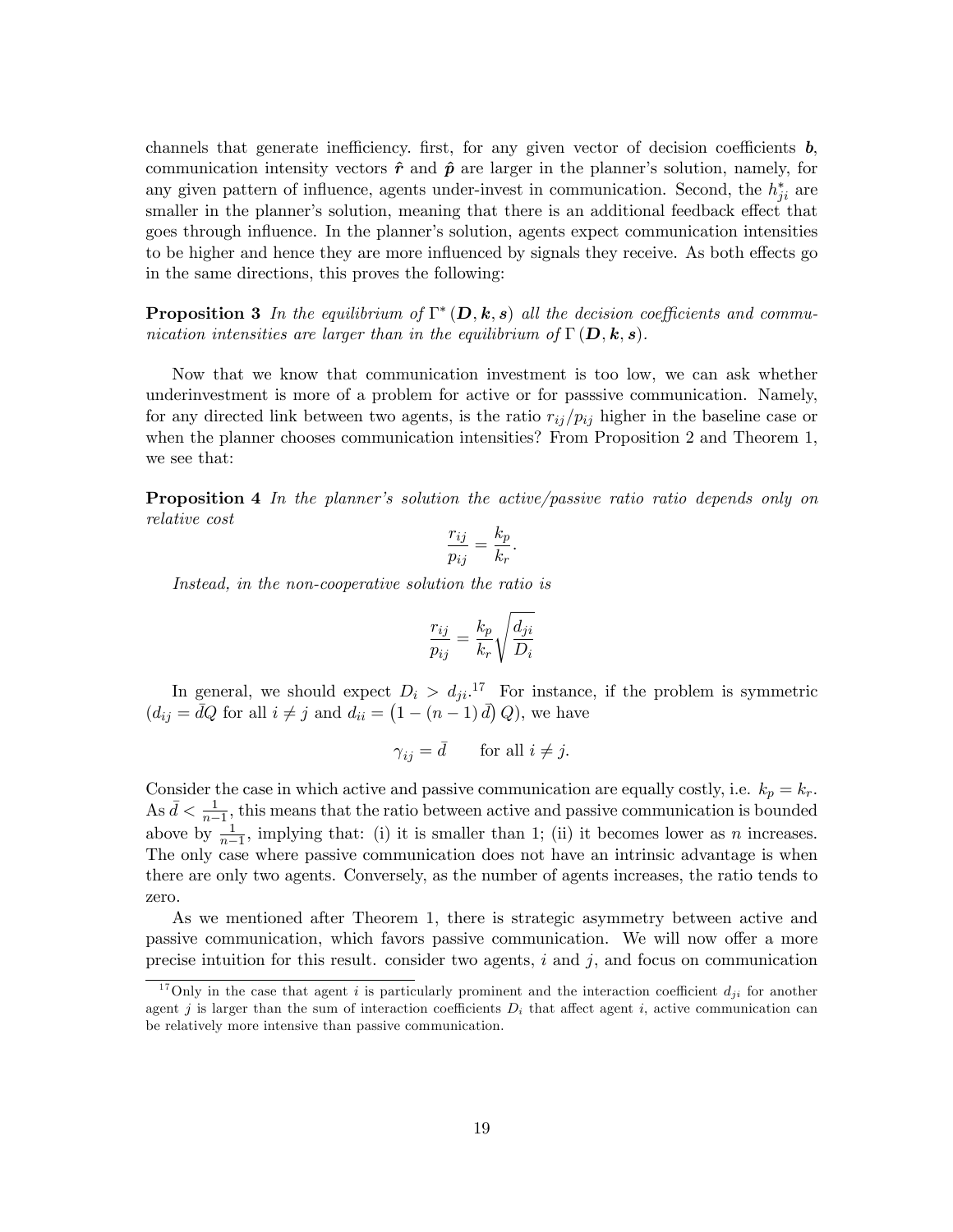channels that generate inefficiency. first, for any given vector of decision coefficients $\boldsymbol{b}$, communication intensity vectors $\hat{\boldsymbol{r}}$ and $\hat{\boldsymbol{p}}$ are larger in the planner's solution, namely, for any given pattern of influence, agents under-invest in communication. Second, the $h^*_{ji}$ are smaller in the planner's solution, meaning that there is an additional feedback effect that goes through influence. In the planner's solution, agents expect communication intensities to be higher and hence they are more influenced by signals they receive. As both effects go in the same directions, this proves the following:

**Proposition 3** *In the equilibrium of $\Gamma^*(\boldsymbol{D}, \boldsymbol{k}, \boldsymbol{s})$ all the decision coefficients and communication intensities are larger than in the equilibrium of $\Gamma(\boldsymbol{D}, \boldsymbol{k}, \boldsymbol{s})$.*

Now that we know that communication investment is too low, we can ask whether underinvestment is more of a problem for active or for passsive communication. Namely, for any directed link between two agents, is the ratio $r_{ij}/p_{ij}$ higher in the baseline case or when the planner chooses communication intensities? From Proposition 2 and Theorem 1, we see that:

**Proposition 4** *In the planner's solution the active/passive ratio ratio depends only on relative cost*

$$\frac{r_{ij}}{p_{ij}} = \frac{k_p}{k_r}.$$

*Instead, in the non-cooperative solution the ratio is*

$$\frac{r_{ij}}{p_{ij}} = \frac{k_p}{k_r}\sqrt{\frac{d_{ji}}{D_i}}$$

In general, we should expect $D_i > d_{ji}$.[17] For instance, if the problem is symmetric ($d_{ij} = \bar{d}Q$ for all $i \neq j$ and $d_{ii} = \left(1 - (n-1)\bar{d}\right)Q$), we have

$$\gamma_{ij} = \bar{d} \qquad \text{for all } i \neq j.$$

Consider the case in which active and passive communication are equally costly, i.e. $k_p = k_r$. As $\bar{d} < \frac{1}{n-1}$, this means that the ratio between active and passive communication is bounded above by $\frac{1}{n-1}$, implying that: (i) it is smaller than 1; (ii) it becomes lower as $n$ increases. The only case where passive communication does not have an intrinsic advantage is when there are only two agents. Conversely, as the number of agents increases, the ratio tends to zero.

As we mentioned after Theorem 1, there is strategic asymmetry between active and passive communication, which favors passive communication. We will now offer a more precise intuition for this result. consider two agents, $i$ and $j$, and focus on communication

[17] Only in the case that agent $i$ is particularly prominent and the interaction coefficient $d_{ji}$ for another agent $j$ is larger than the sum of interaction coefficients $D_i$ that affect agent $i$, active communication can be relatively more intensive than passive communication.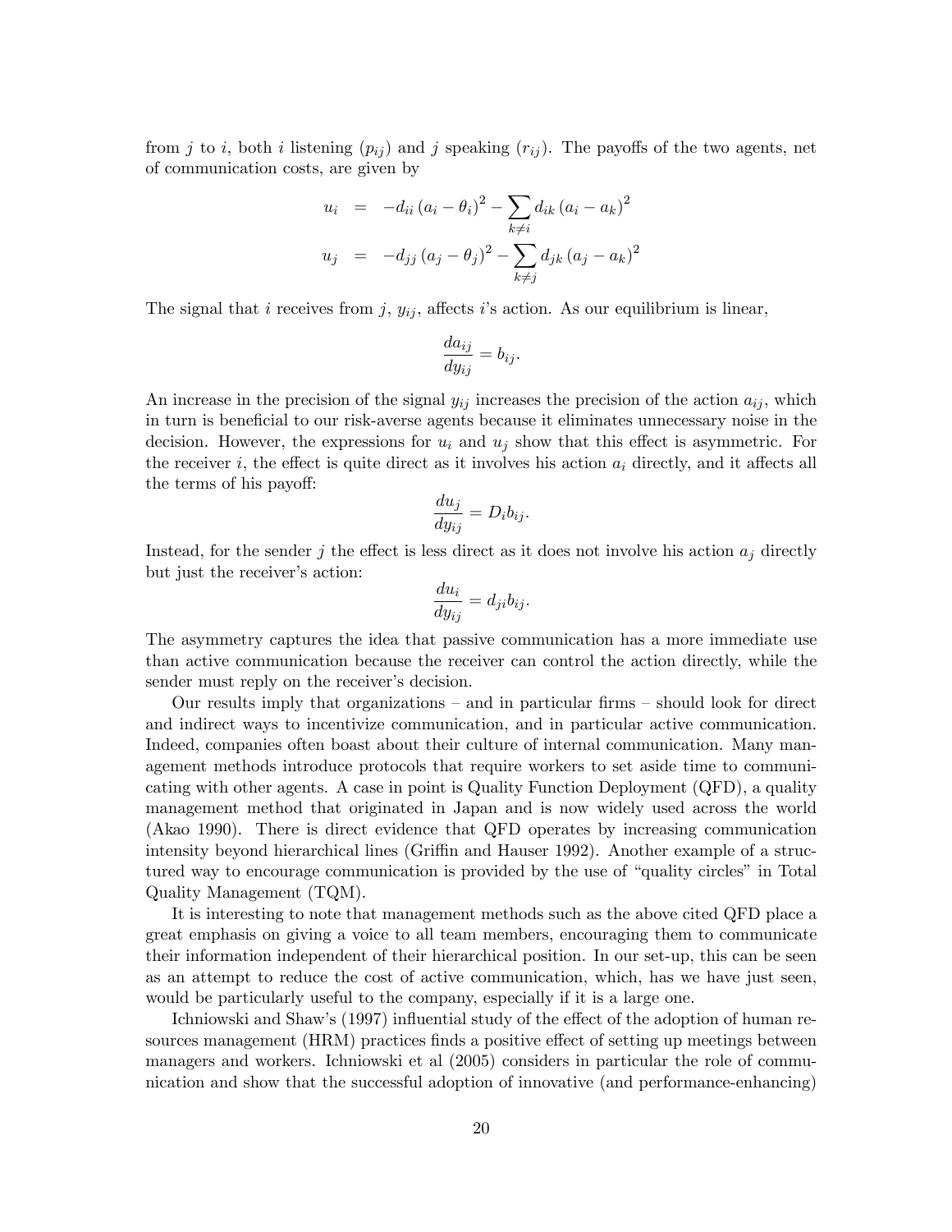from $j$ to $i$, both $i$ listening ($p_{ij}$) and $j$ speaking ($r_{ij}$). The payoffs of the two agents, net of communication costs, are given by

$$
\begin{aligned}
u_i &= -d_{ii}(a_i - \theta_i)^2 - \sum_{k \neq i} d_{ik}(a_i - a_k)^2 \\
u_j &= -d_{jj}(a_j - \theta_j)^2 - \sum_{k \neq j} d_{jk}(a_j - a_k)^2
\end{aligned}
$$

The signal that $i$ receives from $j$, $y_{ij}$, affects $i$'s action. As our equilibrium is linear,

$$
\frac{da_{ij}}{dy_{ij}} = b_{ij}.
$$

An increase in the precision of the signal $y_{ij}$ increases the precision of the action $a_{ij}$, which in turn is beneficial to our risk-averse agents because it eliminates unnecessary noise in the decision. However, the expressions for $u_i$ and $u_j$ show that this effect is asymmetric. For the receiver $i$, the effect is quite direct as it involves his action $a_i$ directly, and it affects all the terms of his payoff:

$$
\frac{du_j}{dy_{ij}} = D_i b_{ij}.
$$

Instead, for the sender $j$ the effect is less direct as it does not involve his action $a_j$ directly but just the receiver's action:

$$
\frac{du_i}{dy_{ij}} = d_{ji} b_{ij}.
$$

The asymmetry captures the idea that passive communication has a more immediate use than active communication because the receiver can control the action directly, while the sender must reply on the receiver's decision.

Our results imply that organizations – and in particular firms – should look for direct and indirect ways to incentivize communication, and in particular active communication. Indeed, companies often boast about their culture of internal communication. Many management methods introduce protocols that require workers to set aside time to communicating with other agents. A case in point is Quality Function Deployment (QFD), a quality management method that originated in Japan and is now widely used across the world (Akao 1990). There is direct evidence that QFD operates by increasing communication intensity beyond hierarchical lines (Griffin and Hauser 1992). Another example of a structured way to encourage communication is provided by the use of "quality circles" in Total Quality Management (TQM).

It is interesting to note that management methods such as the above cited QFD place a great emphasis on giving a voice to all team members, encouraging them to communicate their information independent of their hierarchical position. In our set-up, this can be seen as an attempt to reduce the cost of active communication, which, has we have just seen, would be particularly useful to the company, especially if it is a large one.

Ichniowski and Shaw's (1997) influential study of the effect of the adoption of human resources management (HRM) practices finds a positive effect of setting up meetings between managers and workers. Ichniowski et al (2005) considers in particular the role of communication and show that the successful adoption of innovative (and performance-enhancing)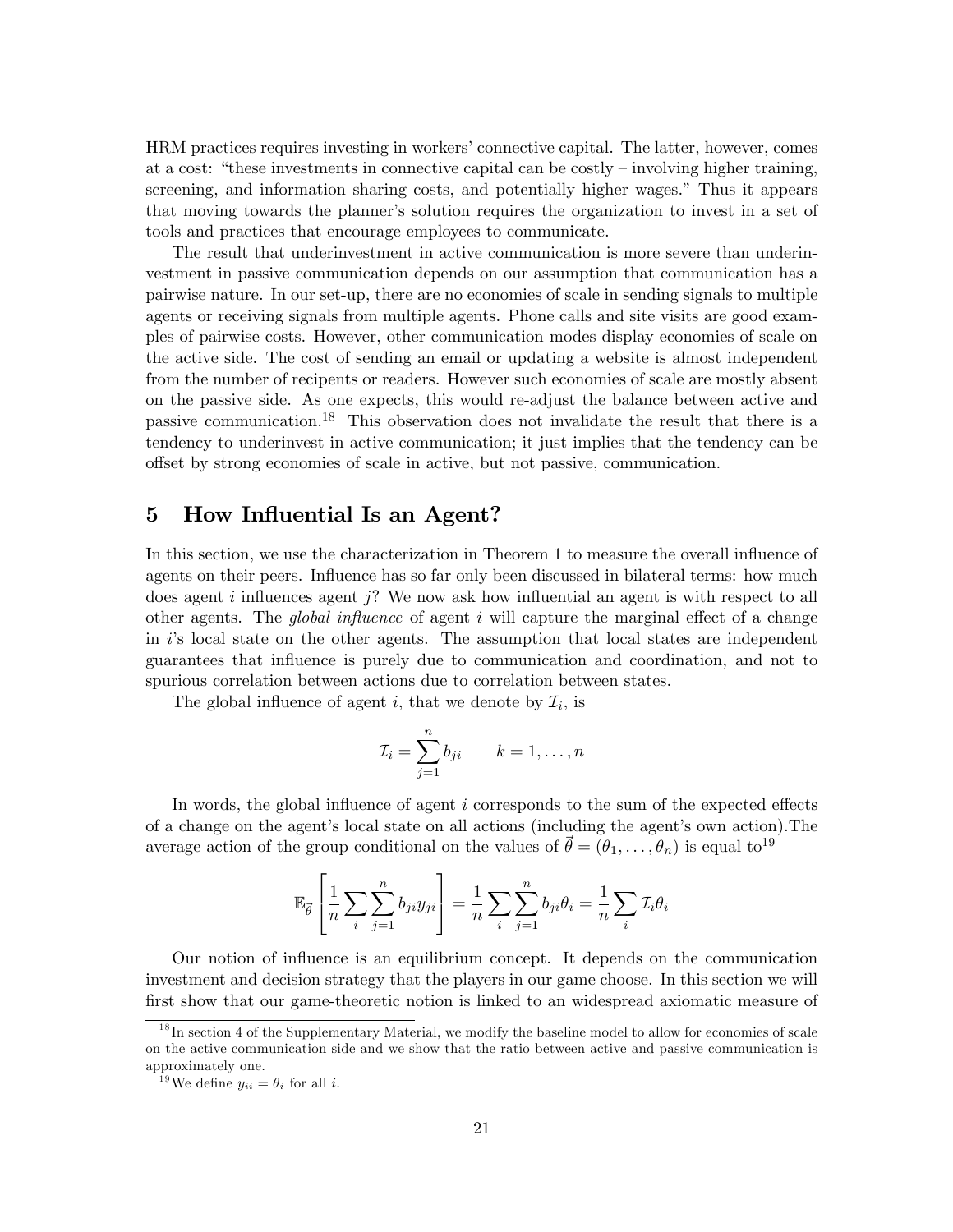HRM practices requires investing in workers' connective capital. The latter, however, comes at a cost: "these investments in connective capital can be costly – involving higher training, screening, and information sharing costs, and potentially higher wages." Thus it appears that moving towards the planner's solution requires the organization to invest in a set of tools and practices that encourage employees to communicate.

The result that underinvestment in active communication is more severe than underinvestment in passive communication depends on our assumption that communication has a pairwise nature. In our set-up, there are no economies of scale in sending signals to multiple agents or receiving signals from multiple agents. Phone calls and site visits are good examples of pairwise costs. However, other communication modes display economies of scale on the active side. The cost of sending an email or updating a website is almost independent from the number of recipents or readers. However such economies of scale are mostly absent on the passive side. As one expects, this would re-adjust the balance between active and passive communication.[18] This observation does not invalidate the result that there is a tendency to underinvest in active communication; it just implies that the tendency can be offset by strong economies of scale in active, but not passive, communication.

# 5 How Influential Is an Agent?

In this section, we use the characterization in Theorem 1 to measure the overall influence of agents on their peers. Influence has so far only been discussed in bilateral terms: how much does agent $i$ influences agent $j$? We now ask how influential an agent is with respect to all other agents. The *global influence* of agent $i$ will capture the marginal effect of a change in $i$'s local state on the other agents. The assumption that local states are independent guarantees that influence is purely due to communication and coordination, and not to spurious correlation between actions due to correlation between states.

The global influence of agent $i$, that we denote by $\mathcal{I}_i$, is

$$\mathcal{I}_i = \sum_{j=1}^{n} b_{ji} \qquad k = 1, \ldots, n$$

In words, the global influence of agent $i$ corresponds to the sum of the expected effects of a change on the agent's local state on all actions (including the agent's own action).The average action of the group conditional on the values of $\vec{\theta} = (\theta_1, \ldots, \theta_n)$ is equal to[19]

$$\mathbb{E}_{\vec{\theta}} \left[ \frac{1}{n} \sum_{i} \sum_{j=1}^{n} b_{ji} y_{ji} \right] = \frac{1}{n} \sum_{i} \sum_{j=1}^{n} b_{ji} \theta_i = \frac{1}{n} \sum_{i} \mathcal{I}_i \theta_i$$

Our notion of influence is an equilibrium concept. It depends on the communication investment and decision strategy that the players in our game choose. In this section we will first show that our game-theoretic notion is linked to an widespread axiomatic measure of

[18] In section 4 of the Supplementary Material, we modify the baseline model to allow for economies of scale on the active communication side and we show that the ratio between active and passive communication is approximately one.

[19] We define $y_{ii} = \theta_i$ for all $i$.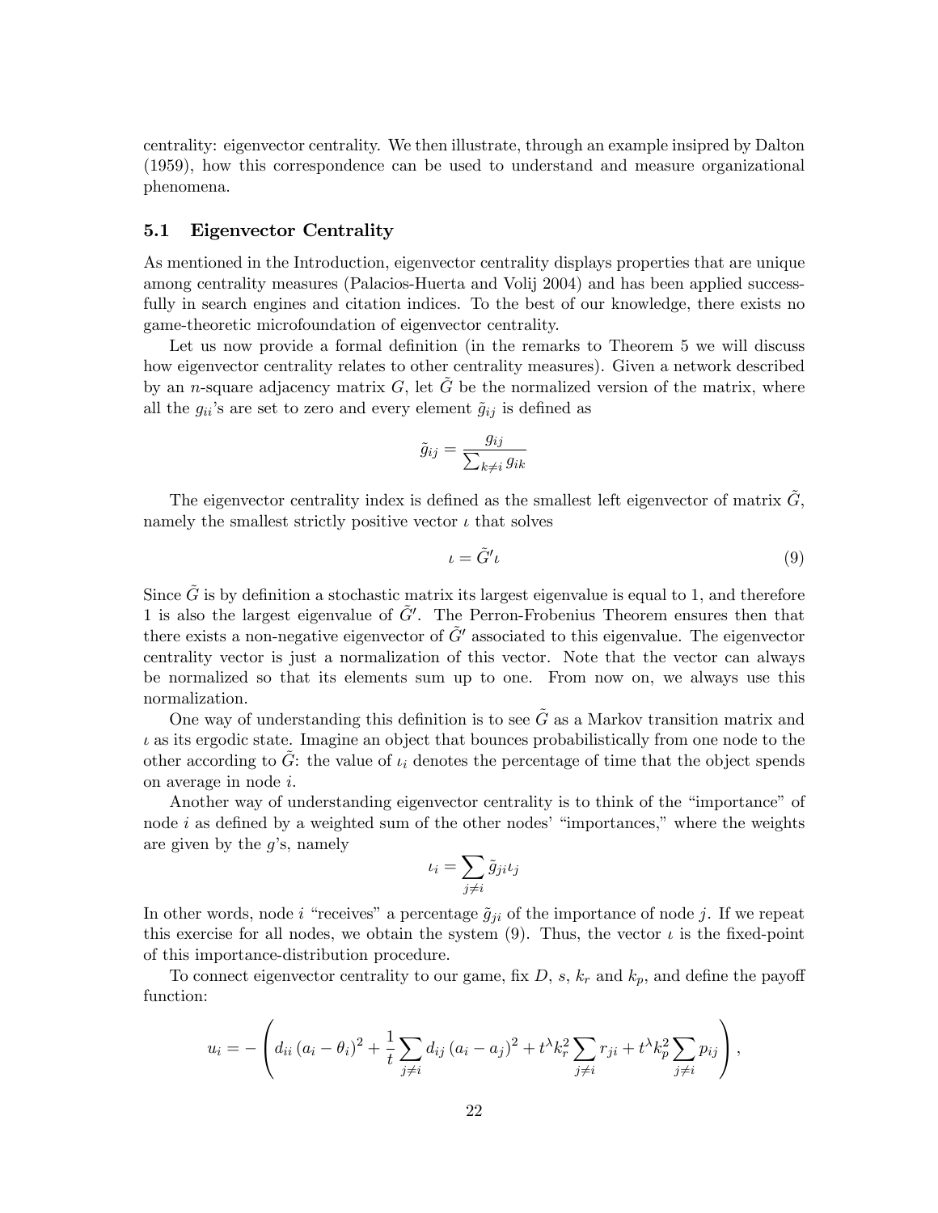centrality: eigenvector centrality. We then illustrate, through an example insipred by Dalton (1959), how this correspondence can be used to understand and measure organizational phenomena.

### 5.1 Eigenvector Centrality

As mentioned in the Introduction, eigenvector centrality displays properties that are unique among centrality measures (Palacios-Huerta and Volij 2004) and has been applied successfully in search engines and citation indices. To the best of our knowledge, there exists no game-theoretic microfoundation of eigenvector centrality.

Let us now provide a formal definition (in the remarks to Theorem 5 we will discuss how eigenvector centrality relates to other centrality measures). Given a network described by an $n$-square adjacency matrix $G$, let $\tilde{G}$ be the normalized version of the matrix, where all the $g_{ii}$'s are set to zero and every element $\tilde{g}_{ij}$ is defined as

$$\tilde{g}_{ij} = \frac{g_{ij}}{\sum_{k \neq i} g_{ik}}$$

The eigenvector centrality index is defined as the smallest left eigenvector of matrix $\tilde{G}$, namely the smallest strictly positive vector $\iota$ that solves

$$\iota = \tilde{G}'\iota \tag{9}$$

Since $\tilde{G}$ is by definition a stochastic matrix its largest eigenvalue is equal to 1, and therefore 1 is also the largest eigenvalue of $\tilde{G}'$. The Perron-Frobenius Theorem ensures then that there exists a non-negative eigenvector of $\tilde{G}'$ associated to this eigenvalue. The eigenvector centrality vector is just a normalization of this vector. Note that the vector can always be normalized so that its elements sum up to one. From now on, we always use this normalization.

One way of understanding this definition is to see $\tilde{G}$ as a Markov transition matrix and $\iota$ as its ergodic state. Imagine an object that bounces probabilistically from one node to the other according to $\tilde{G}$: the value of $\iota_i$ denotes the percentage of time that the object spends on average in node $i$.

Another way of understanding eigenvector centrality is to think of the "importance" of node $i$ as defined by a weighted sum of the other nodes' "importances," where the weights are given by the $g$'s, namely

$$\iota_i = \sum_{j \neq i} \tilde{g}_{ji}\iota_j$$

In other words, node $i$ "receives" a percentage $\tilde{g}_{ji}$ of the importance of node $j$. If we repeat this exercise for all nodes, we obtain the system (9). Thus, the vector $\iota$ is the fixed-point of this importance-distribution procedure.

To connect eigenvector centrality to our game, fix $D$, $s$, $k_r$ and $k_p$, and define the payoff function:

$$u_i = -\left( d_{ii}\left(a_i - \theta_i\right)^2 + \frac{1}{t}\sum_{j \neq i} d_{ij}\left(a_i - a_j\right)^2 + t^{\lambda}k_r^2 \sum_{j \neq i} r_{ji} + t^{\lambda}k_p^2 \sum_{j \neq i} p_{ij} \right),$$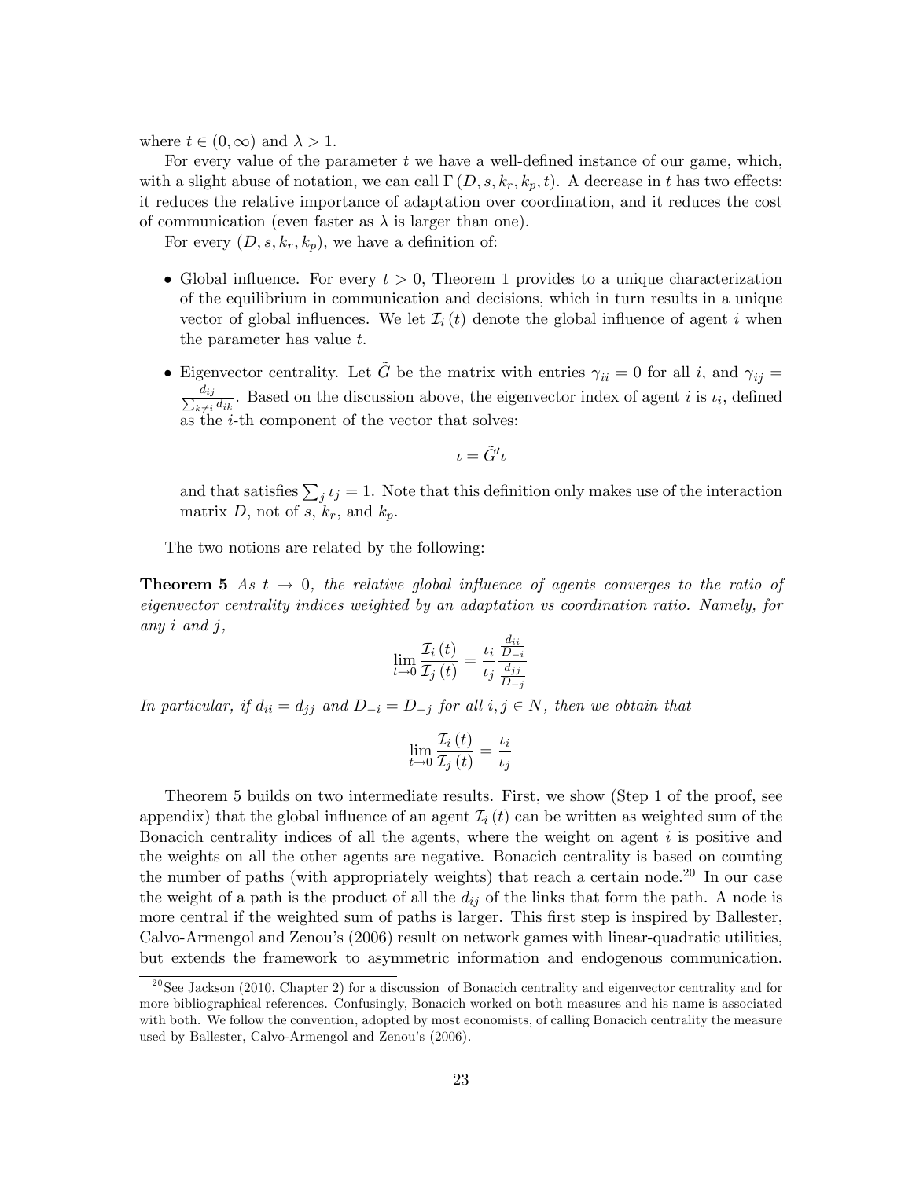where $t \in (0, \infty)$ and $\lambda > 1$.

For every value of the parameter $t$ we have a well-defined instance of our game, which, with a slight abuse of notation, we can call $\Gamma(D, s, k_r, k_p, t)$. A decrease in $t$ has two effects: it reduces the relative importance of adaptation over coordination, and it reduces the cost of communication (even faster as $\lambda$ is larger than one).

For every $(D, s, k_r, k_p)$, we have a definition of:

- Global influence. For every $t > 0$, Theorem 1 provides to a unique characterization of the equilibrium in communication and decisions, which in turn results in a unique vector of global influences. We let $\mathcal{I}_i(t)$ denote the global influence of agent $i$ when the parameter has value $t$.
- Eigenvector centrality. Let $\tilde{G}$ be the matrix with entries $\gamma_{ii} = 0$ for all $i$, and $\gamma_{ij} = \frac{d_{ij}}{\sum_{k \neq i} d_{ik}}$. Based on the discussion above, the eigenvector index of agent $i$ is $\iota_i$, defined as the $i$-th component of the vector that solves:

$$\iota = \tilde{G}' \iota$$

and that satisfies $\sum_j \iota_j = 1$. Note that this definition only makes use of the interaction matrix $D$, not of $s$, $k_r$, and $k_p$.

The two notions are related by the following:

**Theorem 5** *As $t \to 0$, the relative global influence of agents converges to the ratio of eigenvector centrality indices weighted by an adaptation vs coordination ratio. Namely, for any $i$ and $j$,*

$$\lim_{t \to 0} \frac{\mathcal{I}_i(t)}{\mathcal{I}_j(t)} = \frac{\iota_i}{\iota_j} \frac{\frac{d_{ii}}{D_{-i}}}{\frac{d_{jj}}{D_{-j}}}$$

*In particular, if $d_{ii} = d_{jj}$ and $D_{-i} = D_{-j}$ for all $i, j \in N$, then we obtain that*

$$\lim_{t \to 0} \frac{\mathcal{I}_i(t)}{\mathcal{I}_j(t)} = \frac{\iota_i}{\iota_j}$$

Theorem 5 builds on two intermediate results. First, we show (Step 1 of the proof, see appendix) that the global influence of an agent $\mathcal{I}_i(t)$ can be written as weighted sum of the Bonacich centrality indices of all the agents, where the weight on agent $i$ is positive and the weights on all the other agents are negative. Bonacich centrality is based on counting the number of paths (with appropriately weights) that reach a certain node.[20] In our case the weight of a path is the product of all the $d_{ij}$ of the links that form the path. A node is more central if the weighted sum of paths is larger. This first step is inspired by Ballester, Calvo-Armengol and Zenou's (2006) result on network games with linear-quadratic utilities, but extends the framework to asymmetric information and endogenous communication.

[20] See Jackson (2010, Chapter 2) for a discussion of Bonacich centrality and eigenvector centrality and for more bibliographical references. Confusingly, Bonacich worked on both measures and his name is associated with both. We follow the convention, adopted by most economists, of calling Bonacich centrality the measure used by Ballester, Calvo-Armengol and Zenou's (2006).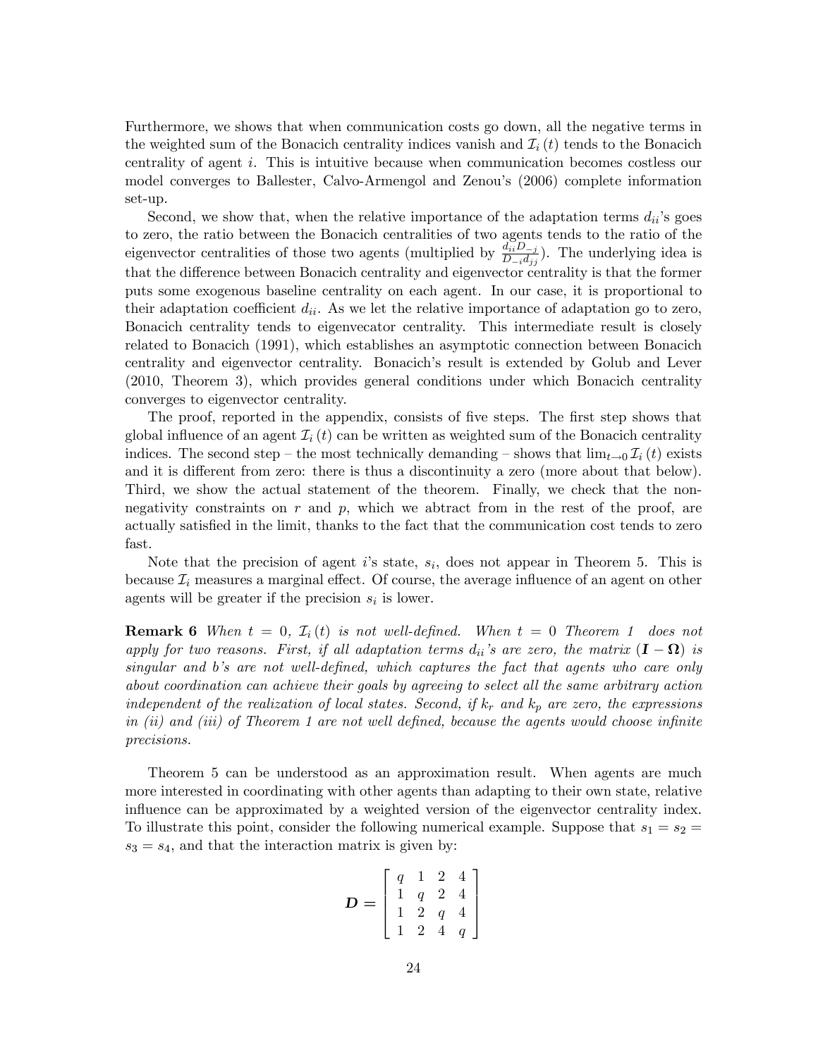Furthermore, we shows that when communication costs go down, all the negative terms in the weighted sum of the Bonacich centrality indices vanish and $\mathcal{I}_i(t)$ tends to the Bonacich centrality of agent $i$. This is intuitive because when communication becomes costless our model converges to Ballester, Calvo-Armengol and Zenou's (2006) complete information set-up.

Second, we show that, when the relative importance of the adaptation terms $d_{ii}$'s goes to zero, the ratio between the Bonacich centralities of two agents tends to the ratio of the eigenvector centralities of those two agents (multiplied by $\frac{d_{ii}D_{-j}}{D_{-i}d_{jj}}$). The underlying idea is that the difference between Bonacich centrality and eigenvector centrality is that the former puts some exogenous baseline centrality on each agent. In our case, it is proportional to their adaptation coefficient $d_{ii}$. As we let the relative importance of adaptation go to zero, Bonacich centrality tends to eigenvecator centrality. This intermediate result is closely related to Bonacich (1991), which establishes an asymptotic connection between Bonacich centrality and eigenvector centrality. Bonacich's result is extended by Golub and Lever (2010, Theorem 3), which provides general conditions under which Bonacich centrality converges to eigenvector centrality.

The proof, reported in the appendix, consists of five steps. The first step shows that global influence of an agent $\mathcal{I}_i(t)$ can be written as weighted sum of the Bonacich centrality indices. The second step – the most technically demanding – shows that $\lim_{t\to 0}\mathcal{I}_i(t)$ exists and it is different from zero: there is thus a discontinuity a zero (more about that below). Third, we show the actual statement of the theorem. Finally, we check that the non-negativity constraints on $r$ and $p$, which we abtract from in the rest of the proof, are actually satisfied in the limit, thanks to the fact that the communication cost tends to zero fast.

Note that the precision of agent $i$'s state, $s_i$, does not appear in Theorem 5. This is because $\mathcal{I}_i$ measures a marginal effect. Of course, the average influence of an agent on other agents will be greater if the precision $s_i$ is lower.

**Remark 6** *When $t = 0$, $\mathcal{I}_i(t)$ is not well-defined. When $t = 0$ Theorem 1 does not apply for two reasons. First, if all adaptation terms $d_{ii}$'s are zero, the matrix $(\boldsymbol{I} - \boldsymbol{\Omega})$ is singular and $b$'s are not well-defined, which captures the fact that agents who care only about coordination can achieve their goals by agreeing to select all the same arbitrary action independent of the realization of local states. Second, if $k_r$ and $k_p$ are zero, the expressions in (ii) and (iii) of Theorem 1 are not well defined, because the agents would choose infinite precisions.*

Theorem 5 can be understood as an approximation result. When agents are much more interested in coordinating with other agents than adapting to their own state, relative influence can be approximated by a weighted version of the eigenvector centrality index. To illustrate this point, consider the following numerical example. Suppose that $s_1 = s_2 = s_3 = s_4$, and that the interaction matrix is given by:

$$\boldsymbol{D} = \begin{bmatrix} q & 1 & 2 & 4 \\ 1 & q & 2 & 4 \\ 1 & 2 & q & 4 \\ 1 & 2 & 4 & q \end{bmatrix}$$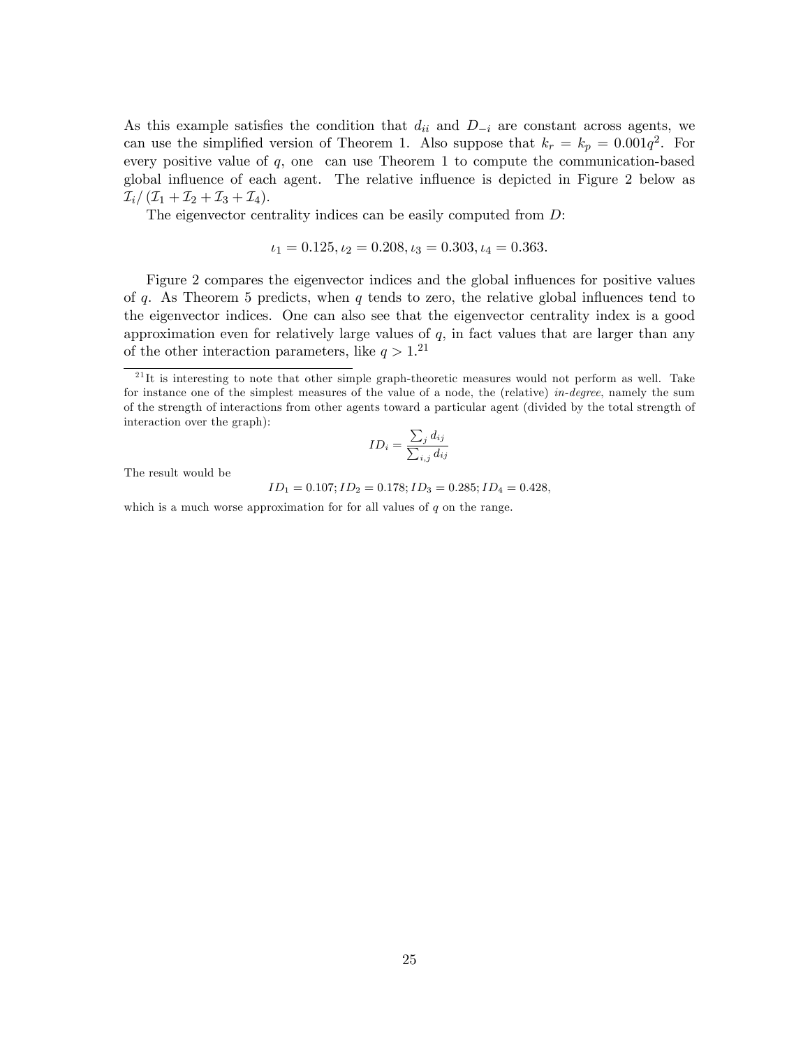As this example satisfies the condition that $d_{ii}$ and $D_{-i}$ are constant across agents, we can use the simplified version of Theorem 1. Also suppose that $k_r = k_p = 0.001q^2$. For every positive value of $q$, one can use Theorem 1 to compute the communication-based global influence of each agent. The relative influence is depicted in Figure 2 below as $\mathcal{I}_i/(\mathcal{I}_1 + \mathcal{I}_2 + \mathcal{I}_3 + \mathcal{I}_4)$.

The eigenvector centrality indices can be easily computed from $D$:

$$\iota_1 = 0.125, \iota_2 = 0.208, \iota_3 = 0.303, \iota_4 = 0.363.$$

Figure 2 compares the eigenvector indices and the global influences for positive values of $q$. As Theorem 5 predicts, when $q$ tends to zero, the relative global influences tend to the eigenvector indices. One can also see that the eigenvector centrality index is a good approximation even for relatively large values of $q$, in fact values that are larger than any of the other interaction parameters, like $q > 1$.[21]

---

[21] It is interesting to note that other simple graph-theoretic measures would not perform as well. Take for instance one of the simplest measures of the value of a node, the (relative) *in-degree*, namely the sum of the strength of interactions from other agents toward a particular agent (divided by the total strength of interaction over the graph):

$$ID_i = \frac{\sum_j d_{ij}}{\sum_{i,j} d_{ij}}$$

The result would be

$$ID_1 = 0.107; ID_2 = 0.178; ID_3 = 0.285; ID_4 = 0.428,$$

which is a much worse approximation for for all values of $q$ on the range.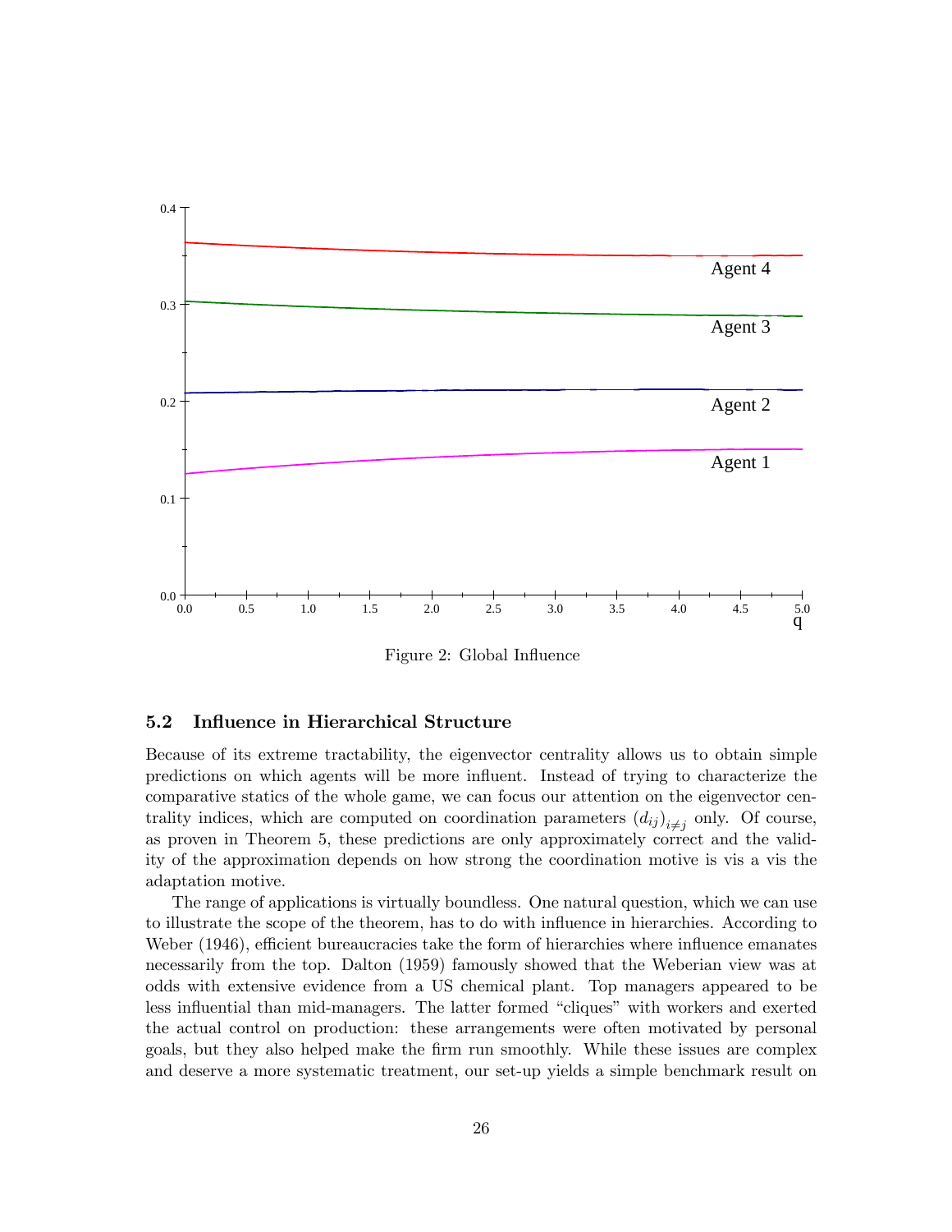Figure 2: Global Influence

### 5.2 Influence in Hierarchical Structure

Because of its extreme tractability, the eigenvector centrality allows us to obtain simple predictions on which agents will be more influent. Instead of trying to characterize the comparative statics of the whole game, we can focus our attention on the eigenvector centrality indices, which are computed on coordination parameters $(d_{ij})_{i \neq j}$ only. Of course, as proven in Theorem 5, these predictions are only approximately correct and the validity of the approximation depends on how strong the coordination motive is vis a vis the adaptation motive.

The range of applications is virtually boundless. One natural question, which we can use to illustrate the scope of the theorem, has to do with influence in hierarchies. According to Weber (1946), efficient bureaucracies take the form of hierarchies where influence emanates necessarily from the top. Dalton (1959) famously showed that the Weberian view was at odds with extensive evidence from a US chemical plant. Top managers appeared to be less influential than mid-managers. The latter formed "cliques" with workers and exerted the actual control on production: these arrangements were often motivated by personal goals, but they also helped make the firm run smoothly. While these issues are complex and deserve a more systematic treatment, our set-up yields a simple benchmark result on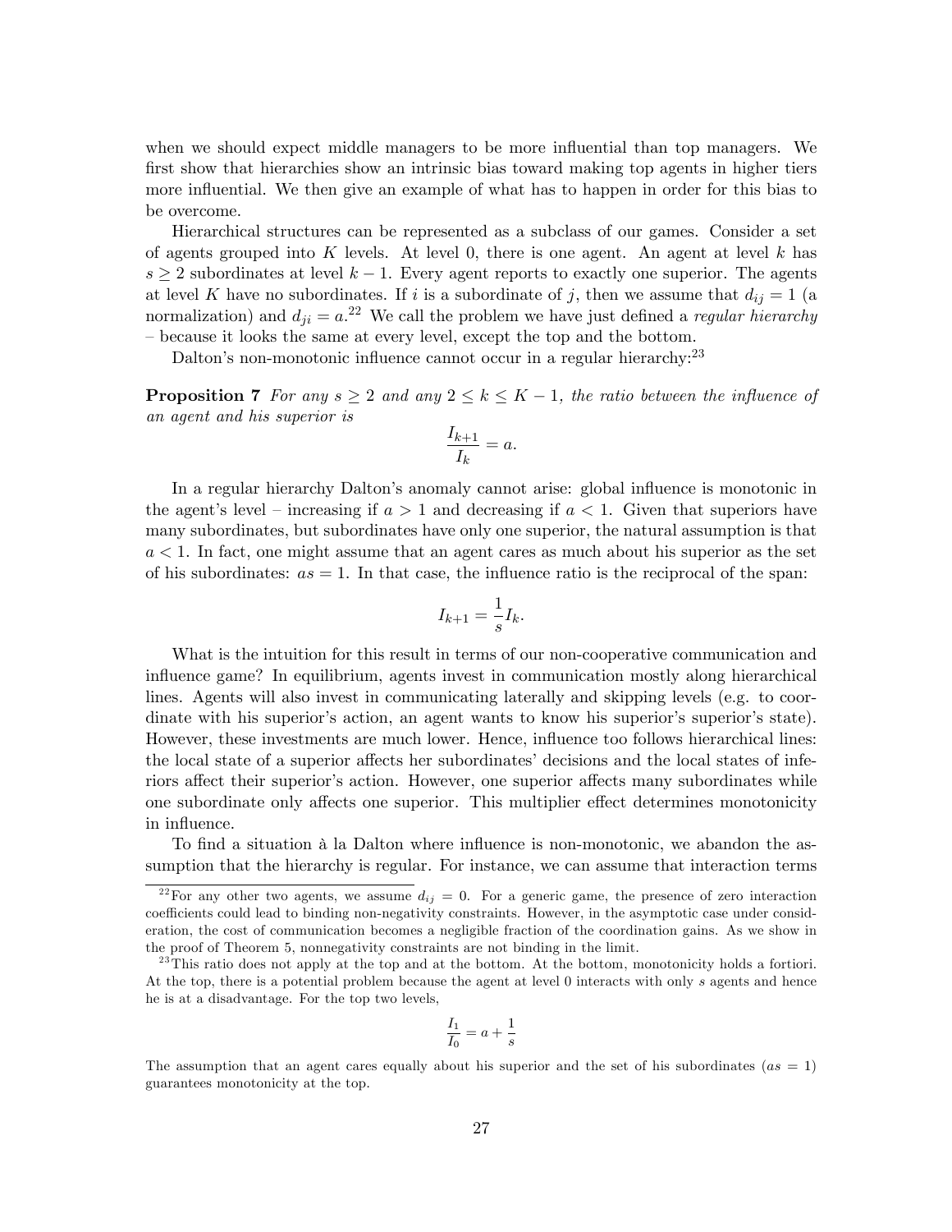when we should expect middle managers to be more influential than top managers. We first show that hierarchies show an intrinsic bias toward making top agents in higher tiers more influential. We then give an example of what has to happen in order for this bias to be overcome.

Hierarchical structures can be represented as a subclass of our games. Consider a set of agents grouped into $K$ levels. At level 0, there is one agent. An agent at level $k$ has $s \geq 2$ subordinates at level $k-1$. Every agent reports to exactly one superior. The agents at level $K$ have no subordinates. If $i$ is a subordinate of $j$, then we assume that $d_{ij} = 1$ (a normalization) and $d_{ji} = a$.[22] We call the problem we have just defined a *regular hierarchy* – because it looks the same at every level, except the top and the bottom.

Dalton's non-monotonic influence cannot occur in a regular hierarchy:[23]

**Proposition 7** *For any $s \geq 2$ and any $2 \leq k \leq K-1$, the ratio between the influence of an agent and his superior is*

$$\frac{I_{k+1}}{I_k} = a.$$

In a regular hierarchy Dalton's anomaly cannot arise: global influence is monotonic in the agent's level – increasing if $a > 1$ and decreasing if $a < 1$. Given that superiors have many subordinates, but subordinates have only one superior, the natural assumption is that $a < 1$. In fact, one might assume that an agent cares as much about his superior as the set of his subordinates: $as = 1$. In that case, the influence ratio is the reciprocal of the span:

$$I_{k+1} = \frac{1}{s} I_k.$$

What is the intuition for this result in terms of our non-cooperative communication and influence game? In equilibrium, agents invest in communication mostly along hierarchical lines. Agents will also invest in communicating laterally and skipping levels (e.g. to coordinate with his superior's action, an agent wants to know his superior's superior's state). However, these investments are much lower. Hence, influence too follows hierarchical lines: the local state of a superior affects her subordinates' decisions and the local states of inferiors affect their superior's action. However, one superior affects many subordinates while one subordinate only affects one superior. This multiplier effect determines monotonicity in influence.

To find a situation à la Dalton where influence is non-monotonic, we abandon the assumption that the hierarchy is regular. For instance, we can assume that interaction terms

---

[22] For any other two agents, we assume $d_{ij} = 0$. For a generic game, the presence of zero interaction coefficients could lead to binding non-negativity constraints. However, in the asymptotic case under consideration, the cost of communication becomes a negligible fraction of the coordination gains. As we show in the proof of Theorem 5, nonnegativity constraints are not binding in the limit.

[23] This ratio does not apply at the top and at the bottom. At the bottom, monotonicity holds a fortiori. At the top, there is a potential problem because the agent at level 0 interacts with only $s$ agents and hence he is at a disadvantage. For the top two levels,

$$\frac{I_1}{I_0} = a + \frac{1}{s}$$

The assumption that an agent cares equally about his superior and the set of his subordinates ($as = 1$) guarantees monotonicity at the top.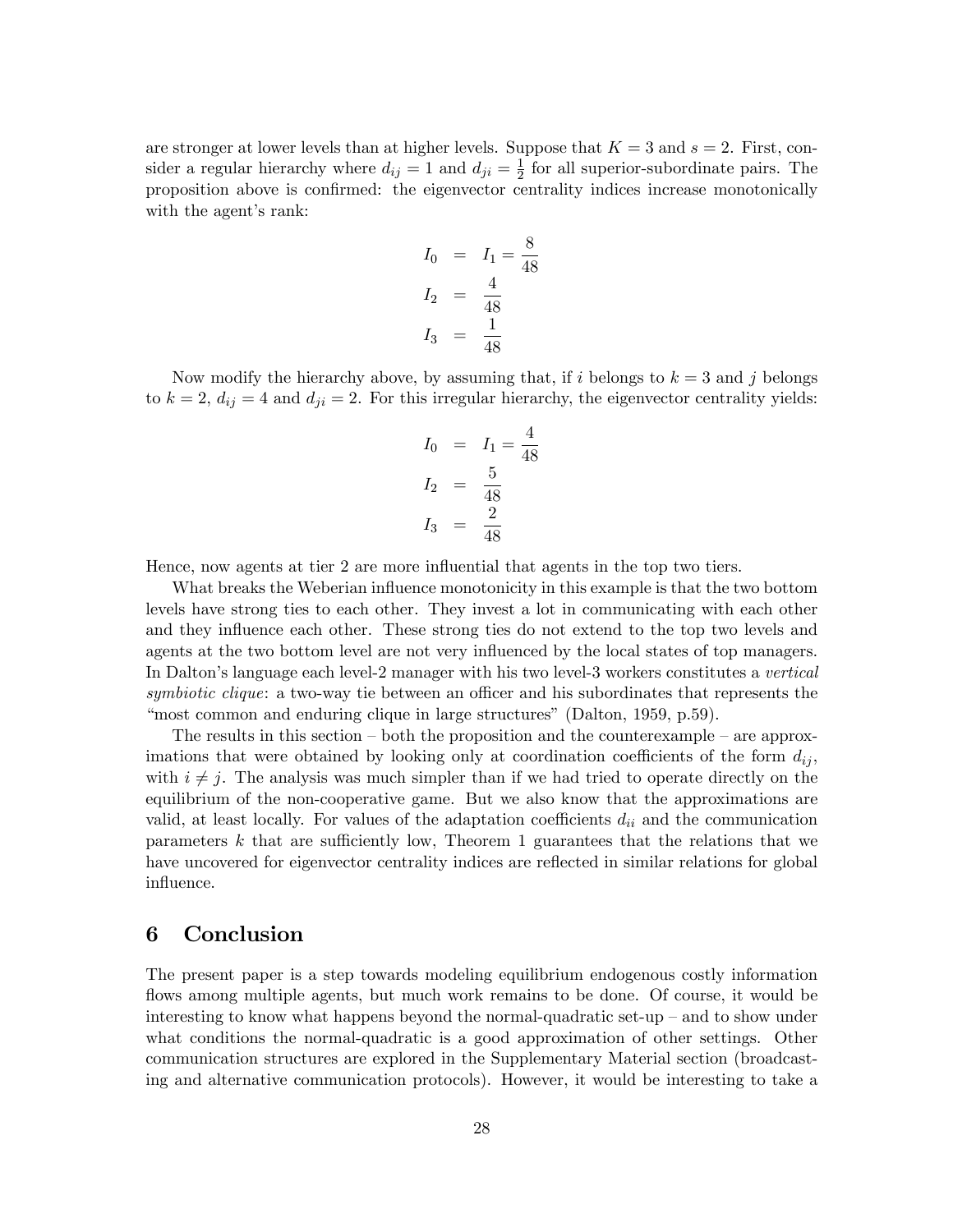are stronger at lower levels than at higher levels. Suppose that $K = 3$ and $s = 2$. First, consider a regular hierarchy where $d_{ij} = 1$ and $d_{ji} = \frac{1}{2}$ for all superior-subordinate pairs. The proposition above is confirmed: the eigenvector centrality indices increase monotonically with the agent's rank:

$$
\begin{aligned}
I_0 &= I_1 = \frac{8}{48} \\
I_2 &= \frac{4}{48} \\
I_3 &= \frac{1}{48}
\end{aligned}
$$

Now modify the hierarchy above, by assuming that, if $i$ belongs to $k = 3$ and $j$ belongs to $k = 2$, $d_{ij} = 4$ and $d_{ji} = 2$. For this irregular hierarchy, the eigenvector centrality yields:

$$
\begin{aligned}
I_0 &= I_1 = \frac{4}{48} \\
I_2 &= \frac{5}{48} \\
I_3 &= \frac{2}{48}
\end{aligned}
$$

Hence, now agents at tier 2 are more influential that agents in the top two tiers.

What breaks the Weberian influence monotonicity in this example is that the two bottom levels have strong ties to each other. They invest a lot in communicating with each other and they influence each other. These strong ties do not extend to the top two levels and agents at the two bottom level are not very influenced by the local states of top managers. In Dalton's language each level-2 manager with his two level-3 workers constitutes a *vertical symbiotic clique*: a two-way tie between an officer and his subordinates that represents the "most common and enduring clique in large structures" (Dalton, 1959, p.59).

The results in this section – both the proposition and the counterexample – are approximations that were obtained by looking only at coordination coefficients of the form $d_{ij}$, with $i \neq j$. The analysis was much simpler than if we had tried to operate directly on the equilibrium of the non-cooperative game. But we also know that the approximations are valid, at least locally. For values of the adaptation coefficients $d_{ii}$ and the communication parameters $k$ that are sufficiently low, Theorem 1 guarantees that the relations that we have uncovered for eigenvector centrality indices are reflected in similar relations for global influence.

# 6 Conclusion

The present paper is a step towards modeling equilibrium endogenous costly information flows among multiple agents, but much work remains to be done. Of course, it would be interesting to know what happens beyond the normal-quadratic set-up – and to show under what conditions the normal-quadratic is a good approximation of other settings. Other communication structures are explored in the Supplementary Material section (broadcasting and alternative communication protocols). However, it would be interesting to take a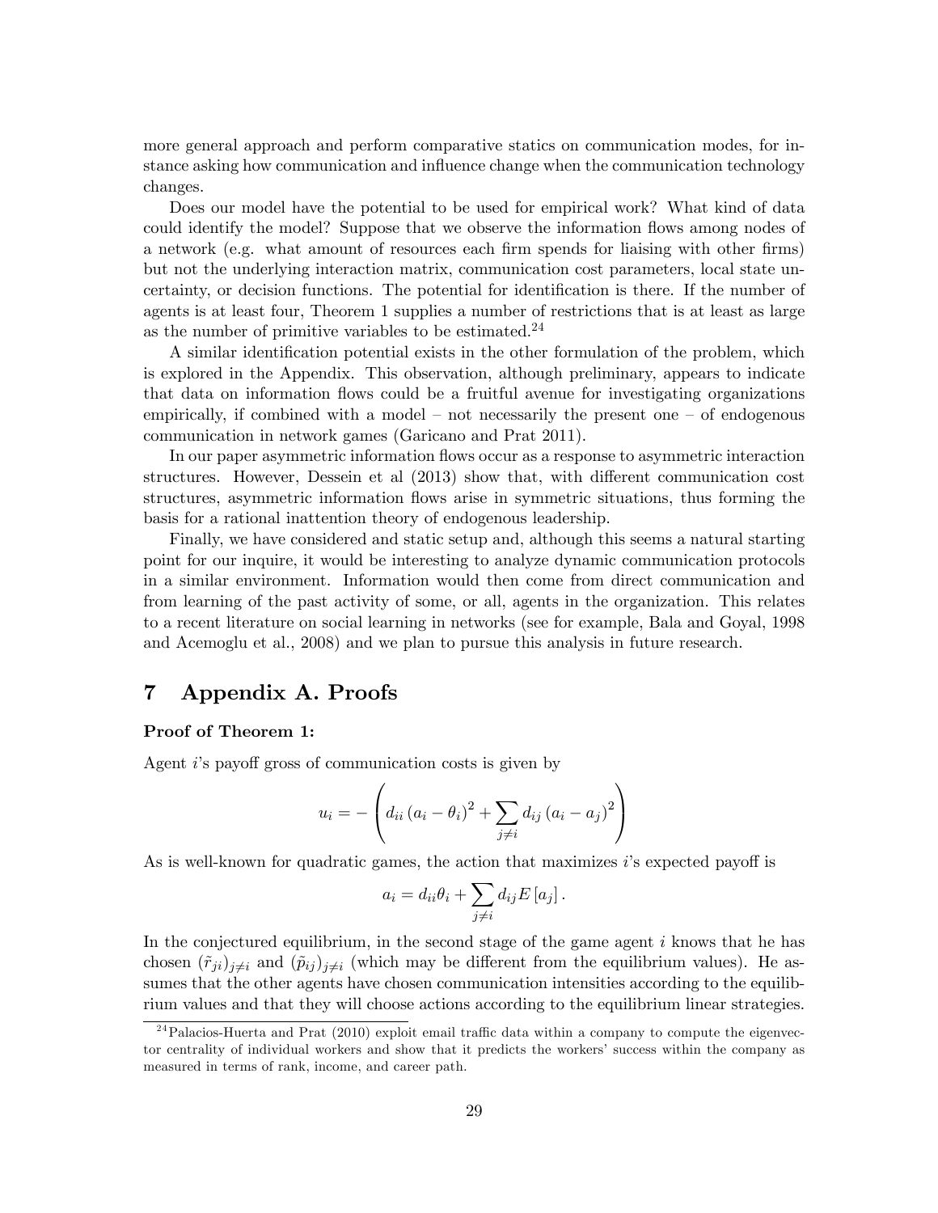more general approach and perform comparative statics on communication modes, for instance asking how communication and influence change when the communication technology changes.

Does our model have the potential to be used for empirical work? What kind of data could identify the model? Suppose that we observe the information flows among nodes of a network (e.g. what amount of resources each firm spends for liaising with other firms) but not the underlying interaction matrix, communication cost parameters, local state uncertainty, or decision functions. The potential for identification is there. If the number of agents is at least four, Theorem 1 supplies a number of restrictions that is at least as large as the number of primitive variables to be estimated.[24]

A similar identification potential exists in the other formulation of the problem, which is explored in the Appendix. This observation, although preliminary, appears to indicate that data on information flows could be a fruitful avenue for investigating organizations empirically, if combined with a model – not necessarily the present one – of endogenous communication in network games (Garicano and Prat 2011).

In our paper asymmetric information flows occur as a response to asymmetric interaction structures. However, Dessein et al (2013) show that, with different communication cost structures, asymmetric information flows arise in symmetric situations, thus forming the basis for a rational inattention theory of endogenous leadership.

Finally, we have considered and static setup and, although this seems a natural starting point for our inquire, it would be interesting to analyze dynamic communication protocols in a similar environment. Information would then come from direct communication and from learning of the past activity of some, or all, agents in the organization. This relates to a recent literature on social learning in networks (see for example, Bala and Goyal, 1998 and Acemoglu et al., 2008) and we plan to pursue this analysis in future research.

# 7 Appendix A. Proofs

**Proof of Theorem 1:**

Agent $i$'s payoff gross of communication costs is given by

$$u_i = -\left(d_{ii}\left(a_i - \theta_i\right)^2 + \sum_{j \neq i} d_{ij}\left(a_i - a_j\right)^2\right)$$

As is well-known for quadratic games, the action that maximizes $i$'s expected payoff is

$$a_i = d_{ii}\theta_i + \sum_{j \neq i} d_{ij} E\left[a_j\right].$$

In the conjectured equilibrium, in the second stage of the game agent $i$ knows that he has chosen $(\tilde{r}_{ji})_{j\neq i}$ and $(\tilde{p}_{ij})_{j\neq i}$ (which may be different from the equilibrium values). He assumes that the other agents have chosen communication intensities according to the equilibrium values and that they will choose actions according to the equilibrium linear strategies.

[24] Palacios-Huerta and Prat (2010) exploit email traffic data within a company to compute the eigenvector centrality of individual workers and show that it predicts the workers' success within the company as measured in terms of rank, income, and career path.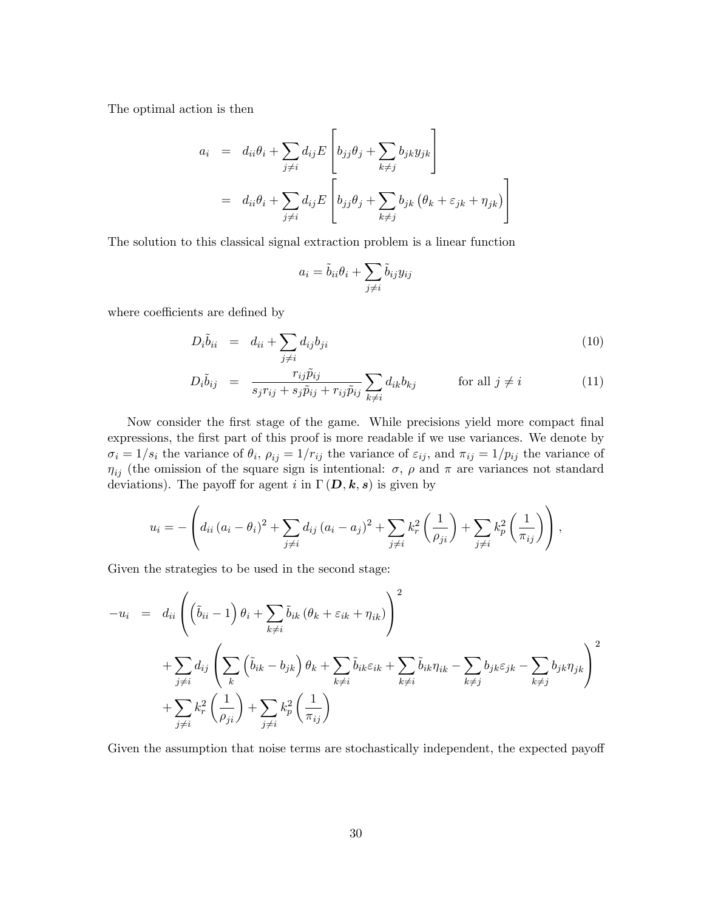The optimal action is then

$$
\begin{aligned}
a_i &= d_{ii}\theta_i + \sum_{j \neq i} d_{ij} E\left[ b_{jj}\theta_j + \sum_{k \neq j} b_{jk} y_{jk} \right] \\
&= d_{ii}\theta_i + \sum_{j \neq i} d_{ij} E\left[ b_{jj}\theta_j + \sum_{k \neq j} b_{jk} \left( \theta_k + \varepsilon_{jk} + \eta_{jk} \right) \right]
\end{aligned}
$$

The solution to this classical signal extraction problem is a linear function

$$
a_i = \tilde{b}_{ii}\theta_i + \sum_{j \neq i} \tilde{b}_{ij} y_{ij}
$$

where coefficients are defined by

$$
D_i \tilde{b}_{ii} = d_{ii} + \sum_{j \neq i} d_{ij} b_{ji} \tag{10}
$$

$$
D_i \tilde{b}_{ij} = \frac{r_{ij}\tilde{p}_{ij}}{s_j r_{ij} + s_j \tilde{p}_{ij} + r_{ij}\tilde{p}_{ij}} \sum_{k \neq i} d_{ik} b_{kj} \qquad \text{for all } j \neq i \tag{11}
$$

Now consider the first stage of the game. While precisions yield more compact final expressions, the first part of this proof is more readable if we use variances. We denote by $\sigma_i = 1/s_i$ the variance of $\theta_i$, $\rho_{ij} = 1/r_{ij}$ the variance of $\varepsilon_{ij}$, and $\pi_{ij} = 1/p_{ij}$ the variance of $\eta_{ij}$ (the omission of the square sign is intentional: $\sigma$, $\rho$ and $\pi$ are variances not standard deviations). The payoff for agent $i$ in $\Gamma(\boldsymbol{D}, \boldsymbol{k}, \boldsymbol{s})$ is given by

$$
u_i = -\left( d_{ii}\left(a_i - \theta_i\right)^2 + \sum_{j \neq i} d_{ij}\left(a_i - a_j\right)^2 + \sum_{j \neq i} k_r^2 \left( \frac{1}{\rho_{ji}} \right) + \sum_{j \neq i} k_p^2 \left( \frac{1}{\pi_{ij}} \right) \right),
$$

Given the strategies to be used in the second stage:

$$
\begin{aligned}
-u_i &= d_{ii}\left( \left( \tilde{b}_{ii} - 1 \right)\theta_i + \sum_{k \neq i} \tilde{b}_{ik}\left( \theta_k + \varepsilon_{ik} + \eta_{ik} \right) \right)^2 \\
&\quad + \sum_{j \neq i} d_{ij} \left( \sum_k \left( \tilde{b}_{ik} - b_{jk} \right)\theta_k + \sum_{k \neq i} \tilde{b}_{ik}\varepsilon_{ik} + \sum_{k \neq i} \tilde{b}_{ik}\eta_{ik} - \sum_{k \neq j} b_{jk}\varepsilon_{jk} - \sum_{k \neq j} b_{jk}\eta_{jk} \right)^2 \\
&\quad + \sum_{j \neq i} k_r^2 \left( \frac{1}{\rho_{ji}} \right) + \sum_{j \neq i} k_p^2 \left( \frac{1}{\pi_{ij}} \right)
\end{aligned}
$$

Given the assumption that noise terms are stochastically independent, the expected payoff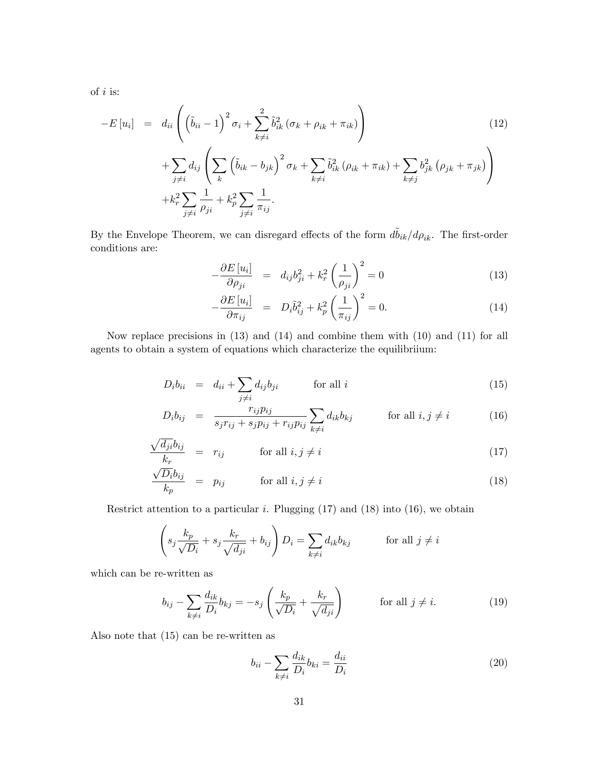of $i$ is:

$$
\begin{aligned}
-E\left[u_i\right] &= d_{ii}\left(\left(\tilde{b}_{ii}-1\right)^2\sigma_i+\sum_{k\neq i}^{2}\tilde{b}_{ik}^2\left(\sigma_k+\rho_{ik}+\pi_{ik}\right)\right) \qquad (12)\\
&\quad+\sum_{j\neq i}d_{ij}\left(\sum_{k}\left(\tilde{b}_{ik}-b_{jk}\right)^2\sigma_k+\sum_{k\neq i}\tilde{b}_{ik}^2\left(\rho_{ik}+\pi_{ik}\right)+\sum_{k\neq j}b_{jk}^2\left(\rho_{jk}+\pi_{jk}\right)\right)\\
&\quad+k_r^2\sum_{j\neq i}\frac{1}{\rho_{ji}}+k_p^2\sum_{j\neq i}\frac{1}{\pi_{ij}}.
\end{aligned}
$$

By the Envelope Theorem, we can disregard effects of the form $d\tilde{b}_{ik}/d\rho_{ik}$. The first-order conditions are:

$$
\begin{aligned}
-\frac{\partial E\left[u_i\right]}{\partial\rho_{ji}} &= d_{ij}b_{ji}^2+k_r^2\left(\frac{1}{\rho_{ji}}\right)^2=0 \qquad (13)\\
-\frac{\partial E\left[u_i\right]}{\partial\pi_{ij}} &= D_i\tilde{b}_{ij}^2+k_p^2\left(\frac{1}{\pi_{ij}}\right)^2=0. \qquad (14)
\end{aligned}
$$

Now replace precisions in (13) and (14) and combine them with (10) and (11) for all agents to obtain a system of equations which characterize the equilibriium:

$$
\begin{aligned}
D_ib_{ii} &= d_{ii}+\sum_{j\neq i}d_{ij}b_{ji} \qquad \text{for all } i \qquad (15)\\
D_ib_{ij} &= \frac{r_{ij}p_{ij}}{s_jr_{ij}+s_jp_{ij}+r_{ij}p_{ij}}\sum_{k\neq i}d_{ik}b_{kj} \qquad \text{for all } i, j\neq i \qquad (16)\\
\frac{\sqrt{d_{ji}}b_{ij}}{k_r} &= r_{ij} \qquad \text{for all } i, j\neq i \qquad (17)\\
\frac{\sqrt{D_i}b_{ij}}{k_p} &= p_{ij} \qquad \text{for all } i, j\neq i \qquad (18)
\end{aligned}
$$

Restrict attention to a particular $i$. Plugging (17) and (18) into (16), we obtain

$$
\left(s_j\frac{k_p}{\sqrt{D_i}}+s_j\frac{k_r}{\sqrt{d_{ji}}}+b_{ij}\right)D_i=\sum_{k\neq i}d_{ik}b_{kj} \qquad \text{for all } j\neq i
$$

which can be re-written as

$$
b_{ij}-\sum_{k\neq i}\frac{d_{ik}}{D_i}b_{kj}=-s_j\left(\frac{k_p}{\sqrt{D_i}}+\frac{k_r}{\sqrt{d_{ji}}}\right) \qquad \text{for all } j\neq i. \qquad (19)
$$

Also note that (15) can be re-written as

$$
b_{ii}-\sum_{k\neq i}\frac{d_{ik}}{D_i}b_{ki}=\frac{d_{ii}}{D_i} \qquad (20)
$$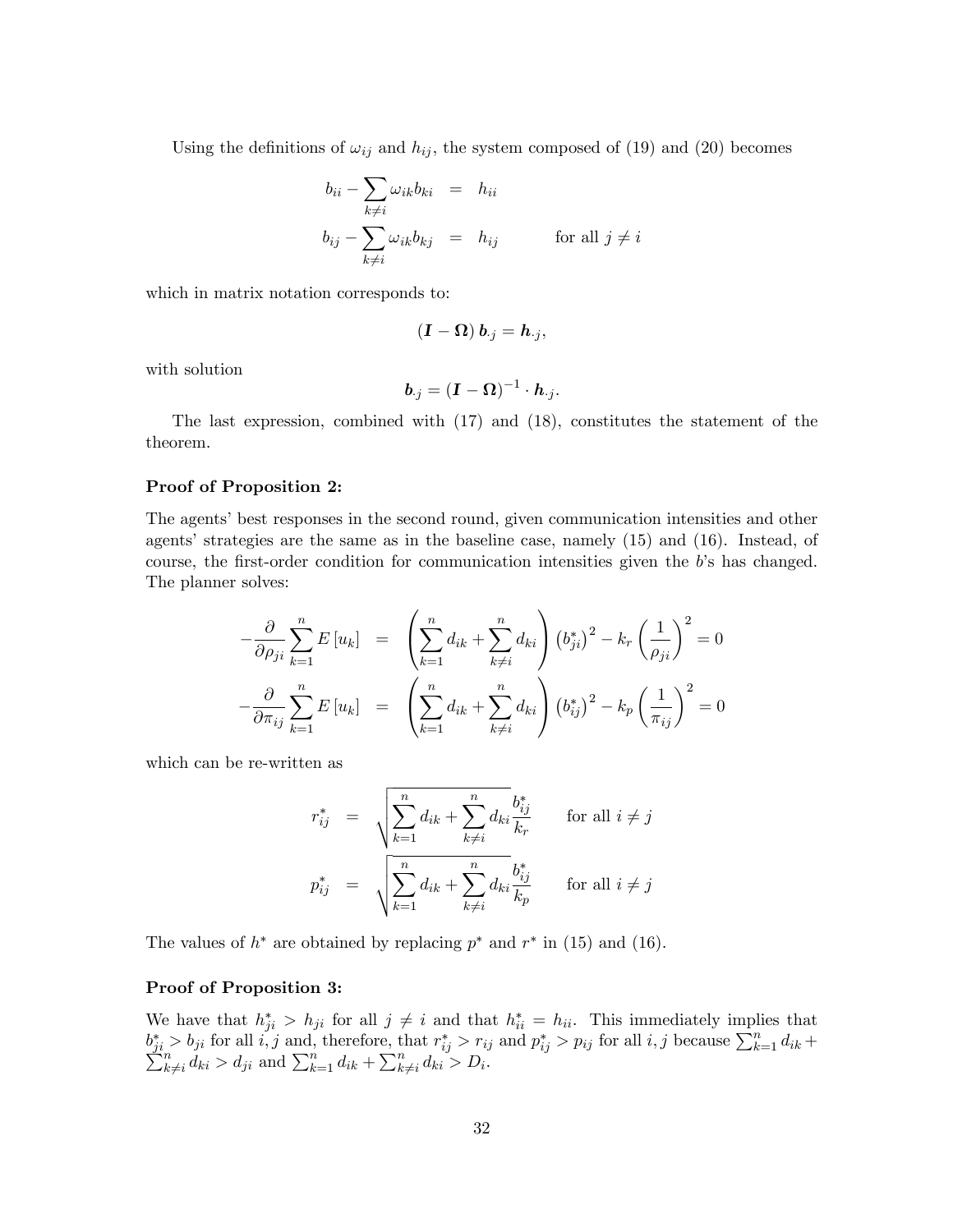Using the definitions of $\omega_{ij}$ and $h_{ij}$, the system composed of (19) and (20) becomes

$$
\begin{aligned}
b_{ii} - \sum_{k \neq i} \omega_{ik} b_{ki} &= h_{ii} \\
b_{ij} - \sum_{k \neq i} \omega_{ik} b_{kj} &= h_{ij} \qquad \text{for all } j \neq i
\end{aligned}
$$

which in matrix notation corresponds to:

$$
(\boldsymbol{I} - \boldsymbol{\Omega})\, \boldsymbol{b}_{\cdot j} = \boldsymbol{h}_{\cdot j},
$$

with solution

$$
\boldsymbol{b}_{\cdot j} = (\boldsymbol{I} - \boldsymbol{\Omega})^{-1} \cdot \boldsymbol{h}_{\cdot j}.
$$

The last expression, combined with (17) and (18), constitutes the statement of the theorem.

**Proof of Proposition 2:**

The agents' best responses in the second round, given communication intensities and other agents' strategies are the same as in the baseline case, namely (15) and (16). Instead, of course, the first-order condition for communication intensities given the $b$'s has changed. The planner solves:

$$
\begin{aligned}
-\frac{\partial}{\partial \rho_{ji}} \sum_{k=1}^{n} E\left[u_k\right] &= \left( \sum_{k=1}^{n} d_{ik} + \sum_{k \neq i}^{n} d_{ki} \right) \left(b_{ji}^{*}\right)^2 - k_r \left(\frac{1}{\rho_{ji}}\right)^2 = 0 \\
-\frac{\partial}{\partial \pi_{ij}} \sum_{k=1}^{n} E\left[u_k\right] &= \left( \sum_{k=1}^{n} d_{ik} + \sum_{k \neq i}^{n} d_{ki} \right) \left(b_{ij}^{*}\right)^2 - k_p \left(\frac{1}{\pi_{ij}}\right)^2 = 0
\end{aligned}
$$

which can be re-written as

$$
\begin{aligned}
r_{ij}^{*} &= \sqrt{\sum_{k=1}^{n} d_{ik} + \sum_{k \neq i}^{n} d_{ki}} \frac{b_{ij}^{*}}{k_r} \qquad \text{for all } i \neq j \\
p_{ij}^{*} &= \sqrt{\sum_{k=1}^{n} d_{ik} + \sum_{k \neq i}^{n} d_{ki}} \frac{b_{ij}^{*}}{k_p} \qquad \text{for all } i \neq j
\end{aligned}
$$

The values of $h^*$ are obtained by replacing $p^*$ and $r^*$ in (15) and (16).

**Proof of Proposition 3:**

We have that $h_{ji}^{*} > h_{ji}$ for all $j \neq i$ and that $h_{ii}^{*} = h_{ii}$. This immediately implies that $b_{ji}^{*} > b_{ji}$ for all $i, j$ and, therefore, that $r_{ij}^{*} > r_{ij}$ and $p_{ij}^{*} > p_{ij}$ for all $i, j$ because $\sum_{k=1}^{n} d_{ik} + \sum_{k \neq i}^{n} d_{ki} > d_{ji}$ and $\sum_{k=1}^{n} d_{ik} + \sum_{k \neq i}^{n} d_{ki} > D_i$.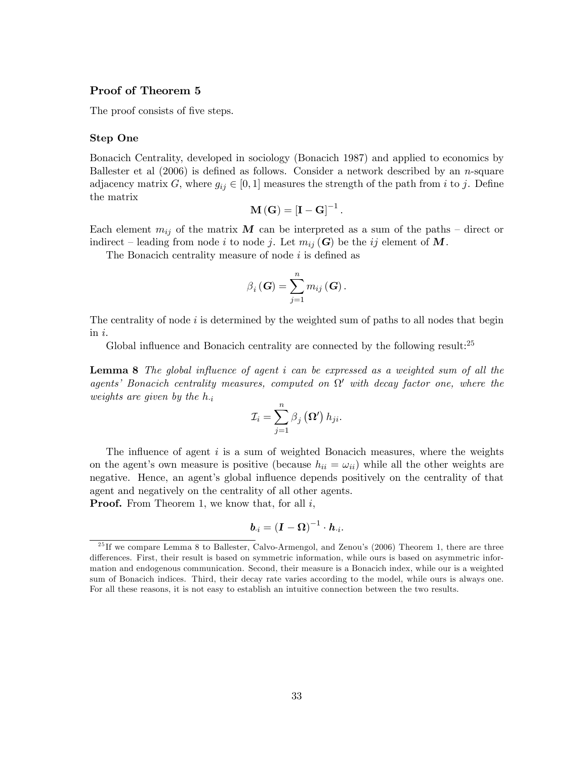### Proof of Theorem 5

The proof consists of five steps.

#### Step One

Bonacich Centrality, developed in sociology (Bonacich 1987) and applied to economics by Ballester et al (2006) is defined as follows. Consider a network described by an $n$-square adjacency matrix $G$, where $g_{ij} \in [0,1]$ measures the strength of the path from $i$ to $j$. Define the matrix

$$\mathbf{M}(\mathbf{G}) = [\mathbf{I} - \mathbf{G}]^{-1}.$$

Each element $m_{ij}$ of the matrix $\boldsymbol{M}$ can be interpreted as a sum of the paths – direct or indirect – leading from node $i$ to node $j$. Let $m_{ij}(\boldsymbol{G})$ be the $ij$ element of $\boldsymbol{M}$.

The Bonacich centrality measure of node $i$ is defined as

$$\beta_i(\boldsymbol{G}) = \sum_{j=1}^{n} m_{ij}(\boldsymbol{G}).$$

The centrality of node $i$ is determined by the weighted sum of paths to all nodes that begin in $i$.

Global influence and Bonacich centrality are connected by the following result:[25]

**Lemma 8** *The global influence of agent $i$ can be expressed as a weighted sum of all the agents' Bonacich centrality measures, computed on $\Omega'$ with decay factor one, where the weights are given by the $h_{\cdot i}$*

$$\mathcal{I}_i = \sum_{j=1}^{n} \beta_j(\boldsymbol{\Omega}') h_{ji}.$$

The influence of agent $i$ is a sum of weighted Bonacich measures, where the weights on the agent's own measure is positive (because $h_{ii} = \omega_{ii}$) while all the other weights are negative. Hence, an agent's global influence depends positively on the centrality of that agent and negatively on the centrality of all other agents.

**Proof.** From Theorem 1, we know that, for all $i$,

$$\boldsymbol{b}_{\cdot i} = (\boldsymbol{I} - \boldsymbol{\Omega})^{-1} \cdot \boldsymbol{h}_{\cdot i}.$$

[25] If we compare Lemma 8 to Ballester, Calvo-Armengol, and Zenou's (2006) Theorem 1, there are three differences. First, their result is based on symmetric information, while ours is based on asymmetric information and endogenous communication. Second, their measure is a Bonacich index, while our is a weighted sum of Bonacich indices. Third, their decay rate varies according to the model, while ours is always one. For all these reasons, it is not easy to establish an intuitive connection between the two results.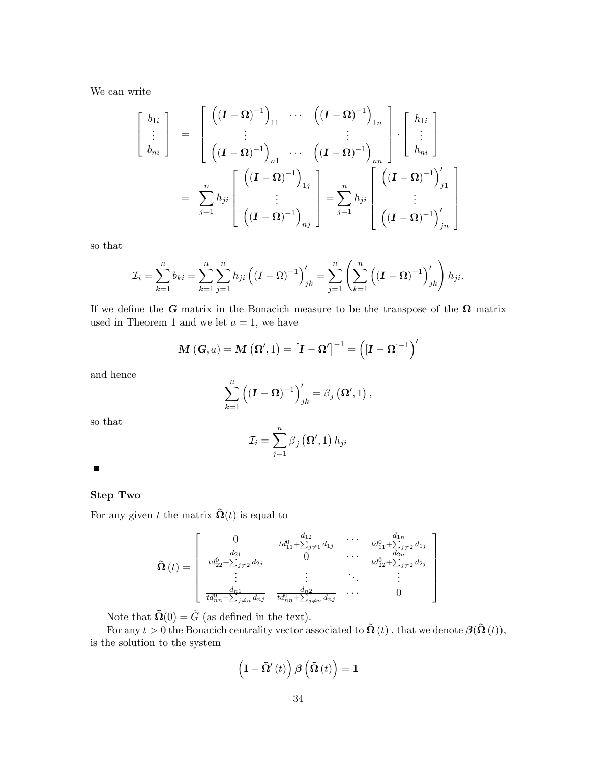We can write

$$
\begin{bmatrix} b_{1i} \\ \vdots \\ b_{ni} \end{bmatrix} = \begin{bmatrix} \left((\boldsymbol{I}-\boldsymbol{\Omega})^{-1}\right)_{11} & \cdots & \left((\boldsymbol{I}-\boldsymbol{\Omega})^{-1}\right)_{1n} \\ \vdots & & \vdots \\ \left((\boldsymbol{I}-\boldsymbol{\Omega})^{-1}\right)_{n1} & \cdots & \left((\boldsymbol{I}-\boldsymbol{\Omega})^{-1}\right)_{nn} \end{bmatrix} \cdot \begin{bmatrix} h_{1i} \\ \vdots \\ h_{ni} \end{bmatrix}
$$

$$
= \sum_{j=1}^{n} h_{ji} \begin{bmatrix} \left((\boldsymbol{I}-\boldsymbol{\Omega})^{-1}\right)_{1j} \\ \vdots \\ \left((\boldsymbol{I}-\boldsymbol{\Omega})^{-1}\right)_{nj} \end{bmatrix} = \sum_{j=1}^{n} h_{ji} \begin{bmatrix} \left((\boldsymbol{I}-\boldsymbol{\Omega})^{-1}\right)'_{j1} \\ \vdots \\ \left((\boldsymbol{I}-\boldsymbol{\Omega})^{-1}\right)'_{jn} \end{bmatrix}
$$

so that

$$
\mathcal{I}_i = \sum_{k=1}^{n} b_{ki} = \sum_{k=1}^{n}\sum_{j=1}^{n} h_{ji} \left((I-\Omega)^{-1}\right)'_{jk} = \sum_{j=1}^{n} \left( \sum_{k=1}^{n} \left((\boldsymbol{I}-\boldsymbol{\Omega})^{-1}\right)'_{jk} \right) h_{ji}.
$$

If we define the $\boldsymbol{G}$ matrix in the Bonacich measure to be the transpose of the $\boldsymbol{\Omega}$ matrix used in Theorem 1 and we let $a = 1$, we have

$$
\boldsymbol{M}(\boldsymbol{G}, a) = \boldsymbol{M}(\boldsymbol{\Omega}', 1) = \left[\boldsymbol{I}-\boldsymbol{\Omega}'\right]^{-1} = \left([\boldsymbol{I}-\boldsymbol{\Omega}]^{-1}\right)'
$$

and hence

$$
\sum_{k=1}^{n} \left((\boldsymbol{I}-\boldsymbol{\Omega})^{-1}\right)'_{jk} = \beta_j(\boldsymbol{\Omega}', 1),
$$

so that

$$
\mathcal{I}_i = \sum_{j=1}^{n} \beta_j(\boldsymbol{\Omega}', 1)\, h_{ji}
$$

■

**Step Two**

For any given $t$ the matrix $\tilde{\boldsymbol{\Omega}}(t)$ is equal to

$$
\tilde{\boldsymbol{\Omega}}(t) = \begin{bmatrix} 0 & \frac{d_{12}}{td^0_{11}+\sum_{j\neq 1} d_{1j}} & \cdots & \frac{d_{1n}}{td^0_{11}+\sum_{j\neq 2} d_{1j}} \\ \frac{d_{21}}{td^0_{22}+\sum_{j\neq 2} d_{2j}} & 0 & \cdots & \frac{d_{2n}}{td^0_{22}+\sum_{j\neq 2} d_{2j}} \\ \vdots & \vdots & \ddots & \vdots \\ \frac{d_{n1}}{td^0_{nn}+\sum_{j\neq n} d_{nj}} & \frac{d_{n2}}{td^0_{nn}+\sum_{j\neq n} d_{nj}} & \cdots & 0 \end{bmatrix}
$$

Note that $\tilde{\boldsymbol{\Omega}}(0) = \tilde{G}$ (as defined in the text).

For any $t > 0$ the Bonacich centrality vector associated to $\tilde{\boldsymbol{\Omega}}(t)$, that we denote $\boldsymbol{\beta}(\tilde{\boldsymbol{\Omega}}(t))$, is the solution to the system

$$
\left(\mathbf{I} - \tilde{\boldsymbol{\Omega}}'(t)\right) \boldsymbol{\beta}\left(\tilde{\boldsymbol{\Omega}}(t)\right) = \mathbf{1}
$$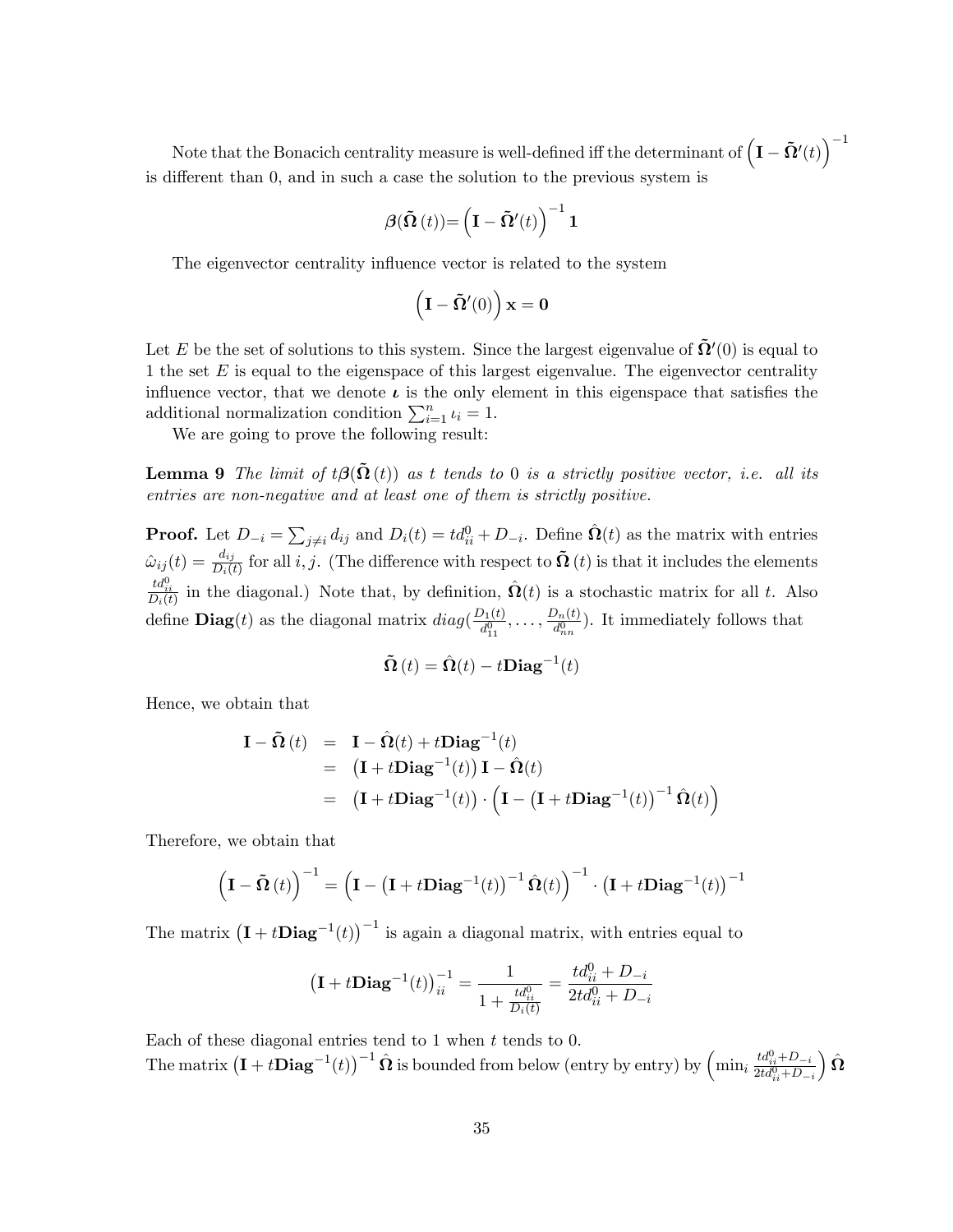Note that the Bonacich centrality measure is well-defined iff the determinant of $\left(\mathbf{I}-\tilde{\boldsymbol{\Omega}}'(t)\right)^{-1}$ is different than 0, and in such a case the solution to the previous system is

$$\boldsymbol{\beta}(\tilde{\boldsymbol{\Omega}}\,(t))=\left(\mathbf{I}-\tilde{\boldsymbol{\Omega}}'(t)\right)^{-1}\mathbf{1}$$

The eigenvector centrality influence vector is related to the system

$$\left(\mathbf{I}-\tilde{\boldsymbol{\Omega}}'(0)\right)\mathbf{x}=\mathbf{0}$$

Let $E$ be the set of solutions to this system. Since the largest eigenvalue of $\tilde{\boldsymbol{\Omega}}'(0)$ is equal to 1 the set $E$ is equal to the eigenspace of this largest eigenvalue. The eigenvector centrality influence vector, that we denote $\boldsymbol{\iota}$ is the only element in this eigenspace that satisfies the additional normalization condition $\sum_{i=1}^{n}\iota_i=1$.

We are going to prove the following result:

**Lemma 9** *The limit of $t\boldsymbol{\beta}(\tilde{\boldsymbol{\Omega}}\,(t))$ as $t$ tends to 0 is a strictly positive vector, i.e. all its entries are non-negative and at least one of them is strictly positive.*

**Proof.** Let $D_{-i}=\sum_{j\neq i}d_{ij}$ and $D_i(t)=td_{ii}^0+D_{-i}$. Define $\hat{\boldsymbol{\Omega}}(t)$ as the matrix with entries $\hat{\omega}_{ij}(t)=\frac{d_{ij}}{D_i(t)}$ for all $i,j$. (The difference with respect to $\tilde{\boldsymbol{\Omega}}\,(t)$ is that it includes the elements $\frac{td_{ii}^0}{D_i(t)}$ in the diagonal.) Note that, by definition, $\hat{\boldsymbol{\Omega}}(t)$ is a stochastic matrix for all $t$. Also define $\mathbf{Diag}(t)$ as the diagonal matrix $diag(\frac{D_1(t)}{d_{11}^0},\ldots,\frac{D_n(t)}{d_{nn}^0})$. It immediately follows that

$$\tilde{\boldsymbol{\Omega}}\,(t)=\hat{\boldsymbol{\Omega}}(t)-t\mathbf{Diag}^{-1}(t)$$

Hence, we obtain that

$$\begin{aligned}
\mathbf{I}-\tilde{\boldsymbol{\Omega}}\,(t) &= \mathbf{I}-\hat{\boldsymbol{\Omega}}(t)+t\mathbf{Diag}^{-1}(t)\\
&= \left(\mathbf{I}+t\mathbf{Diag}^{-1}(t)\right)\mathbf{I}-\hat{\boldsymbol{\Omega}}(t)\\
&= \left(\mathbf{I}+t\mathbf{Diag}^{-1}(t)\right)\cdot\left(\mathbf{I}-\left(\mathbf{I}+t\mathbf{Diag}^{-1}(t)\right)^{-1}\hat{\boldsymbol{\Omega}}(t)\right)
\end{aligned}$$

Therefore, we obtain that

$$\left(\mathbf{I}-\tilde{\boldsymbol{\Omega}}\,(t)\right)^{-1}=\left(\mathbf{I}-\left(\mathbf{I}+t\mathbf{Diag}^{-1}(t)\right)^{-1}\hat{\boldsymbol{\Omega}}(t)\right)^{-1}\cdot\left(\mathbf{I}+t\mathbf{Diag}^{-1}(t)\right)^{-1}$$

The matrix $\left(\mathbf{I}+t\mathbf{Diag}^{-1}(t)\right)^{-1}$ is again a diagonal matrix, with entries equal to

$$\left(\mathbf{I}+t\mathbf{Diag}^{-1}(t)\right)_{ii}^{-1}=\frac{1}{1+\frac{td_{ii}^0}{D_i(t)}}=\frac{td_{ii}^0+D_{-i}}{2td_{ii}^0+D_{-i}}$$

Each of these diagonal entries tend to 1 when $t$ tends to 0.
The matrix $\left(\mathbf{I}+t\mathbf{Diag}^{-1}(t)\right)^{-1}\hat{\boldsymbol{\Omega}}$ is bounded from below (entry by entry) by $\left(\min_i\frac{td_{ii}^0+D_{-i}}{2td_{ii}^0+D_{-i}}\right)\hat{\boldsymbol{\Omega}}$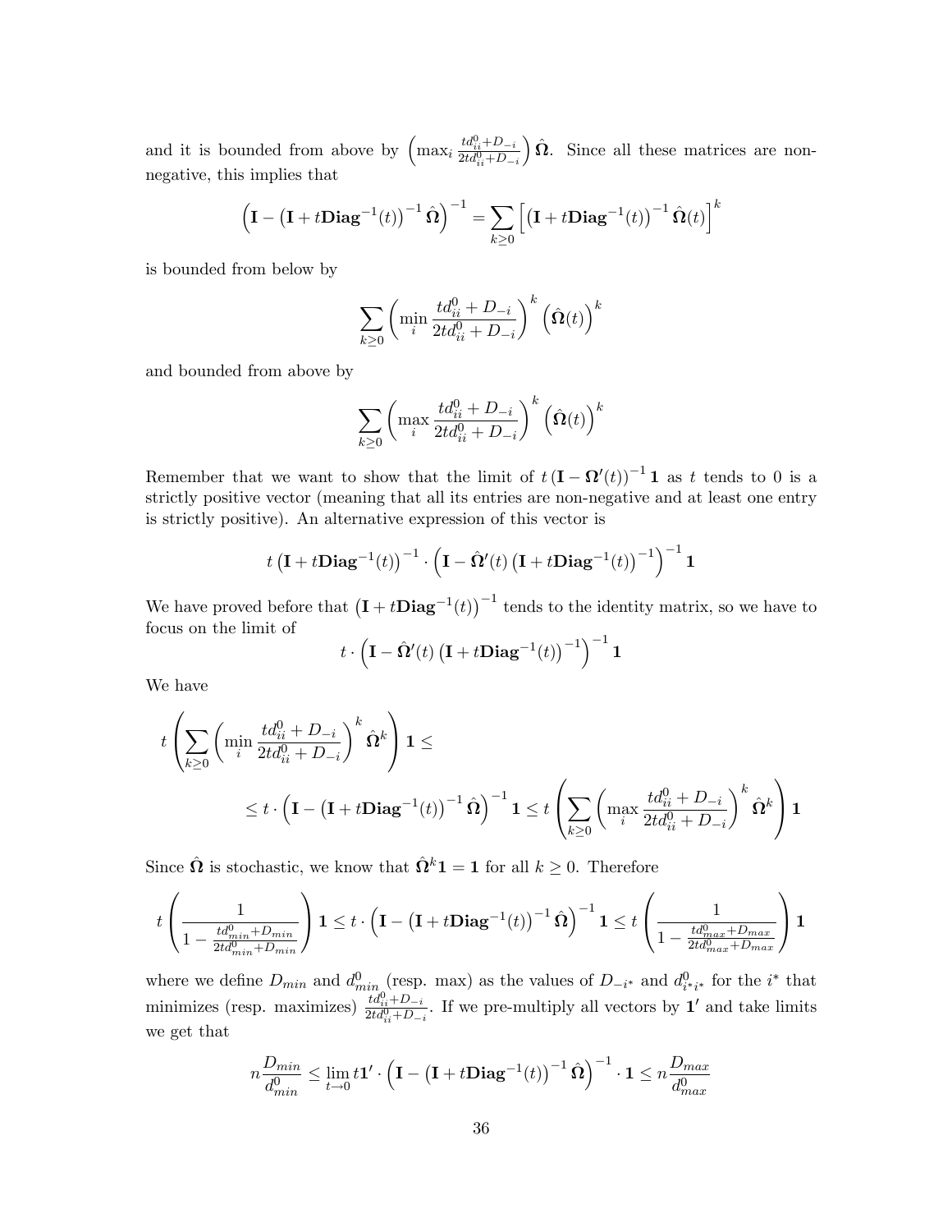and it is bounded from above by $\left(\max_i \frac{td^0_{ii}+D_{-i}}{2td^0_{ii}+D_{-i}}\right)\hat{\mathbf{\Omega}}$. Since all these matrices are non-negative, this implies that

$$\left(\mathbf{I}-\left(\mathbf{I}+t\mathbf{Diag}^{-1}(t)\right)^{-1}\hat{\mathbf{\Omega}}\right)^{-1}=\sum_{k\geq 0}\left[\left(\mathbf{I}+t\mathbf{Diag}^{-1}(t)\right)^{-1}\hat{\mathbf{\Omega}}(t)\right]^k$$

is bounded from below by

$$\sum_{k\geq 0}\left(\min_i \frac{td^0_{ii}+D_{-i}}{2td^0_{ii}+D_{-i}}\right)^k\left(\hat{\mathbf{\Omega}}(t)\right)^k$$

and bounded from above by

$$\sum_{k\geq 0}\left(\max_i \frac{td^0_{ii}+D_{-i}}{2td^0_{ii}+D_{-i}}\right)^k\left(\hat{\mathbf{\Omega}}(t)\right)^k$$

Remember that we want to show that the limit of $t\left(\mathbf{I}-\mathbf{\Omega'}(t)\right)^{-1}\mathbf{1}$ as $t$ tends to 0 is a strictly positive vector (meaning that all its entries are non-negative and at least one entry is strictly positive). An alternative expression of this vector is

$$t\left(\mathbf{I}+t\mathbf{Diag}^{-1}(t)\right)^{-1}\cdot\left(\mathbf{I}-\hat{\mathbf{\Omega}}'(t)\left(\mathbf{I}+t\mathbf{Diag}^{-1}(t)\right)^{-1}\right)^{-1}\mathbf{1}$$

We have proved before that $\left(\mathbf{I}+t\mathbf{Diag}^{-1}(t)\right)^{-1}$ tends to the identity matrix, so we have to focus on the limit of

$$t\cdot\left(\mathbf{I}-\hat{\mathbf{\Omega}}'(t)\left(\mathbf{I}+t\mathbf{Diag}^{-1}(t)\right)^{-1}\right)^{-1}\mathbf{1}$$

We have

$$t\left(\sum_{k\geq 0}\left(\min_i \frac{td^0_{ii}+D_{-i}}{2td^0_{ii}+D_{-i}}\right)^k\hat{\mathbf{\Omega}}^k\right)\mathbf{1}\leq$$

$$\leq t\cdot\left(\mathbf{I}-\left(\mathbf{I}+t\mathbf{Diag}^{-1}(t)\right)^{-1}\hat{\mathbf{\Omega}}\right)^{-1}\mathbf{1}\leq t\left(\sum_{k\geq 0}\left(\max_i \frac{td^0_{ii}+D_{-i}}{2td^0_{ii}+D_{-i}}\right)^k\hat{\mathbf{\Omega}}^k\right)\mathbf{1}$$

Since $\hat{\mathbf{\Omega}}$ is stochastic, we know that $\hat{\mathbf{\Omega}}^k\mathbf{1}=\mathbf{1}$ for all $k\geq 0$. Therefore

$$t\left(\frac{1}{1-\frac{td^0_{min}+D_{min}}{2td^0_{min}+D_{min}}}\right)\mathbf{1}\leq t\cdot\left(\mathbf{I}-\left(\mathbf{I}+t\mathbf{Diag}^{-1}(t)\right)^{-1}\hat{\mathbf{\Omega}}\right)^{-1}\mathbf{1}\leq t\left(\frac{1}{1-\frac{td^0_{max}+D_{max}}{2td^0_{max}+D_{max}}}\right)\mathbf{1}$$

where we define $D_{min}$ and $d^0_{min}$ (resp. max) as the values of $D_{-i^*}$ and $d^0_{i^*i^*}$ for the $i^*$ that minimizes (resp. maximizes) $\frac{td^0_{ii}+D_{-i}}{2td^0_{ii}+D_{-i}}$. If we pre-multiply all vectors by $\mathbf{1}'$ and take limits we get that

$$n\frac{D_{min}}{d^0_{min}}\leq\lim_{t\to 0}t\mathbf{1}'\cdot\left(\mathbf{I}-\left(\mathbf{I}+t\mathbf{Diag}^{-1}(t)\right)^{-1}\hat{\mathbf{\Omega}}\right)^{-1}\cdot\mathbf{1}\leq n\frac{D_{max}}{d^0_{max}}$$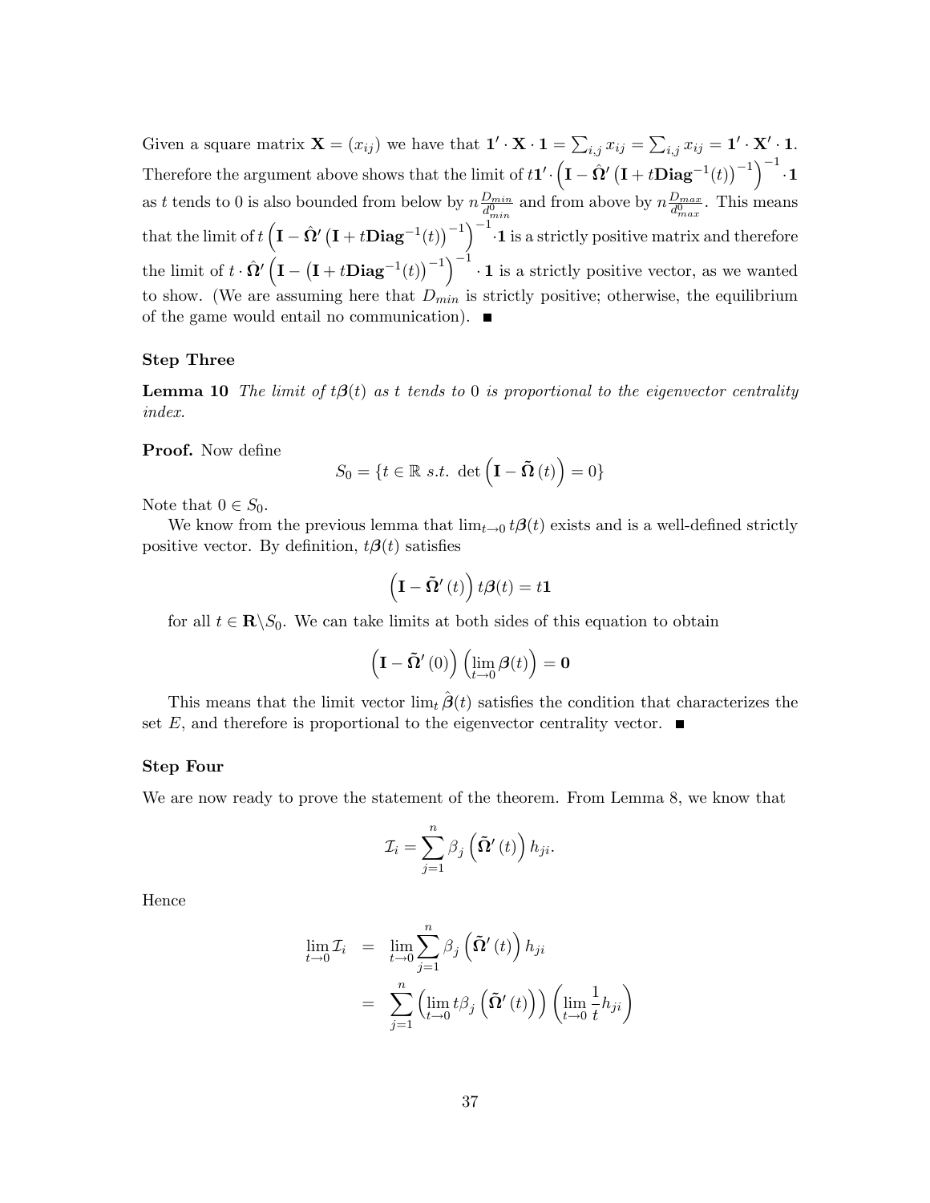Given a square matrix $\mathbf{X} = (x_{ij})$ we have that $\mathbf{1}' \cdot \mathbf{X} \cdot \mathbf{1} = \sum_{i,j} x_{ij} = \sum_{i,j} x_{ij} = \mathbf{1}' \cdot \mathbf{X}' \cdot \mathbf{1}$. Therefore the argument above shows that the limit of $t\mathbf{1}' \cdot \left(\mathbf{I} - \hat{\mathbf{\Omega}}' \left(\mathbf{I} + t\mathbf{Diag}^{-1}(t)\right)^{-1}\right)^{-1} \cdot \mathbf{1}$ as $t$ tends to 0 is also bounded from below by $n\frac{D_{min}}{d^0_{min}}$ and from above by $n\frac{D_{max}}{d^0_{max}}$. This means that the limit of $t\left(\mathbf{I} - \hat{\mathbf{\Omega}}' \left(\mathbf{I} + t\mathbf{Diag}^{-1}(t)\right)^{-1}\right)^{-1} \cdot \mathbf{1}$ is a strictly positive matrix and therefore the limit of $t \cdot \hat{\mathbf{\Omega}}' \left(\mathbf{I} - \left(\mathbf{I} + t\mathbf{Diag}^{-1}(t)\right)^{-1}\right)^{-1} \cdot \mathbf{1}$ is a strictly positive vector, as we wanted to show. (We are assuming here that $D_{min}$ is strictly positive; otherwise, the equilibrium of the game would entail no communication). ■

### Step Three

**Lemma 10** *The limit of $t\boldsymbol{\beta}(t)$ as $t$ tends to 0 is proportional to the eigenvector centrality index.*

**Proof.** Now define

$$S_0 = \{t \in \mathbb{R} \text{ s.t. } \det\left(\mathbf{I} - \tilde{\mathbf{\Omega}}(t)\right) = 0\}$$

Note that $0 \in S_0$.

We know from the previous lemma that $\lim_{t\to 0} t\boldsymbol{\beta}(t)$ exists and is a well-defined strictly positive vector. By definition, $t\boldsymbol{\beta}(t)$ satisfies

$$\left(\mathbf{I} - \tilde{\mathbf{\Omega}}'(t)\right) t\boldsymbol{\beta}(t) = t\mathbf{1}$$

for all $t \in \mathbf{R} \backslash S_0$. We can take limits at both sides of this equation to obtain

$$\left(\mathbf{I} - \tilde{\mathbf{\Omega}}'(0)\right)\left(\lim_{t\to 0} \boldsymbol{\beta}(t)\right) = \mathbf{0}$$

This means that the limit vector $\lim_t \hat{\boldsymbol{\beta}}(t)$ satisfies the condition that characterizes the set $E$, and therefore is proportional to the eigenvector centrality vector. ■

### Step Four

We are now ready to prove the statement of the theorem. From Lemma 8, we know that

$$\mathcal{I}_i = \sum_{j=1}^{n} \beta_j \left(\tilde{\mathbf{\Omega}}'(t)\right) h_{ji}.$$

Hence

$$\begin{aligned}
\lim_{t\to 0} \mathcal{I}_i &= \lim_{t\to 0} \sum_{j=1}^{n} \beta_j \left(\tilde{\mathbf{\Omega}}'(t)\right) h_{ji} \\
&= \sum_{j=1}^{n} \left(\lim_{t\to 0} t\beta_j \left(\tilde{\mathbf{\Omega}}'(t)\right)\right)\left(\lim_{t\to 0} \frac{1}{t} h_{ji}\right)
\end{aligned}$$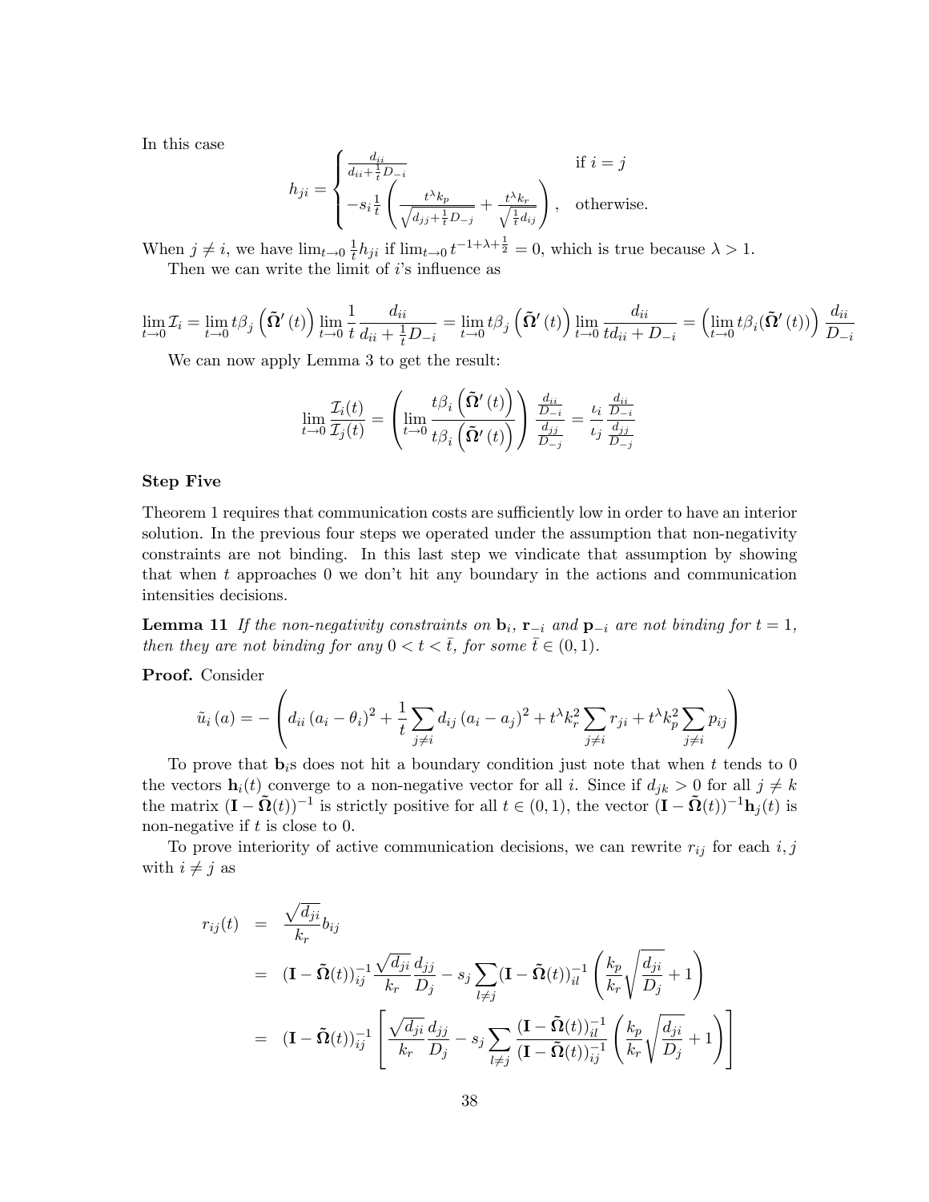In this case

$$h_{ji} = \begin{cases} \frac{d_{ii}}{d_{ii}+\frac{1}{t}D_{-i}} & \text{if } i = j \\ -s_i \frac{1}{t}\left(\frac{t^{\lambda}k_p}{\sqrt{d_{jj}+\frac{1}{t}D_{-j}}} + \frac{t^{\lambda}k_r}{\sqrt{\frac{1}{t}d_{ij}}}\right), & \text{otherwise.} \end{cases}$$

When $j \neq i$, we have $\lim_{t\to 0} \frac{1}{t} h_{ji}$ if $\lim_{t\to 0} t^{-1+\lambda+\frac{1}{2}} = 0$, which is true because $\lambda > 1$.

Then we can write the limit of $i$'s influence as

$$\lim_{t\to 0} \mathcal{I}_i = \lim_{t\to 0} t\beta_j\left(\tilde{\mathbf{\Omega}}'(t)\right) \lim_{t\to 0} \frac{1}{t}\frac{d_{ii}}{d_{ii}+\frac{1}{t}D_{-i}} = \lim_{t\to 0} t\beta_j\left(\tilde{\mathbf{\Omega}}'(t)\right) \lim_{t\to 0} \frac{d_{ii}}{td_{ii}+D_{-i}} = \left(\lim_{t\to 0} t\beta_i(\tilde{\mathbf{\Omega}}'(t))\right)\frac{d_{ii}}{D_{-i}}$$

We can now apply Lemma 3 to get the result:

$$\lim_{t\to 0}\frac{\mathcal{I}_i(t)}{\mathcal{I}_j(t)} = \left(\lim_{t\to 0}\frac{t\beta_i\left(\tilde{\mathbf{\Omega}}'(t)\right)}{t\beta_i\left(\tilde{\mathbf{\Omega}}'(t)\right)}\right)\frac{\frac{d_{ii}}{D_{-i}}}{\frac{d_{jj}}{D_{-j}}} = \frac{\iota_i}{\iota_j}\frac{\frac{d_{ii}}{D_{-i}}}{\frac{d_{jj}}{D_{-j}}}$$

**Step Five**

Theorem 1 requires that communication costs are sufficiently low in order to have an interior solution. In the previous four steps we operated under the assumption that non-negativity constraints are not binding. In this last step we vindicate that assumption by showing that when $t$ approaches 0 we don't hit any boundary in the actions and communication intensities decisions.

**Lemma 11** *If the non-negativity constraints on $\mathbf{b}_i$, $\mathbf{r}_{-i}$ and $\mathbf{p}_{-i}$ are not binding for $t = 1$, then they are not binding for any $0 < t < \bar{t}$, for some $\bar{t} \in (0,1)$.*

**Proof.** Consider

$$\tilde{u}_i(a) = -\left(d_{ii}(a_i-\theta_i)^2 + \frac{1}{t}\sum_{j\neq i} d_{ij}(a_i-a_j)^2 + t^{\lambda}k_r^2\sum_{j\neq i} r_{ji} + t^{\lambda}k_p^2\sum_{j\neq i} p_{ij}\right)$$

To prove that $\mathbf{b}_i$s does not hit a boundary condition just note that when $t$ tends to 0 the vectors $\mathbf{h}_i(t)$ converge to a non-negative vector for all $i$. Since if $d_{jk} > 0$ for all $j \neq k$ the matrix $(\mathbf{I} - \tilde{\mathbf{\Omega}}(t))^{-1}$ is strictly positive for all $t \in (0,1)$, the vector $(\mathbf{I} - \tilde{\mathbf{\Omega}}(t))^{-1}\mathbf{h}_j(t)$ is non-negative if $t$ is close to 0.

To prove interiority of active communication decisions, we can rewrite $r_{ij}$ for each $i, j$ with $i \neq j$ as

$$\begin{aligned} r_{ij}(t) &= \frac{\sqrt{d_{ji}}}{k_r}b_{ij} \\ &= (\mathbf{I} - \tilde{\mathbf{\Omega}}(t))^{-1}_{ij}\frac{\sqrt{d_{ji}}}{k_r}\frac{d_{jj}}{D_j} - s_j\sum_{l\neq j}(\mathbf{I} - \tilde{\mathbf{\Omega}}(t))^{-1}_{il}\left(\frac{k_p}{k_r}\sqrt{\frac{d_{ji}}{D_j}}+1\right) \\ &= (\mathbf{I} - \tilde{\mathbf{\Omega}}(t))^{-1}_{ij}\left[\frac{\sqrt{d_{ji}}}{k_r}\frac{d_{jj}}{D_j} - s_j\sum_{l\neq j}\frac{(\mathbf{I} - \tilde{\mathbf{\Omega}}(t))^{-1}_{il}}{(\mathbf{I} - \tilde{\mathbf{\Omega}}(t))^{-1}_{ij}}\left(\frac{k_p}{k_r}\sqrt{\frac{d_{ji}}{D_j}}+1\right)\right] \end{aligned}$$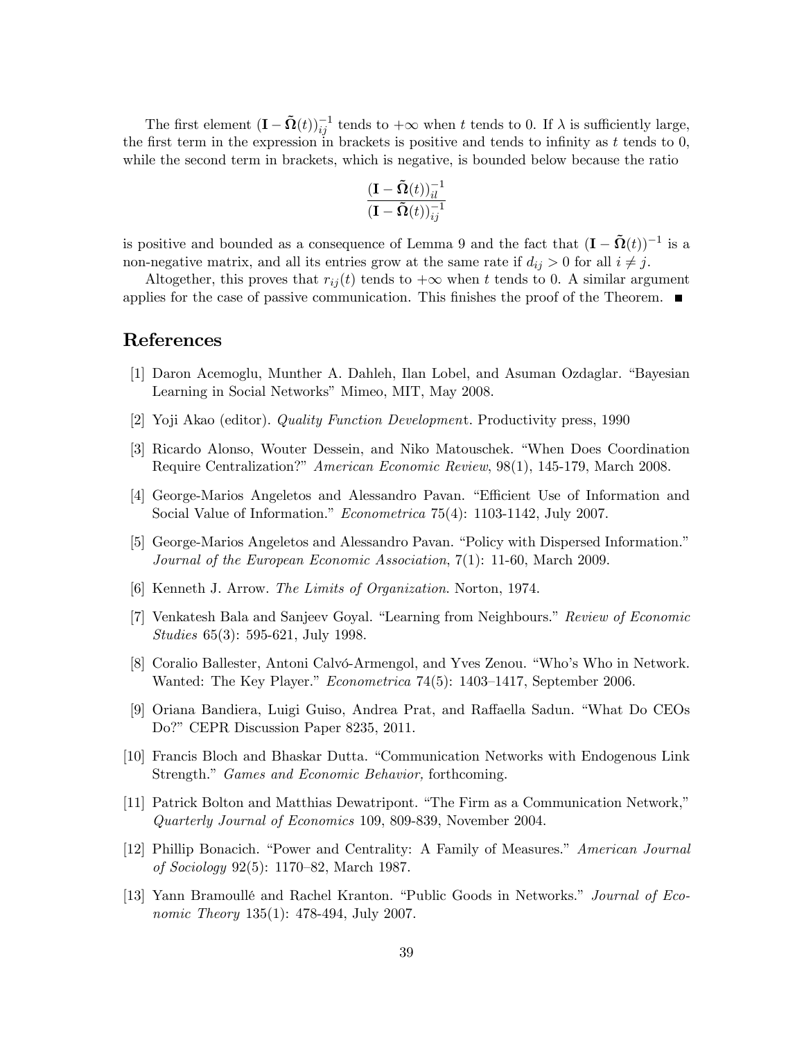The first element $(\mathbf{I} - \tilde{\mathbf{\Omega}}(t))_{ij}^{-1}$ tends to $+\infty$ when $t$ tends to 0. If $\lambda$ is sufficiently large, the first term in the expression in brackets is positive and tends to infinity as $t$ tends to 0, while the second term in brackets, which is negative, is bounded below because the ratio

$$\frac{(\mathbf{I} - \tilde{\mathbf{\Omega}}(t))_{il}^{-1}}{(\mathbf{I} - \tilde{\mathbf{\Omega}}(t))_{ij}^{-1}}$$

is positive and bounded as a consequence of Lemma 9 and the fact that $(\mathbf{I} - \tilde{\mathbf{\Omega}}(t))^{-1}$ is a non-negative matrix, and all its entries grow at the same rate if $d_{ij} > 0$ for all $i \neq j$.

Altogether, this proves that $r_{ij}(t)$ tends to $+\infty$ when $t$ tends to 0. A similar argument applies for the case of passive communication. This finishes the proof of the Theorem. ■

## References

[1] Daron Acemoglu, Munther A. Dahleh, Ilan Lobel, and Asuman Ozdaglar. "Bayesian Learning in Social Networks" Mimeo, MIT, May 2008.

[2] Yoji Akao (editor). *Quality Function Development*. Productivity press, 1990

[3] Ricardo Alonso, Wouter Dessein, and Niko Matouschek. "When Does Coordination Require Centralization?" *American Economic Review*, 98(1), 145-179, March 2008.

[4] George-Marios Angeletos and Alessandro Pavan. "Efficient Use of Information and Social Value of Information." *Econometrica* 75(4): 1103-1142, July 2007.

[5] George-Marios Angeletos and Alessandro Pavan. "Policy with Dispersed Information." *Journal of the European Economic Association*, 7(1): 11-60, March 2009.

[6] Kenneth J. Arrow. *The Limits of Organization*. Norton, 1974.

[7] Venkatesh Bala and Sanjeev Goyal. "Learning from Neighbours." *Review of Economic Studies* 65(3): 595-621, July 1998.

[8] Coralio Ballester, Antoni Calvó-Armengol, and Yves Zenou. "Who's Who in Network. Wanted: The Key Player." *Econometrica* 74(5): 1403–1417, September 2006.

[9] Oriana Bandiera, Luigi Guiso, Andrea Prat, and Raffaella Sadun. "What Do CEOs Do?" CEPR Discussion Paper 8235, 2011.

[10] Francis Bloch and Bhaskar Dutta. "Communication Networks with Endogenous Link Strength." *Games and Economic Behavior,* forthcoming.

[11] Patrick Bolton and Matthias Dewatripont. "The Firm as a Communication Network," *Quarterly Journal of Economics* 109, 809-839, November 2004.

[12] Phillip Bonacich. "Power and Centrality: A Family of Measures." *American Journal of Sociology* 92(5): 1170–82, March 1987.

[13] Yann Bramoullé and Rachel Kranton. "Public Goods in Networks." *Journal of Economic Theory* 135(1): 478-494, July 2007.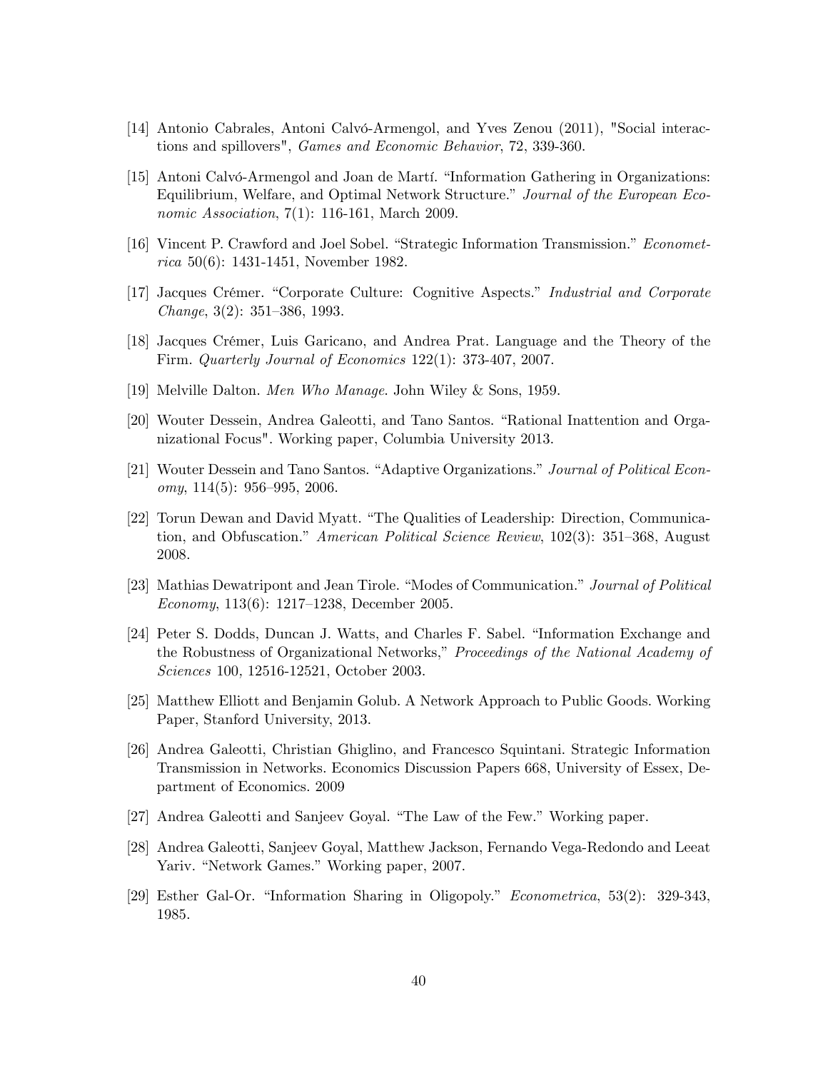[14] Antonio Cabrales, Antoni Calvó-Armengol, and Yves Zenou (2011), "Social interactions and spillovers", *Games and Economic Behavior*, 72, 339-360.

[15] Antoni Calvó-Armengol and Joan de Martí. "Information Gathering in Organizations: Equilibrium, Welfare, and Optimal Network Structure." *Journal of the European Economic Association*, 7(1): 116-161, March 2009.

[16] Vincent P. Crawford and Joel Sobel. "Strategic Information Transmission." *Econometrica* 50(6): 1431-1451, November 1982.

[17] Jacques Crémer. "Corporate Culture: Cognitive Aspects." *Industrial and Corporate Change*, 3(2): 351–386, 1993.

[18] Jacques Crémer, Luis Garicano, and Andrea Prat. Language and the Theory of the Firm. *Quarterly Journal of Economics* 122(1): 373-407, 2007.

[19] Melville Dalton. *Men Who Manage*. John Wiley & Sons, 1959.

[20] Wouter Dessein, Andrea Galeotti, and Tano Santos. "Rational Inattention and Organizational Focus". Working paper, Columbia University 2013.

[21] Wouter Dessein and Tano Santos. "Adaptive Organizations." *Journal of Political Economy*, 114(5): 956–995, 2006.

[22] Torun Dewan and David Myatt. "The Qualities of Leadership: Direction, Communication, and Obfuscation." *American Political Science Review*, 102(3): 351–368, August 2008.

[23] Mathias Dewatripont and Jean Tirole. "Modes of Communication." *Journal of Political Economy*, 113(6): 1217–1238, December 2005.

[24] Peter S. Dodds, Duncan J. Watts, and Charles F. Sabel. "Information Exchange and the Robustness of Organizational Networks," *Proceedings of the National Academy of Sciences* 100, 12516-12521, October 2003.

[25] Matthew Elliott and Benjamin Golub. A Network Approach to Public Goods. Working Paper, Stanford University, 2013.

[26] Andrea Galeotti, Christian Ghiglino, and Francesco Squintani. Strategic Information Transmission in Networks. Economics Discussion Papers 668, University of Essex, Department of Economics. 2009

[27] Andrea Galeotti and Sanjeev Goyal. "The Law of the Few." Working paper.

[28] Andrea Galeotti, Sanjeev Goyal, Matthew Jackson, Fernando Vega-Redondo and Leeat Yariv. "Network Games." Working paper, 2007.

[29] Esther Gal-Or. "Information Sharing in Oligopoly." *Econometrica*, 53(2): 329-343, 1985.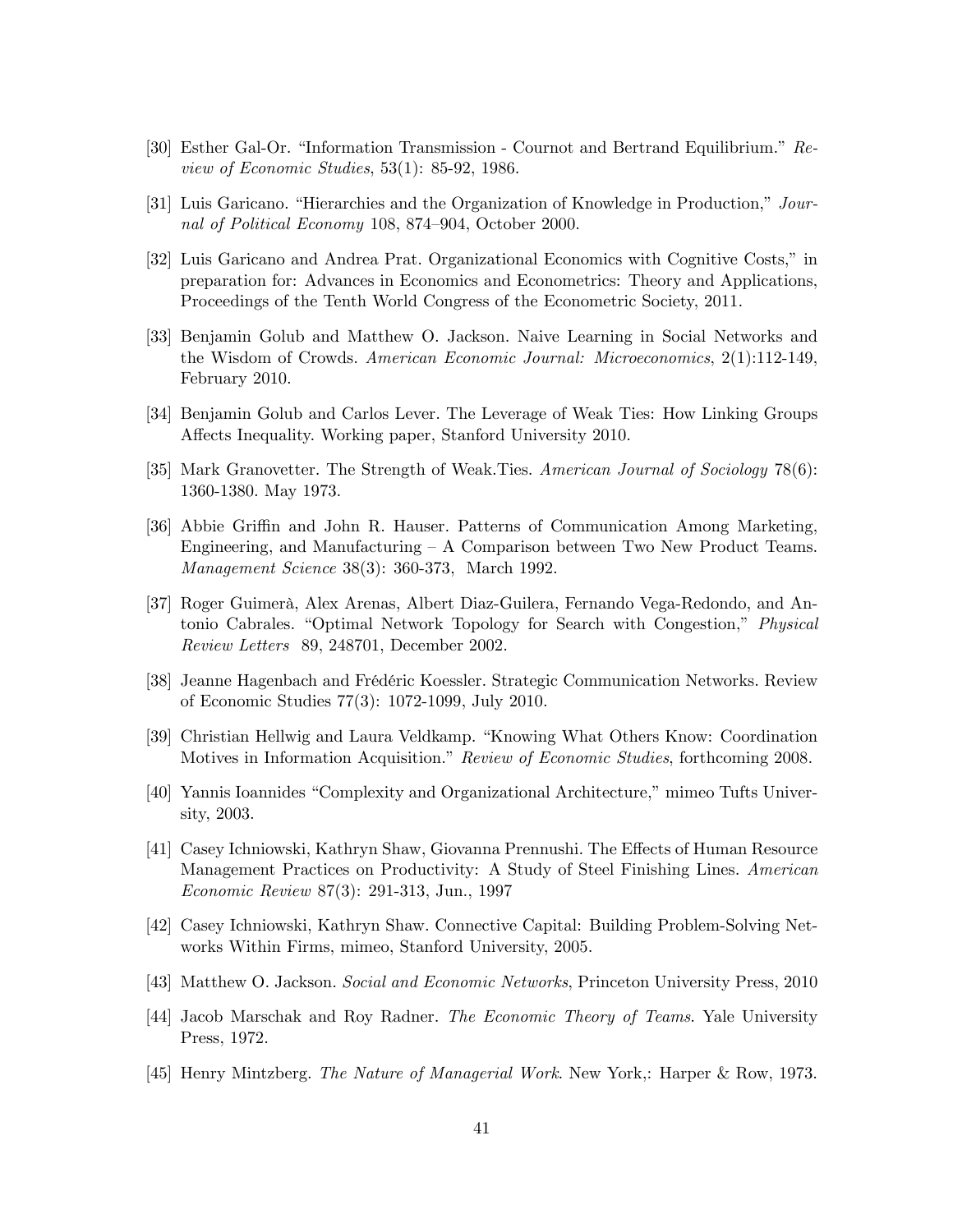[30] Esther Gal-Or. "Information Transmission - Cournot and Bertrand Equilibrium." *Review of Economic Studies*, 53(1): 85-92, 1986.

[31] Luis Garicano. "Hierarchies and the Organization of Knowledge in Production," *Journal of Political Economy* 108, 874–904, October 2000.

[32] Luis Garicano and Andrea Prat. Organizational Economics with Cognitive Costs," in preparation for: Advances in Economics and Econometrics: Theory and Applications, Proceedings of the Tenth World Congress of the Econometric Society, 2011.

[33] Benjamin Golub and Matthew O. Jackson. Naive Learning in Social Networks and the Wisdom of Crowds. *American Economic Journal: Microeconomics*, 2(1):112-149, February 2010.

[34] Benjamin Golub and Carlos Lever. The Leverage of Weak Ties: How Linking Groups Affects Inequality. Working paper, Stanford University 2010.

[35] Mark Granovetter. The Strength of Weak.Ties. *American Journal of Sociology* 78(6): 1360-1380. May 1973.

[36] Abbie Griffin and John R. Hauser. Patterns of Communication Among Marketing, Engineering, and Manufacturing – A Comparison between Two New Product Teams. *Management Science* 38(3): 360-373, March 1992.

[37] Roger Guimerà, Alex Arenas, Albert Diaz-Guilera, Fernando Vega-Redondo, and Antonio Cabrales. "Optimal Network Topology for Search with Congestion," *Physical Review Letters* 89, 248701, December 2002.

[38] Jeanne Hagenbach and Frédéric Koessler. Strategic Communication Networks. Review of Economic Studies 77(3): 1072-1099, July 2010.

[39] Christian Hellwig and Laura Veldkamp. "Knowing What Others Know: Coordination Motives in Information Acquisition." *Review of Economic Studies*, forthcoming 2008.

[40] Yannis Ioannides "Complexity and Organizational Architecture," mimeo Tufts University, 2003.

[41] Casey Ichniowski, Kathryn Shaw, Giovanna Prennushi. The Effects of Human Resource Management Practices on Productivity: A Study of Steel Finishing Lines. *American Economic Review* 87(3): 291-313, Jun., 1997

[42] Casey Ichniowski, Kathryn Shaw. Connective Capital: Building Problem-Solving Networks Within Firms, mimeo, Stanford University, 2005.

[43] Matthew O. Jackson. *Social and Economic Networks*, Princeton University Press, 2010

[44] Jacob Marschak and Roy Radner. *The Economic Theory of Teams*. Yale University Press, 1972.

[45] Henry Mintzberg. *The Nature of Managerial Work*. New York,: Harper & Row, 1973.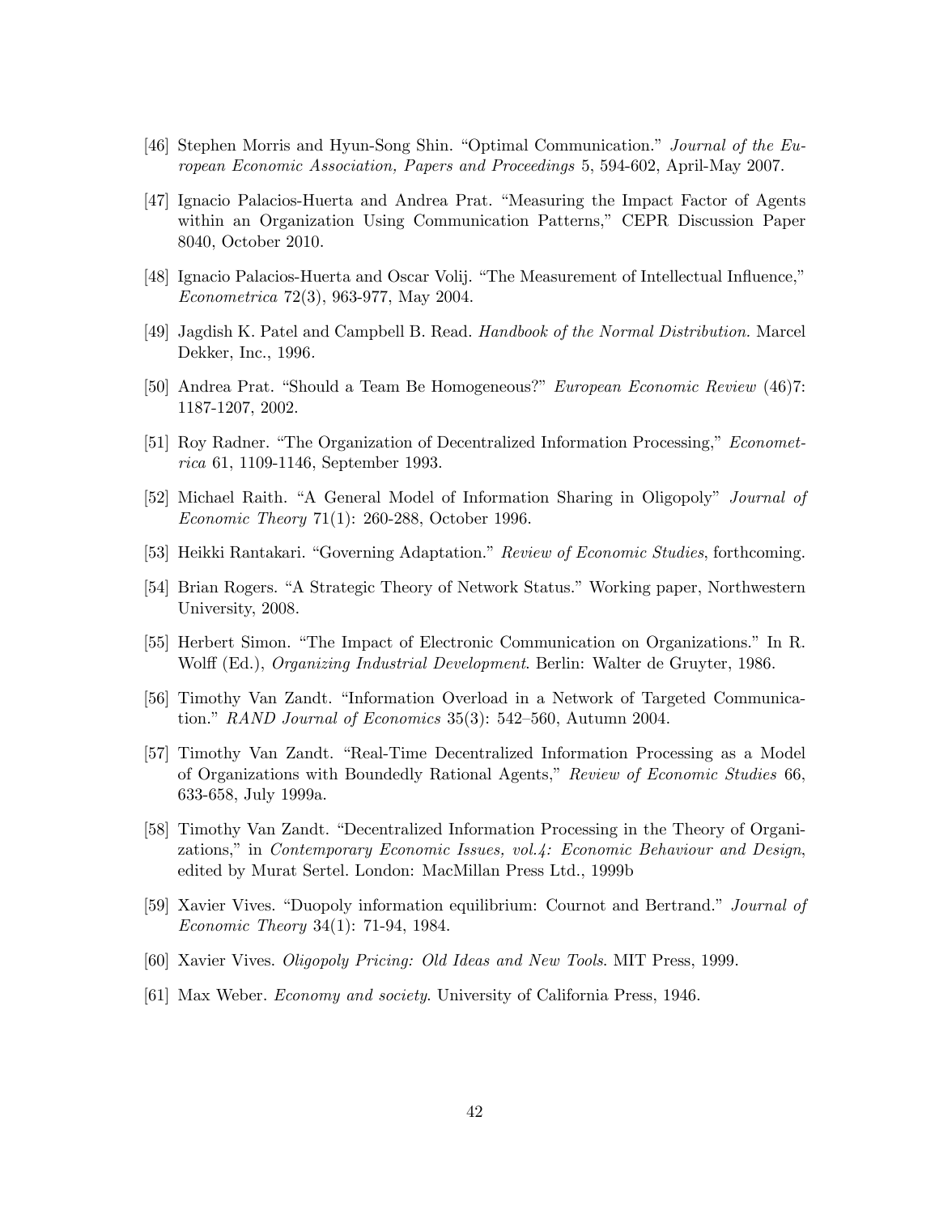[46] Stephen Morris and Hyun-Song Shin. "Optimal Communication." *Journal of the European Economic Association, Papers and Proceedings* 5, 594-602, April-May 2007.

[47] Ignacio Palacios-Huerta and Andrea Prat. "Measuring the Impact Factor of Agents within an Organization Using Communication Patterns," CEPR Discussion Paper 8040, October 2010.

[48] Ignacio Palacios-Huerta and Oscar Volij. "The Measurement of Intellectual Influence," *Econometrica* 72(3), 963-977, May 2004.

[49] Jagdish K. Patel and Campbell B. Read. *Handbook of the Normal Distribution.* Marcel Dekker, Inc., 1996.

[50] Andrea Prat. "Should a Team Be Homogeneous?" *European Economic Review* (46)7: 1187-1207, 2002.

[51] Roy Radner. "The Organization of Decentralized Information Processing," *Econometrica* 61, 1109-1146, September 1993.

[52] Michael Raith. "A General Model of Information Sharing in Oligopoly" *Journal of Economic Theory* 71(1): 260-288, October 1996.

[53] Heikki Rantakari. "Governing Adaptation." *Review of Economic Studies*, forthcoming.

[54] Brian Rogers. "A Strategic Theory of Network Status." Working paper, Northwestern University, 2008.

[55] Herbert Simon. "The Impact of Electronic Communication on Organizations." In R. Wolff (Ed.), *Organizing Industrial Development*. Berlin: Walter de Gruyter, 1986.

[56] Timothy Van Zandt. "Information Overload in a Network of Targeted Communication." *RAND Journal of Economics* 35(3): 542–560, Autumn 2004.

[57] Timothy Van Zandt. "Real-Time Decentralized Information Processing as a Model of Organizations with Boundedly Rational Agents," *Review of Economic Studies* 66, 633-658, July 1999a.

[58] Timothy Van Zandt. "Decentralized Information Processing in the Theory of Organizations," in *Contemporary Economic Issues, vol.4: Economic Behaviour and Design*, edited by Murat Sertel. London: MacMillan Press Ltd., 1999b

[59] Xavier Vives. "Duopoly information equilibrium: Cournot and Bertrand." *Journal of Economic Theory* 34(1): 71-94, 1984.

[60] Xavier Vives. *Oligopoly Pricing: Old Ideas and New Tools*. MIT Press, 1999.

[61] Max Weber. *Economy and society*. University of California Press, 1946.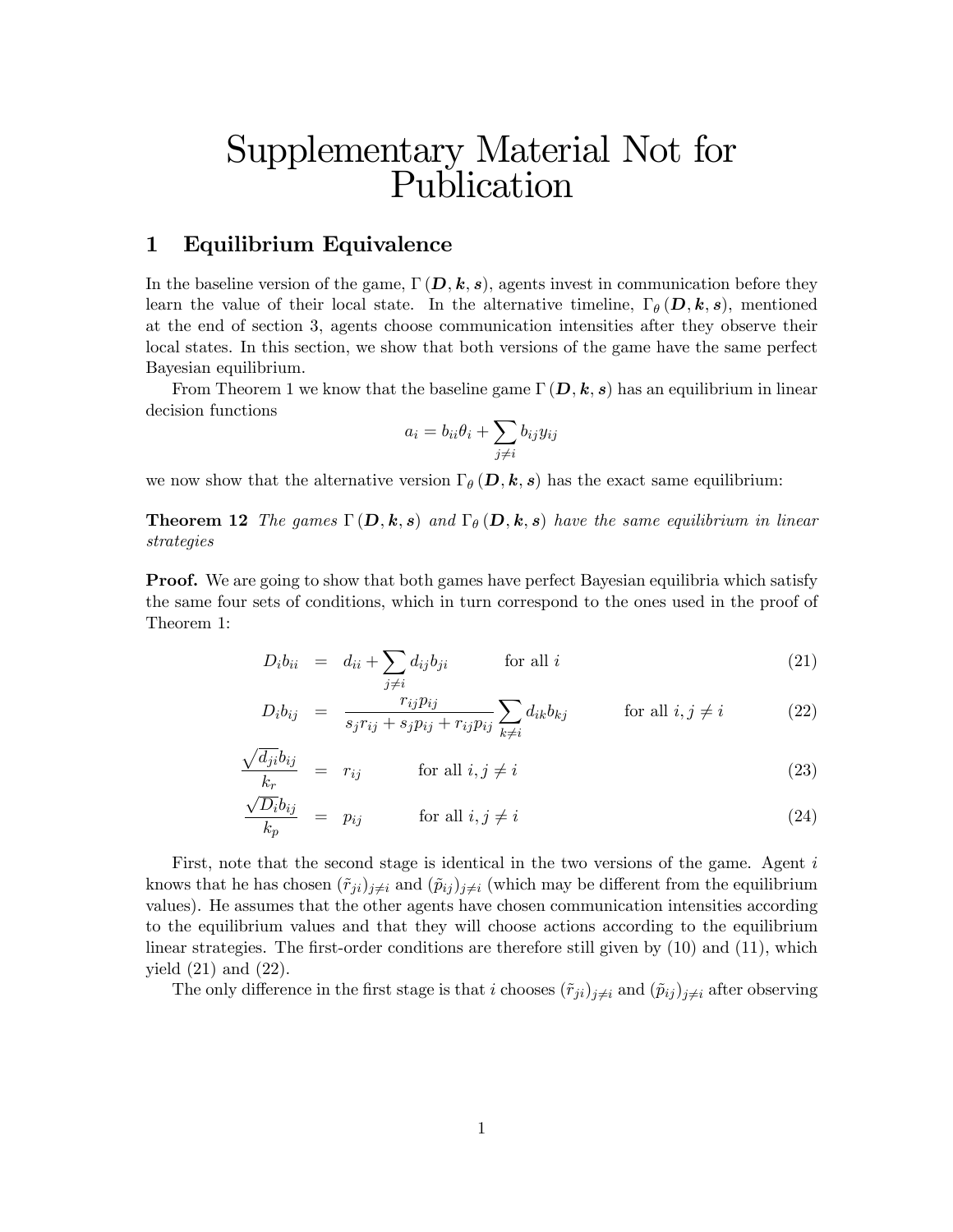# Supplementary Material Not for Publication

## 1 Equilibrium Equivalence

In the baseline version of the game, $\Gamma(\boldsymbol{D}, \boldsymbol{k}, \boldsymbol{s})$, agents invest in communication before they learn the value of their local state. In the alternative timeline, $\Gamma_\theta(\boldsymbol{D}, \boldsymbol{k}, \boldsymbol{s})$, mentioned at the end of section 3, agents choose communication intensities after they observe their local states. In this section, we show that both versions of the game have the same perfect Bayesian equilibrium.

From Theorem 1 we know that the baseline game $\Gamma(\boldsymbol{D}, \boldsymbol{k}, \boldsymbol{s})$ has an equilibrium in linear decision functions

$$a_i = b_{ii}\theta_i + \sum_{j \neq i} b_{ij} y_{ij}$$

we now show that the alternative version $\Gamma_\theta(\boldsymbol{D}, \boldsymbol{k}, \boldsymbol{s})$ has the exact same equilibrium:

**Theorem 12** *The games $\Gamma(\boldsymbol{D}, \boldsymbol{k}, \boldsymbol{s})$ and $\Gamma_\theta(\boldsymbol{D}, \boldsymbol{k}, \boldsymbol{s})$ have the same equilibrium in linear strategies*

**Proof.** We are going to show that both games have perfect Bayesian equilibria which satisfy the same four sets of conditions, which in turn correspond to the ones used in the proof of Theorem 1:

$$D_i b_{ii} = d_{ii} + \sum_{j \neq i} d_{ij} b_{ji} \qquad \text{for all } i \tag{21}$$

$$D_i b_{ij} = \frac{r_{ij} p_{ij}}{s_j r_{ij} + s_j p_{ij} + r_{ij} p_{ij}} \sum_{k \neq i} d_{ik} b_{kj} \qquad \text{for all } i, j \neq i \tag{22}$$

$$\frac{\sqrt{d_{ji}} b_{ij}}{k_r} = r_{ij} \qquad \text{for all } i, j \neq i \tag{23}$$

$$\frac{\sqrt{D_i} b_{ij}}{k_p} = p_{ij} \qquad \text{for all } i, j \neq i \tag{24}$$

First, note that the second stage is identical in the two versions of the game. Agent $i$ knows that he has chosen $(\tilde{r}_{ji})_{j \neq i}$ and $(\tilde{p}_{ij})_{j \neq i}$ (which may be different from the equilibrium values). He assumes that the other agents have chosen communication intensities according to the equilibrium values and that they will choose actions according to the equilibrium linear strategies. The first-order conditions are therefore still given by (10) and (11), which yield (21) and (22).

The only difference in the first stage is that $i$ chooses $(\tilde{r}_{ji})_{j \neq i}$ and $(\tilde{p}_{ij})_{j \neq i}$ after observing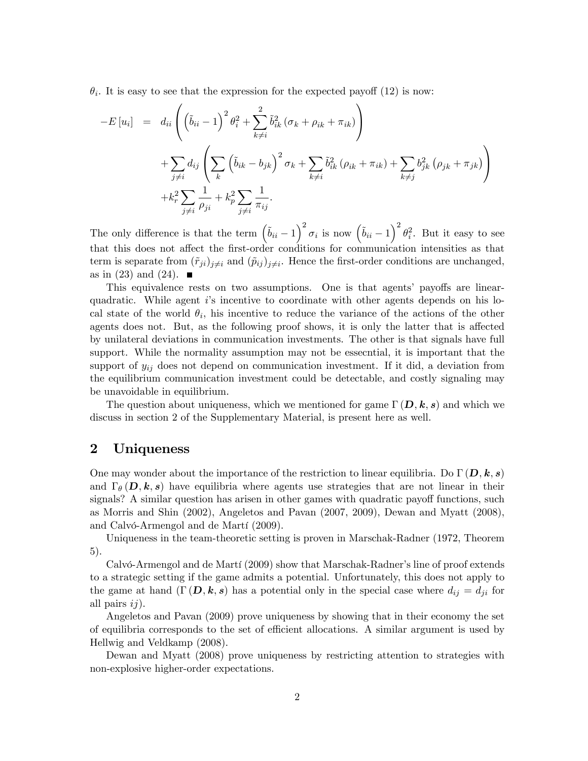$\theta_i$. It is easy to see that the expression for the expected payoff (12) is now:

$$
\begin{aligned}
-E\left[u_i\right] \;\; = \;\; & d_{ii}\left(\left(\tilde{b}_{ii}-1\right)^2\theta_i^2+\sum_{k\neq i}^{2}\tilde{b}_{ik}^2\left(\sigma_k+\rho_{ik}+\pi_{ik}\right)\right) \\
& +\sum_{j\neq i}d_{ij}\left(\sum_k\left(\tilde{b}_{ik}-b_{jk}\right)^2\sigma_k+\sum_{k\neq i}\tilde{b}_{ik}^2\left(\rho_{ik}+\pi_{ik}\right)+\sum_{k\neq j}b_{jk}^2\left(\rho_{jk}+\pi_{jk}\right)\right) \\
& +k_r^2\sum_{j\neq i}\frac{1}{\rho_{ji}}+k_p^2\sum_{j\neq i}\frac{1}{\pi_{ij}}.
\end{aligned}
$$

The only difference is that the term $\left(\tilde{b}_{ii}-1\right)^2\sigma_i$ is now $\left(\tilde{b}_{ii}-1\right)^2\theta_i^2$. But it easy to see that this does not affect the first-order conditions for communication intensities as that term is separate from $(\tilde{r}_{ji})_{j\neq i}$ and $(\tilde{p}_{ij})_{j\neq i}$. Hence the first-order conditions are unchanged, as in (23) and (24). ■

This equivalence rests on two assumptions. One is that agents' payoffs are linear-quadratic. While agent $i$'s incentive to coordinate with other agents depends on his local state of the world $\theta_i$, his incentive to reduce the variance of the actions of the other agents does not. But, as the following proof shows, it is only the latter that is affected by unilateral deviations in communication investments. The other is that signals have full support. While the normality assumption may not be essecntial, it is important that the support of $y_{ij}$ does not depend on communication investment. If it did, a deviation from the equilibrium communication investment could be detectable, and costly signaling may be unavoidable in equilibrium.

The question about uniqueness, which we mentioned for game $\Gamma(\boldsymbol{D},\boldsymbol{k},\boldsymbol{s})$ and which we discuss in section 2 of the Supplementary Material, is present here as well.

## 2 Uniqueness

One may wonder about the importance of the restriction to linear equilibria. Do $\Gamma(\boldsymbol{D},\boldsymbol{k},\boldsymbol{s})$ and $\Gamma_\theta(\boldsymbol{D},\boldsymbol{k},\boldsymbol{s})$ have equilibria where agents use strategies that are not linear in their signals? A similar question has arisen in other games with quadratic payoff functions, such as Morris and Shin (2002), Angeletos and Pavan (2007, 2009), Dewan and Myatt (2008), and Calvó-Armengol and de Martí (2009).

Uniqueness in the team-theoretic setting is proven in Marschak-Radner (1972, Theorem 5).

Calvó-Armengol and de Martí (2009) show that Marschak-Radner's line of proof extends to a strategic setting if the game admits a potential. Unfortunately, this does not apply to the game at hand ($\Gamma(\boldsymbol{D},\boldsymbol{k},\boldsymbol{s})$ has a potential only in the special case where $d_{ij}=d_{ji}$ for all pairs $ij$).

Angeletos and Pavan (2009) prove uniqueness by showing that in their economy the set of equilibria corresponds to the set of efficient allocations. A similar argument is used by Hellwig and Veldkamp (2008).

Dewan and Myatt (2008) prove uniqueness by restricting attention to strategies with non-explosive higher-order expectations.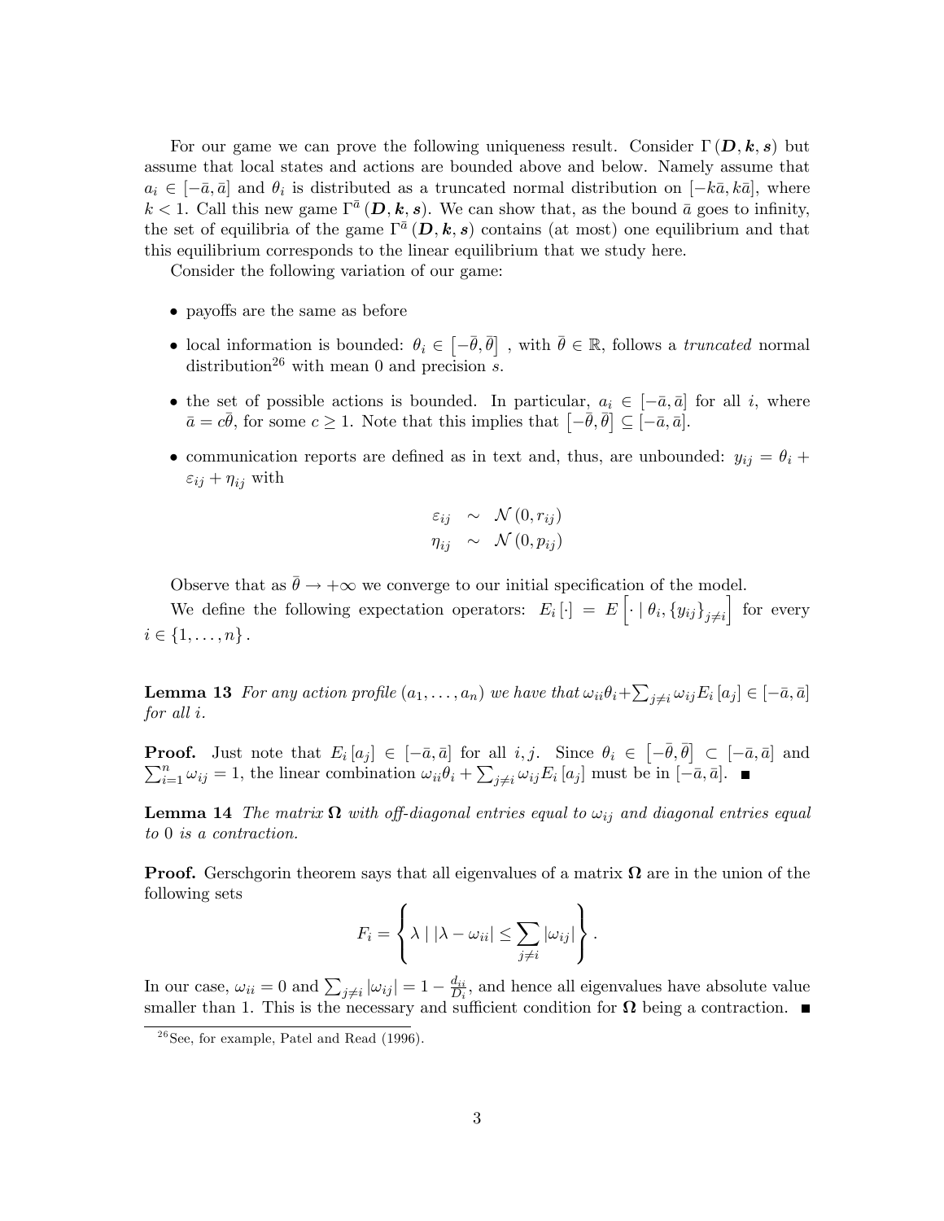For our game we can prove the following uniqueness result. Consider $\Gamma(\boldsymbol{D}, \boldsymbol{k}, \boldsymbol{s})$ but assume that local states and actions are bounded above and below. Namely assume that $a_i \in [-\bar{a}, \bar{a}]$ and $\theta_i$ is distributed as a truncated normal distribution on $[-k\bar{a}, k\bar{a}]$, where $k < 1$. Call this new game $\Gamma^{\bar{a}}(\boldsymbol{D}, \boldsymbol{k}, \boldsymbol{s})$. We can show that, as the bound $\bar{a}$ goes to infinity, the set of equilibria of the game $\Gamma^{\bar{a}}(\boldsymbol{D}, \boldsymbol{k}, \boldsymbol{s})$ contains (at most) one equilibrium and that this equilibrium corresponds to the linear equilibrium that we study here.

Consider the following variation of our game:

- payoffs are the same as before
- local information is bounded: $\theta_i \in \left[-\bar{\theta}, \bar{\theta}\right]$ , with $\bar{\theta} \in \mathbb{R}$, follows a *truncated* normal distribution[26] with mean 0 and precision $s$.
- the set of possible actions is bounded. In particular, $a_i \in [-\bar{a}, \bar{a}]$ for all $i$, where $\bar{a} = c\bar{\theta}$, for some $c \geq 1$. Note that this implies that $\left[-\bar{\theta}, \bar{\theta}\right] \subseteq [-\bar{a}, \bar{a}]$.
- communication reports are defined as in text and, thus, are unbounded: $y_{ij} = \theta_i + \varepsilon_{ij} + \eta_{ij}$ with

$$
\begin{aligned}
\varepsilon_{ij} &\sim \mathcal{N}(0, r_{ij}) \\
\eta_{ij} &\sim \mathcal{N}(0, p_{ij})
\end{aligned}
$$

Observe that as $\bar{\theta} \to +\infty$ we converge to our initial specification of the model.

We define the following expectation operators: $E_i[\cdot] = E\left[\cdot \mid \theta_i, \{y_{ij}\}_{j \neq i}\right]$ for every $i \in \{1, \ldots, n\}$.

**Lemma 13** *For any action profile $(a_1, \ldots, a_n)$ we have that $\omega_{ii}\theta_i + \sum_{j \neq i} \omega_{ij} E_i[a_j] \in [-\bar{a}, \bar{a}]$ for all $i$.*

**Proof.** Just note that $E_i[a_j] \in [-\bar{a}, \bar{a}]$ for all $i, j$. Since $\theta_i \in \left[-\bar{\theta}, \bar{\theta}\right] \subset [-\bar{a}, \bar{a}]$ and $\sum_{i=1}^{n} \omega_{ij} = 1$, the linear combination $\omega_{ii}\theta_i + \sum_{j \neq i} \omega_{ij} E_i[a_j]$ must be in $[-\bar{a}, \bar{a}]$. ∎

**Lemma 14** *The matrix $\boldsymbol{\Omega}$ with off-diagonal entries equal to $\omega_{ij}$ and diagonal entries equal to 0 is a contraction.*

**Proof.** Gerschgorin theorem says that all eigenvalues of a matrix $\boldsymbol{\Omega}$ are in the union of the following sets

$$
F_i = \left\{ \lambda \mid |\lambda - \omega_{ii}| \leq \sum_{j \neq i} |\omega_{ij}| \right\}.
$$

In our case, $\omega_{ii} = 0$ and $\sum_{j \neq i} |\omega_{ij}| = 1 - \frac{d_{ii}}{D_i}$, and hence all eigenvalues have absolute value smaller than 1. This is the necessary and sufficient condition for $\boldsymbol{\Omega}$ being a contraction. ∎

[26] See, for example, Patel and Read (1996).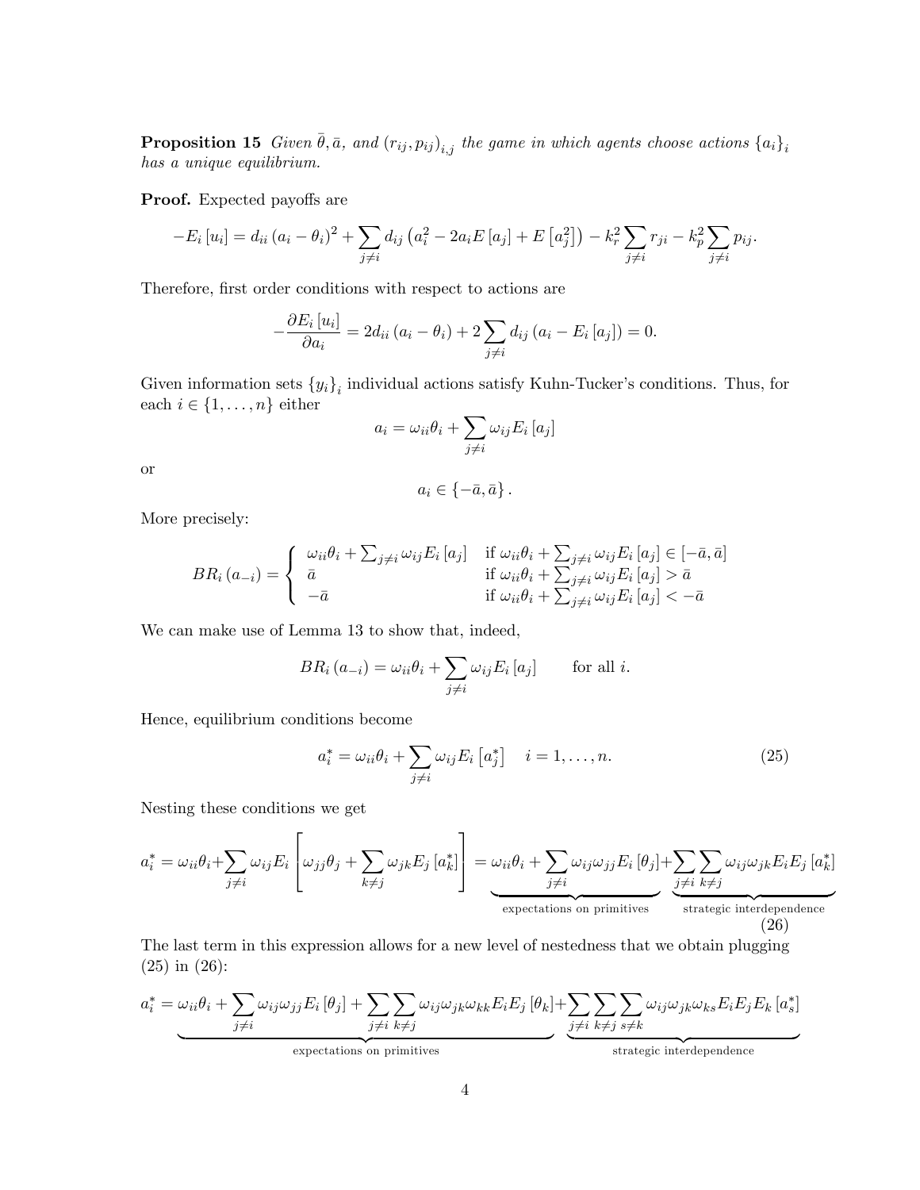**Proposition 15** *Given $\bar{\theta}, \bar{a}$, and $(r_{ij}, p_{ij})_{i,j}$ the game in which agents choose actions $\{a_i\}_i$ has a unique equilibrium.*

**Proof.** Expected payoffs are

$$-E_i[u_i] = d_{ii}(a_i - \theta_i)^2 + \sum_{j \neq i} d_{ij}\left(a_i^2 - 2a_i E[a_j] + E\left[a_j^2\right]\right) - k_r^2 \sum_{j \neq i} r_{ji} - k_p^2 \sum_{j \neq i} p_{ij}.$$

Therefore, first order conditions with respect to actions are

$$-\frac{\partial E_i[u_i]}{\partial a_i} = 2d_{ii}(a_i - \theta_i) + 2\sum_{j \neq i} d_{ij}(a_i - E_i[a_j]) = 0.$$

Given information sets $\{y_i\}_i$ individual actions satisfy Kuhn-Tucker's conditions. Thus, for each $i \in \{1, \ldots, n\}$ either

$$a_i = \omega_{ii}\theta_i + \sum_{j \neq i} \omega_{ij} E_i[a_j]$$

or

$$a_i \in \{-\bar{a}, \bar{a}\}.$$

More precisely:

$$BR_i(a_{-i}) = \begin{cases} \omega_{ii}\theta_i + \sum_{j \neq i} \omega_{ij} E_i[a_j] & \text{if } \omega_{ii}\theta_i + \sum_{j \neq i} \omega_{ij} E_i[a_j] \in [-\bar{a}, \bar{a}] \\ \bar{a} & \text{if } \omega_{ii}\theta_i + \sum_{j \neq i} \omega_{ij} E_i[a_j] > \bar{a} \\ -\bar{a} & \text{if } \omega_{ii}\theta_i + \sum_{j \neq i} \omega_{ij} E_i[a_j] < -\bar{a} \end{cases}$$

We can make use of Lemma 13 to show that, indeed,

$$BR_i(a_{-i}) = \omega_{ii}\theta_i + \sum_{j \neq i} \omega_{ij} E_i[a_j] \qquad \text{for all } i.$$

Hence, equilibrium conditions become

$$a_i^* = \omega_{ii}\theta_i + \sum_{j \neq i} \omega_{ij} E_i\left[a_j^*\right] \quad i = 1, \ldots, n. \tag{25}$$

Nesting these conditions we get

$$a_i^* = \omega_{ii}\theta_i + \sum_{j \neq i} \omega_{ij} E_i\left[\omega_{jj}\theta_j + \sum_{k \neq j} \omega_{jk} E_j\left[a_k^*\right]\right] = \underbrace{\omega_{ii}\theta_i + \sum_{j \neq i} \omega_{ij}\omega_{jj} E_i[\theta_j]}_{\text{expectations on primitives}} + \underbrace{\sum_{j \neq i}\sum_{k \neq j} \omega_{ij}\omega_{jk} E_i E_j\left[a_k^*\right]}_{\text{strategic interdependence}} \tag{26}$$

The last term in this expression allows for a new level of nestedness that we obtain plugging (25) in (26):

$$a_i^* = \underbrace{\omega_{ii}\theta_i + \sum_{j \neq i} \omega_{ij}\omega_{jj} E_i[\theta_j] + \sum_{j \neq i}\sum_{k \neq j} \omega_{ij}\omega_{jk}\omega_{kk} E_i E_j[\theta_k]}_{\text{expectations on primitives}} + \underbrace{\sum_{j \neq i}\sum_{k \neq j}\sum_{s \neq k} \omega_{ij}\omega_{jk}\omega_{ks} E_i E_j E_k\left[a_s^*\right]}_{\text{strategic interdependence}}$$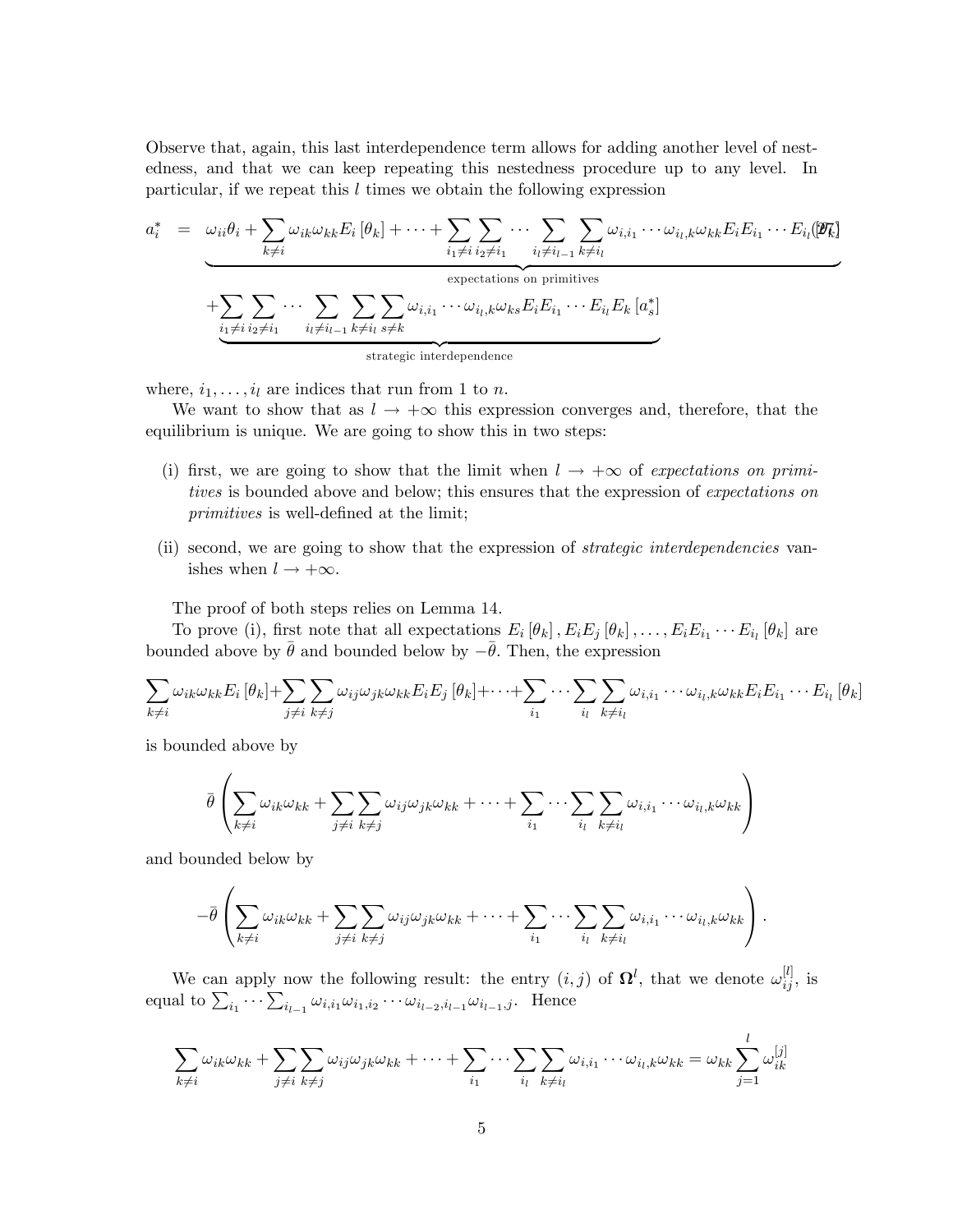Observe that, again, this last interdependence term allows for adding another level of nestedness, and that we can keep repeating this nestedness procedure up to any level. In particular, if we repeat this $l$ times we obtain the following expression

$$
\begin{aligned}
a_i^* \;=\;& \underbrace{\omega_{ii}\theta_i + \sum_{k\neq i}\omega_{ik}\omega_{kk}E_i\left[\theta_k\right] + \cdots + \sum_{i_1\neq i}\sum_{i_2\neq i_1}\cdots\sum_{i_l\neq i_{l-1}}\sum_{k\neq i_l}\omega_{i,i_1}\cdots\omega_{i_l,k}\omega_{kk}E_iE_{i_1}\cdots E_{i_l}\left[\theta_k\right]}_{\text{expectations on primitives}} \qquad (27)\\
&\underbrace{+\sum_{i_1\neq i}\sum_{i_2\neq i_1}\cdots\sum_{i_l\neq i_{l-1}}\sum_{k\neq i_l}\sum_{s\neq k}\omega_{i,i_1}\cdots\omega_{i_l,k}\omega_{ks}E_iE_{i_1}\cdots E_{i_l}E_k\left[a_s^*\right]}_{\text{strategic interdependence}}
\end{aligned}
$$

where, $i_1,\ldots,i_l$ are indices that run from 1 to $n$.

We want to show that as $l \to +\infty$ this expression converges and, therefore, that the equilibrium is unique. We are going to show this in two steps:

(i) first, we are going to show that the limit when $l \to +\infty$ of *expectations on primitives* is bounded above and below; this ensures that the expression of *expectations on primitives* is well-defined at the limit;

(ii) second, we are going to show that the expression of *strategic interdependencies* vanishes when $l \to +\infty$.

The proof of both steps relies on Lemma 14.

To prove (i), first note that all expectations $E_i\left[\theta_k\right], E_iE_j\left[\theta_k\right], \ldots, E_iE_{i_1}\cdots E_{i_l}\left[\theta_k\right]$ are bounded above by $\bar{\theta}$ and bounded below by $-\bar{\theta}$. Then, the expression

$$
\sum_{k\neq i}\omega_{ik}\omega_{kk}E_i\left[\theta_k\right]+\sum_{j\neq i}\sum_{k\neq j}\omega_{ij}\omega_{jk}\omega_{kk}E_iE_j\left[\theta_k\right]+\cdots+\sum_{i_1}\cdots\sum_{i_l}\sum_{k\neq i_l}\omega_{i,i_1}\cdots\omega_{i_l,k}\omega_{kk}E_iE_{i_1}\cdots E_{i_l}\left[\theta_k\right]
$$

is bounded above by

$$
\bar{\theta}\left(\sum_{k\neq i}\omega_{ik}\omega_{kk}+\sum_{j\neq i}\sum_{k\neq j}\omega_{ij}\omega_{jk}\omega_{kk}+\cdots+\sum_{i_1}\cdots\sum_{i_l}\sum_{k\neq i_l}\omega_{i,i_1}\cdots\omega_{i_l,k}\omega_{kk}\right)
$$

and bounded below by

$$
-\bar{\theta}\left(\sum_{k\neq i}\omega_{ik}\omega_{kk}+\sum_{j\neq i}\sum_{k\neq j}\omega_{ij}\omega_{jk}\omega_{kk}+\cdots+\sum_{i_1}\cdots\sum_{i_l}\sum_{k\neq i_l}\omega_{i,i_1}\cdots\omega_{i_l,k}\omega_{kk}\right).
$$

We can apply now the following result: the entry $(i,j)$ of $\mathbf{\Omega}^l$, that we denote $\omega_{ij}^{[l]}$, is equal to $\sum_{i_1}\cdots\sum_{i_{l-1}}\omega_{i,i_1}\omega_{i_1,i_2}\cdots\omega_{i_{l-2},i_{l-1}}\omega_{i_{l-1},j}$. Hence

$$
\sum_{k\neq i}\omega_{ik}\omega_{kk}+\sum_{j\neq i}\sum_{k\neq j}\omega_{ij}\omega_{jk}\omega_{kk}+\cdots+\sum_{i_1}\cdots\sum_{i_l}\sum_{k\neq i_l}\omega_{i,i_1}\cdots\omega_{i_l,k}\omega_{kk}=\omega_{kk}\sum_{j=1}^{l}\omega_{ik}^{[j]}
$$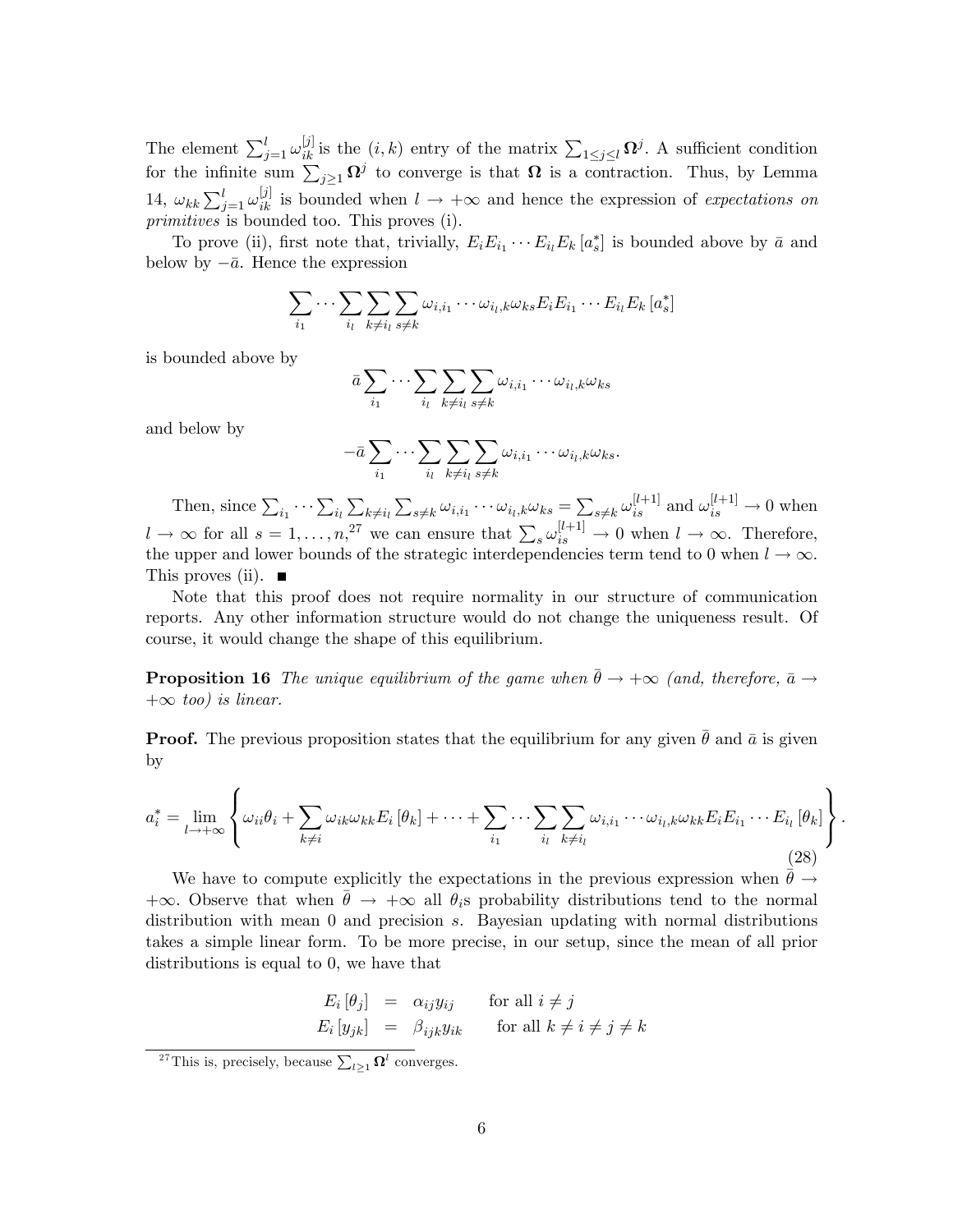The element $\sum_{j=1}^{l} \omega_{ik}^{[j]}$ is the $(i,k)$ entry of the matrix $\sum_{1 \leq j \leq l} \mathbf{\Omega}^j$. A sufficient condition for the infinite sum $\sum_{j \geq 1} \mathbf{\Omega}^j$ to converge is that $\mathbf{\Omega}$ is a contraction. Thus, by Lemma 14, $\omega_{kk} \sum_{j=1}^{l} \omega_{ik}^{[j]}$ is bounded when $l \to +\infty$ and hence the expression of *expectations on primitives* is bounded too. This proves (i).

To prove (ii), first note that, trivially, $E_i E_{i_1} \cdots E_{i_l} E_k [a_s^*]$ is bounded above by $\bar{a}$ and below by $-\bar{a}$. Hence the expression

$$\sum_{i_1} \cdots \sum_{i_l} \sum_{k \neq i_l} \sum_{s \neq k} \omega_{i,i_1} \cdots \omega_{i_l,k} \omega_{ks} E_i E_{i_1} \cdots E_{i_l} E_k [a_s^*]$$

is bounded above by

$$\bar{a} \sum_{i_1} \cdots \sum_{i_l} \sum_{k \neq i_l} \sum_{s \neq k} \omega_{i,i_1} \cdots \omega_{i_l,k} \omega_{ks}$$

and below by

$$-\bar{a} \sum_{i_1} \cdots \sum_{i_l} \sum_{k \neq i_l} \sum_{s \neq k} \omega_{i,i_1} \cdots \omega_{i_l,k} \omega_{ks}.$$

Then, since $\sum_{i_1} \cdots \sum_{i_l} \sum_{k \neq i_l} \sum_{s \neq k} \omega_{i,i_1} \cdots \omega_{i_l,k} \omega_{ks} = \sum_{s \neq k} \omega_{is}^{[l+1]}$ and $\omega_{is}^{[l+1]} \to 0$ when $l \to \infty$ for all $s = 1, \ldots, n$,[27] we can ensure that $\sum_s \omega_{is}^{[l+1]} \to 0$ when $l \to \infty$. Therefore, the upper and lower bounds of the strategic interdependencies term tend to 0 when $l \to \infty$. This proves (ii). ■

Note that this proof does not require normality in our structure of communication reports. Any other information structure would do not change the uniqueness result. Of course, it would change the shape of this equilibrium.

**Proposition 16** *The unique equilibrium of the game when $\bar{\theta} \to +\infty$ (and, therefore, $\bar{a} \to +\infty$ too) is linear.*

**Proof.** The previous proposition states that the equilibrium for any given $\bar{\theta}$ and $\bar{a}$ is given by

$$a_i^* = \lim_{l \to +\infty} \left\{ \omega_{ii} \theta_i + \sum_{k \neq i} \omega_{ik} \omega_{kk} E_i [\theta_k] + \cdots + \sum_{i_1} \cdots \sum_{i_l} \sum_{k \neq i_l} \omega_{i,i_1} \cdots \omega_{i_l,k} \omega_{kk} E_i E_{i_1} \cdots E_{i_l} [\theta_k] \right\}. \tag{28}$$

We have to compute explicitly the expectations in the previous expression when $\bar{\theta} \to +\infty$. Observe that when $\bar{\theta} \to +\infty$ all $\theta_i$s probability distributions tend to the normal distribution with mean 0 and precision $s$. Bayesian updating with normal distributions takes a simple linear form. To be more precise, in our setup, since the mean of all prior distributions is equal to 0, we have that

$$\begin{aligned} E_i [\theta_j] &= \alpha_{ij} y_{ij} \qquad \text{for all } i \neq j \\ E_i [y_{jk}] &= \beta_{ijk} y_{ik} \qquad \text{for all } k \neq i \neq j \neq k \end{aligned}$$

[27] This is, precisely, because $\sum_{l \geq 1} \mathbf{\Omega}^l$ converges.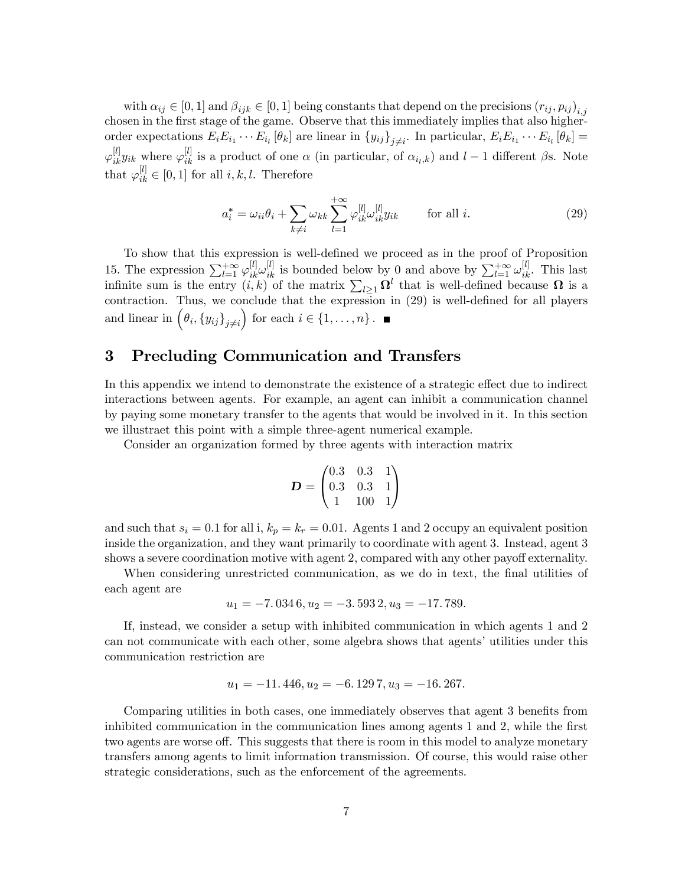with $\alpha_{ij} \in [0,1]$ and $\beta_{ijk} \in [0,1]$ being constants that depend on the precisions $(r_{ij}, p_{ij})_{i,j}$ chosen in the first stage of the game. Observe that this immediately implies that also higher-order expectations $E_i E_{i_1} \cdots E_{i_l}[\theta_k]$ are linear in $\{y_{ij}\}_{j \neq i}$. In particular, $E_i E_{i_1} \cdots E_{i_l}[\theta_k] = \varphi_{ik}^{[l]} y_{ik}$ where $\varphi_{ik}^{[l]}$ is a product of one $\alpha$ (in particular, of $\alpha_{i_l,k}$) and $l-1$ different $\beta$s. Note that $\varphi_{ik}^{[l]} \in [0,1]$ for all $i, k, l$. Therefore

$$a_i^* = \omega_{ii}\theta_i + \sum_{k \neq i} \omega_{kk} \sum_{l=1}^{+\infty} \varphi_{ik}^{[l]} \omega_{ik}^{[l]} y_{ik} \qquad \text{for all } i. \tag{29}$$

To show that this expression is well-defined we proceed as in the proof of Proposition 15. The expression $\sum_{l=1}^{+\infty} \varphi_{ik}^{[l]} \omega_{ik}^{[l]}$ is bounded below by 0 and above by $\sum_{l=1}^{+\infty} \omega_{ik}^{[l]}$. This last infinite sum is the entry $(i,k)$ of the matrix $\sum_{l \geq 1} \mathbf{\Omega}^l$ that is well-defined because $\mathbf{\Omega}$ is a contraction. Thus, we conclude that the expression in (29) is well-defined for all players and linear in $\left(\theta_i, \{y_{ij}\}_{j \neq i}\right)$ for each $i \in \{1, \ldots, n\}$. ■

# 3 Precluding Communication and Transfers

In this appendix we intend to demonstrate the existence of a strategic effect due to indirect interactions between agents. For example, an agent can inhibit a communication channel by paying some monetary transfer to the agents that would be involved in it. In this section we illustraet this point with a simple three-agent numerical example.

Consider an organization formed by three agents with interaction matrix

$$\boldsymbol{D} = \begin{pmatrix} 0.3 & 0.3 & 1 \\ 0.3 & 0.3 & 1 \\ 1 & 100 & 1 \end{pmatrix}$$

and such that $s_i = 0.1$ for all i, $k_p = k_r = 0.01$. Agents 1 and 2 occupy an equivalent position inside the organization, and they want primarily to coordinate with agent 3. Instead, agent 3 shows a severe coordination motive with agent 2, compared with any other payoff externality.

When considering unrestricted communication, as we do in text, the final utilities of each agent are

$$u_1 = -7.0346, u_2 = -3.5932, u_3 = -17.789.$$

If, instead, we consider a setup with inhibited communication in which agents 1 and 2 can not communicate with each other, some algebra shows that agents' utilities under this communication restriction are

$$u_1 = -11.446, u_2 = -6.1297, u_3 = -16.267.$$

Comparing utilities in both cases, one immediately observes that agent 3 benefits from inhibited communication in the communication lines among agents 1 and 2, while the first two agents are worse off. This suggests that there is room in this model to analyze monetary transfers among agents to limit information transmission. Of course, this would raise other strategic considerations, such as the enforcement of the agreements.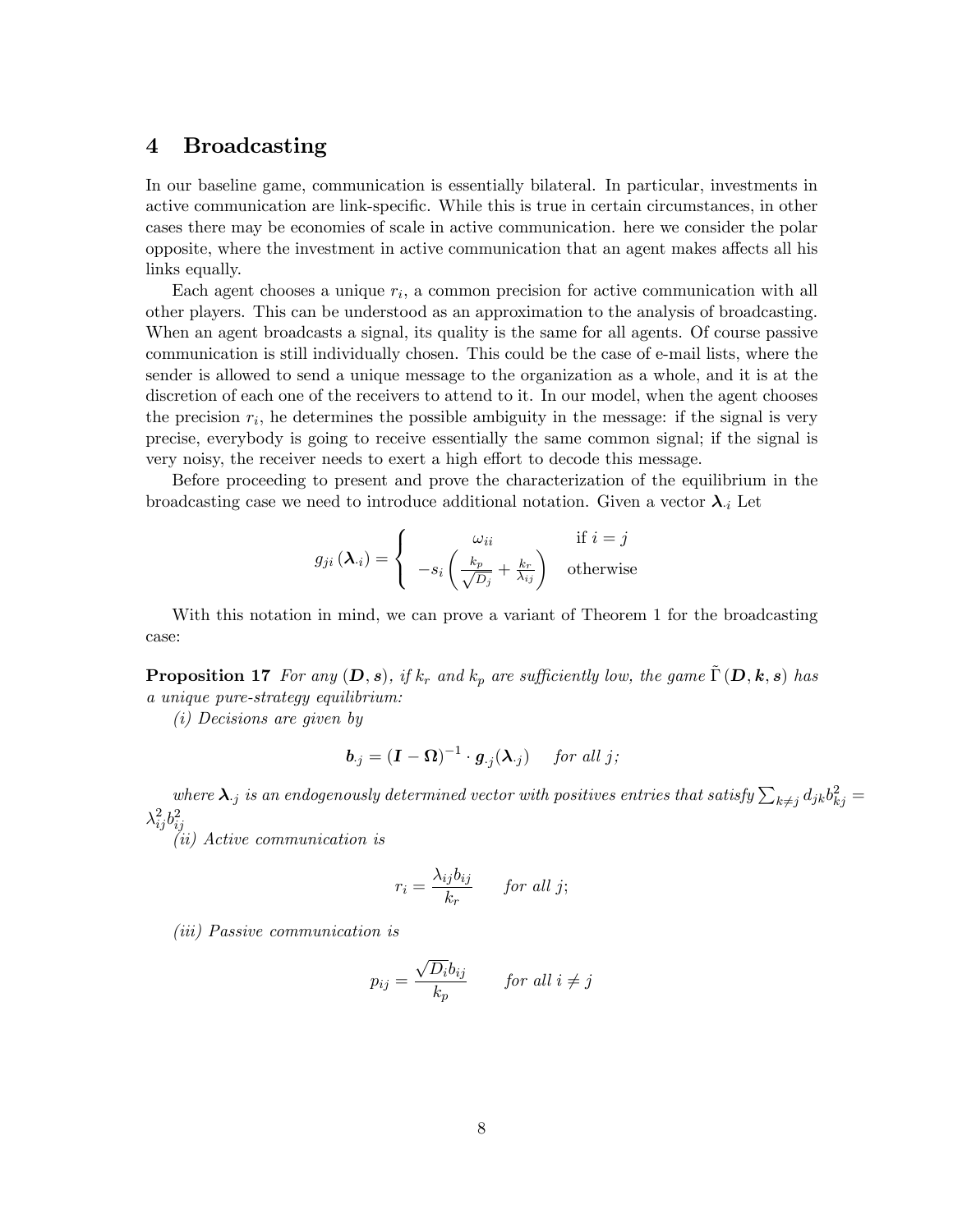## 4 Broadcasting

In our baseline game, communication is essentially bilateral. In particular, investments in active communication are link-specific. While this is true in certain circumstances, in other cases there may be economies of scale in active communication. here we consider the polar opposite, where the investment in active communication that an agent makes affects all his links equally.

Each agent chooses a unique $r_i$, a common precision for active communication with all other players. This can be understood as an approximation to the analysis of broadcasting. When an agent broadcasts a signal, its quality is the same for all agents. Of course passive communication is still individually chosen. This could be the case of e-mail lists, where the sender is allowed to send a unique message to the organization as a whole, and it is at the discretion of each one of the receivers to attend to it. In our model, when the agent chooses the precision $r_i$, he determines the possible ambiguity in the message: if the signal is very precise, everybody is going to receive essentially the same common signal; if the signal is very noisy, the receiver needs to exert a high effort to decode this message.

Before proceeding to present and prove the characterization of the equilibrium in the broadcasting case we need to introduce additional notation. Given a vector $\boldsymbol{\lambda}_{\cdot i}$ Let

$$g_{ji}\left(\boldsymbol{\lambda}_{\cdot i}\right) = \begin{cases} \omega_{ii} & \text{if } i = j \\ -s_i\left(\frac{k_p}{\sqrt{D_j}} + \frac{k_r}{\lambda_{ij}}\right) & \text{otherwise} \end{cases}$$

With this notation in mind, we can prove a variant of Theorem 1 for the broadcasting case:

**Proposition 17** *For any $(\boldsymbol{D}, \boldsymbol{s})$, if $k_r$ and $k_p$ are sufficiently low, the game $\tilde{\Gamma}(\boldsymbol{D}, \boldsymbol{k}, \boldsymbol{s})$ has a unique pure-strategy equilibrium:*

*(i) Decisions are given by*

$$\boldsymbol{b}_{\cdot j} = (\boldsymbol{I} - \boldsymbol{\Omega})^{-1} \cdot \boldsymbol{g}_{\cdot j}(\boldsymbol{\lambda}_{\cdot j}) \quad \text{for all } j;$$

*where $\boldsymbol{\lambda}_{\cdot j}$ is an endogenously determined vector with positives entries that satisfy $\sum_{k \neq j} d_{jk} b_{kj}^2 = \lambda_{ij}^2 b_{ij}^2$*

*(ii) Active communication is*

$$r_i = \frac{\lambda_{ij} b_{ij}}{k_r} \quad \text{for all } j;$$

*(iii) Passive communication is*

$$p_{ij} = \frac{\sqrt{D_i} b_{ij}}{k_p} \quad \text{for all } i \neq j$$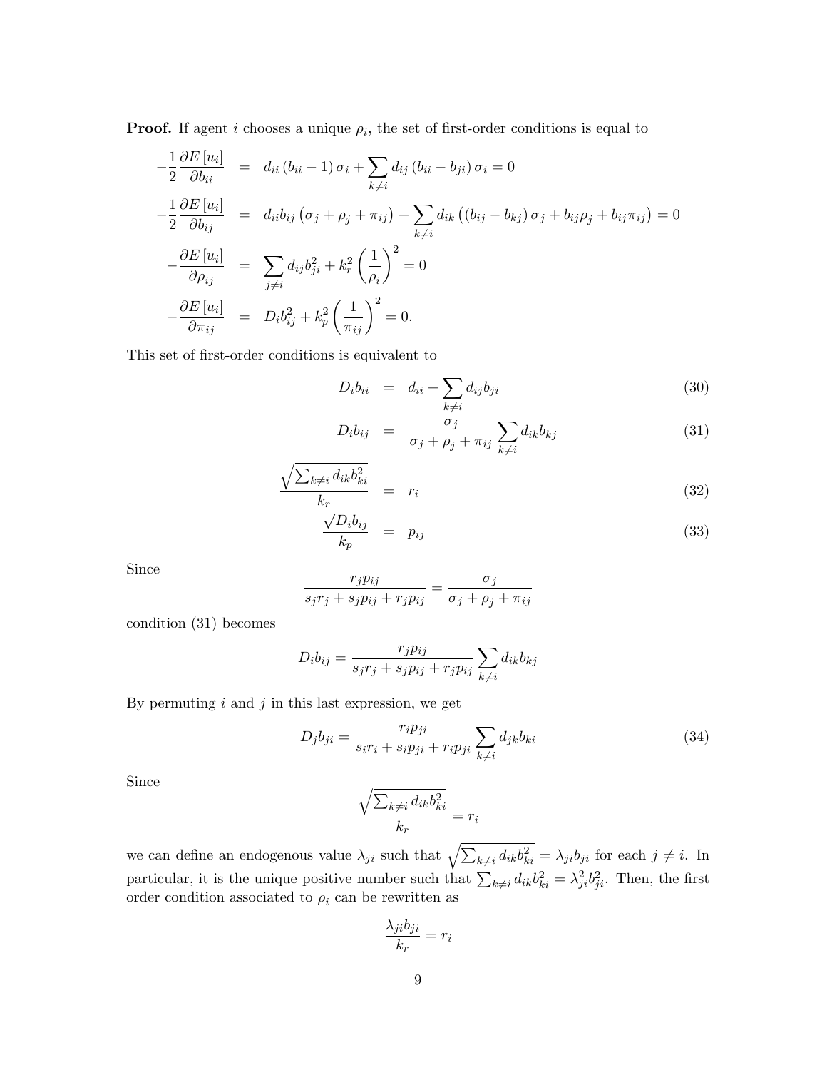**Proof.** If agent $i$ chooses a unique $\rho_i$, the set of first-order conditions is equal to

$$
\begin{aligned}
-\frac{1}{2}\frac{\partial E\left[u_i\right]}{\partial b_{ii}} &= d_{ii}\left(b_{ii}-1\right)\sigma_i + \sum_{k\neq i} d_{ij}\left(b_{ii}-b_{ji}\right)\sigma_i = 0 \\
-\frac{1}{2}\frac{\partial E\left[u_i\right]}{\partial b_{ij}} &= d_{ii}b_{ij}\left(\sigma_j+\rho_j+\pi_{ij}\right) + \sum_{k\neq i} d_{ik}\left(\left(b_{ij}-b_{kj}\right)\sigma_j + b_{ij}\rho_j + b_{ij}\pi_{ij}\right) = 0 \\
-\frac{\partial E\left[u_i\right]}{\partial \rho_{ij}} &= \sum_{j\neq i} d_{ij}b_{ji}^2 + k_r^2\left(\frac{1}{\rho_i}\right)^2 = 0 \\
-\frac{\partial E\left[u_i\right]}{\partial \pi_{ij}} &= D_i b_{ij}^2 + k_p^2\left(\frac{1}{\pi_{ij}}\right)^2 = 0.
\end{aligned}
$$

This set of first-order conditions is equivalent to

$$
D_i b_{ii} = d_{ii} + \sum_{k\neq i} d_{ij} b_{ji} \tag{30}
$$

$$
D_i b_{ij} = \frac{\sigma_j}{\sigma_j+\rho_j+\pi_{ij}} \sum_{k\neq i} d_{ik} b_{kj} \tag{31}
$$

$$
\frac{\sqrt{\sum_{k\neq i} d_{ik} b_{ki}^2}}{k_r} = r_i \tag{32}
$$

$$
\frac{\sqrt{D_i} b_{ij}}{k_p} = p_{ij} \tag{33}
$$

Since

$$
\frac{r_j p_{ij}}{s_j r_j + s_j p_{ij} + r_j p_{ij}} = \frac{\sigma_j}{\sigma_j+\rho_j+\pi_{ij}}
$$

condition (31) becomes

$$
D_i b_{ij} = \frac{r_j p_{ij}}{s_j r_j + s_j p_{ij} + r_j p_{ij}} \sum_{k\neq i} d_{ik} b_{kj}
$$

By permuting $i$ and $j$ in this last expression, we get

$$
D_j b_{ji} = \frac{r_i p_{ji}}{s_i r_i + s_i p_{ji} + r_i p_{ji}} \sum_{k\neq i} d_{jk} b_{ki} \tag{34}
$$

Since

$$
\frac{\sqrt{\sum_{k\neq i} d_{ik} b_{ki}^2}}{k_r} = r_i
$$

we can define an endogenous value $\lambda_{ji}$ such that $\sqrt{\sum_{k\neq i} d_{ik} b_{ki}^2} = \lambda_{ji} b_{ji}$ for each $j \neq i$. In particular, it is the unique positive number such that $\sum_{k\neq i} d_{ik} b_{ki}^2 = \lambda_{ji}^2 b_{ji}^2$. Then, the first order condition associated to $\rho_i$ can be rewritten as

$$
\frac{\lambda_{ji} b_{ji}}{k_r} = r_i
$$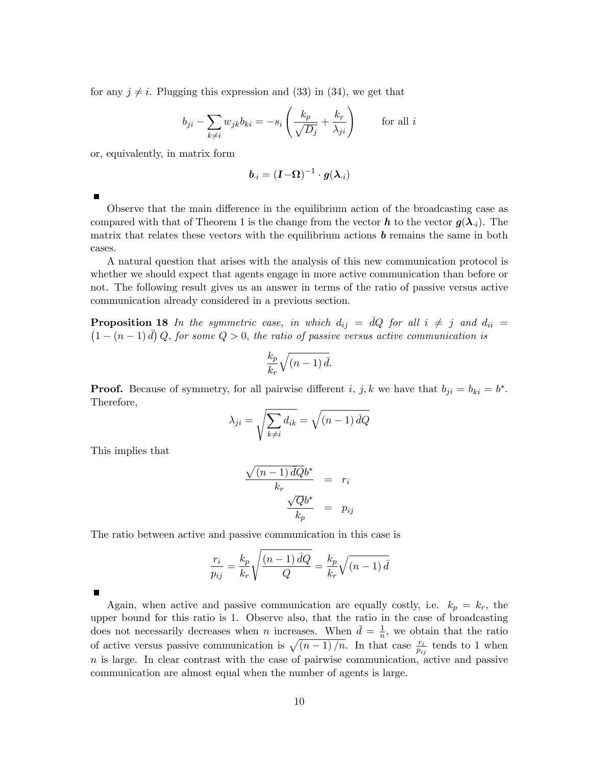for any $j \neq i$. Plugging this expression and (33) in (34), we get that

$$b_{ji} - \sum_{k \neq i} w_{jk} b_{ki} = -s_i \left( \frac{k_p}{\sqrt{D_j}} + \frac{k_r}{\lambda_{ji}} \right) \qquad \text{for all } i$$

or, equivalently, in matrix form

$$\boldsymbol{b}_{\cdot i} = (\boldsymbol{I} - \boldsymbol{\Omega})^{-1} \cdot \boldsymbol{g}(\boldsymbol{\lambda}_{\cdot i})$$

■

Observe that the main difference in the equilibrium action of the broadcasting case as compared with that of Theorem 1 is the change from the vector $\boldsymbol{h}$ to the vector $\boldsymbol{g}(\boldsymbol{\lambda}_{\cdot i})$. The matrix that relates these vectors with the equilibrium actions $\boldsymbol{b}$ remains the same in both cases.

A natural question that arises with the analysis of this new communication protocol is whether we should expect that agents engage in more active communication than before or not. The following result gives us an answer in terms of the ratio of passive versus active communication already considered in a previous section.

**Proposition 18** *In the symmetric case, in which $d_{ij} = \bar{d}Q$ for all $i \neq j$ and $d_{ii} = \left(1 - (n-1)\bar{d}\right)Q$, for some $Q > 0$, the ratio of passive versus active communication is*

$$\frac{k_p}{k_r}\sqrt{(n-1)\bar{d}}.$$

**Proof.** Because of symmetry, for all pairwise different $i$, $j, k$ we have that $b_{ji} = b_{ki} = b^*$. Therefore,

$$\lambda_{ji} = \sqrt{\sum_{k \neq i} d_{ik}} = \sqrt{(n-1)\bar{d}Q}$$

This implies that

$$\begin{aligned} \frac{\sqrt{(n-1)\,dQ}b^*}{k_r} &= r_i \\ \frac{\sqrt{Q}b^*}{k_p} &= p_{ij} \end{aligned}$$

The ratio between active and passive communication in this case is

$$\frac{r_i}{p_{ij}} = \frac{k_p}{k_r}\sqrt{\frac{(n-1)\bar{d}Q}{Q}} = \frac{k_p}{k_r}\sqrt{(n-1)\bar{d}}$$

■

Again, when active and passive communication are equally costly, i.e. $k_p = k_r$, the upper bound for this ratio is 1. Observe also, that the ratio in the case of broadcasting does not necessarily decreases when $n$ increases. When $\bar{d} = \frac{1}{n}$, we obtain that the ratio of active versus passive communication is $\sqrt{(n-1)/n}$. In that case $\frac{r_i}{p_{ij}}$ tends to 1 when $n$ is large. In clear contrast with the case of pairwise communication, active and passive communication are almost equal when the number of agents is large.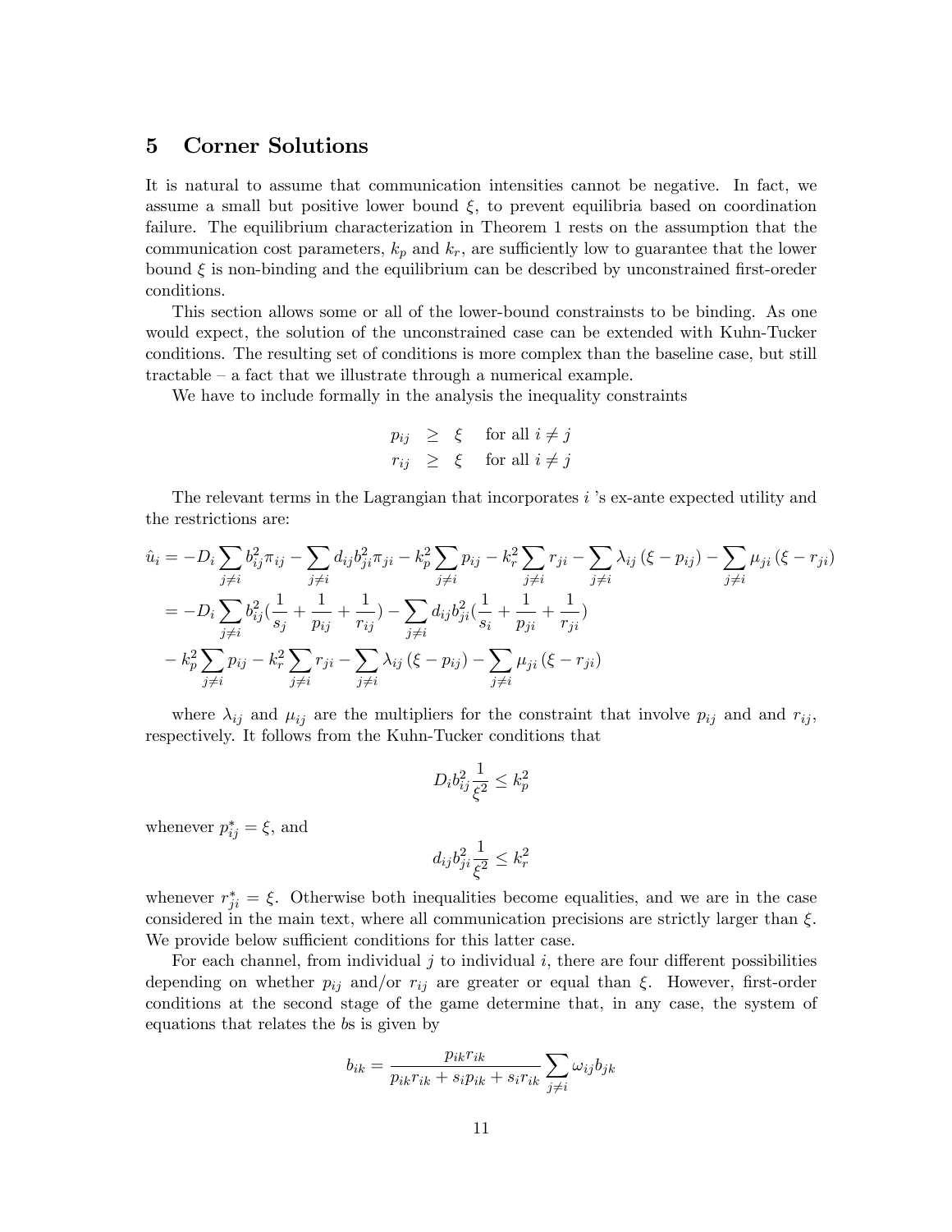## 5 Corner Solutions

It is natural to assume that communication intensities cannot be negative. In fact, we assume a small but positive lower bound $\xi$, to prevent equilibria based on coordination failure. The equilibrium characterization in Theorem 1 rests on the assumption that the communication cost parameters, $k_p$ and $k_r$, are sufficiently low to guarantee that the lower bound $\xi$ is non-binding and the equilibrium can be described by unconstrained first-oreder conditions.

This section allows some or all of the lower-bound constrainsts to be binding. As one would expect, the solution of the unconstrained case can be extended with Kuhn-Tucker conditions. The resulting set of conditions is more complex than the baseline case, but still tractable – a fact that we illustrate through a numerical example.

We have to include formally in the analysis the inequality constraints

$$
\begin{aligned}
p_{ij} &\geq \xi \quad \text{for all } i \neq j \\
r_{ij} &\geq \xi \quad \text{for all } i \neq j
\end{aligned}
$$

The relevant terms in the Lagrangian that incorporates $i$ 's ex-ante expected utility and the restrictions are:

$$
\begin{aligned}
\hat{u}_i &= -D_i \sum_{j \neq i} b_{ij}^2 \pi_{ij} - \sum_{j \neq i} d_{ij} b_{ji}^2 \pi_{ji} - k_p^2 \sum_{j \neq i} p_{ij} - k_r^2 \sum_{j \neq i} r_{ji} - \sum_{j \neq i} \lambda_{ij} \left(\xi - p_{ij}\right) - \sum_{j \neq i} \mu_{ji} \left(\xi - r_{ji}\right) \\
&= -D_i \sum_{j \neq i} b_{ij}^2 \left(\frac{1}{s_j} + \frac{1}{p_{ij}} + \frac{1}{r_{ij}}\right) - \sum_{j \neq i} d_{ij} b_{ji}^2 \left(\frac{1}{s_i} + \frac{1}{p_{ji}} + \frac{1}{r_{ji}}\right) \\
&\quad - k_p^2 \sum_{j \neq i} p_{ij} - k_r^2 \sum_{j \neq i} r_{ji} - \sum_{j \neq i} \lambda_{ij} \left(\xi - p_{ij}\right) - \sum_{j \neq i} \mu_{ji} \left(\xi - r_{ji}\right)
\end{aligned}
$$

where $\lambda_{ij}$ and $\mu_{ij}$ are the multipliers for the constraint that involve $p_{ij}$ and and $r_{ij}$, respectively. It follows from the Kuhn-Tucker conditions that

$$
D_i b_{ij}^2 \frac{1}{\xi^2} \leq k_p^2
$$

whenever $p_{ij}^* = \xi$, and

$$
d_{ij} b_{ji}^2 \frac{1}{\xi^2} \leq k_r^2
$$

whenever $r_{ji}^* = \xi$. Otherwise both inequalities become equalities, and we are in the case considered in the main text, where all communication precisions are strictly larger than $\xi$. We provide below sufficient conditions for this latter case.

For each channel, from individual $j$ to individual $i$, there are four different possibilities depending on whether $p_{ij}$ and/or $r_{ij}$ are greater or equal than $\xi$. However, first-order conditions at the second stage of the game determine that, in any case, the system of equations that relates the $b$s is given by

$$
b_{ik} = \frac{p_{ik} r_{ik}}{p_{ik} r_{ik} + s_i p_{ik} + s_i r_{ik}} \sum_{j \neq i} \omega_{ij} b_{jk}
$$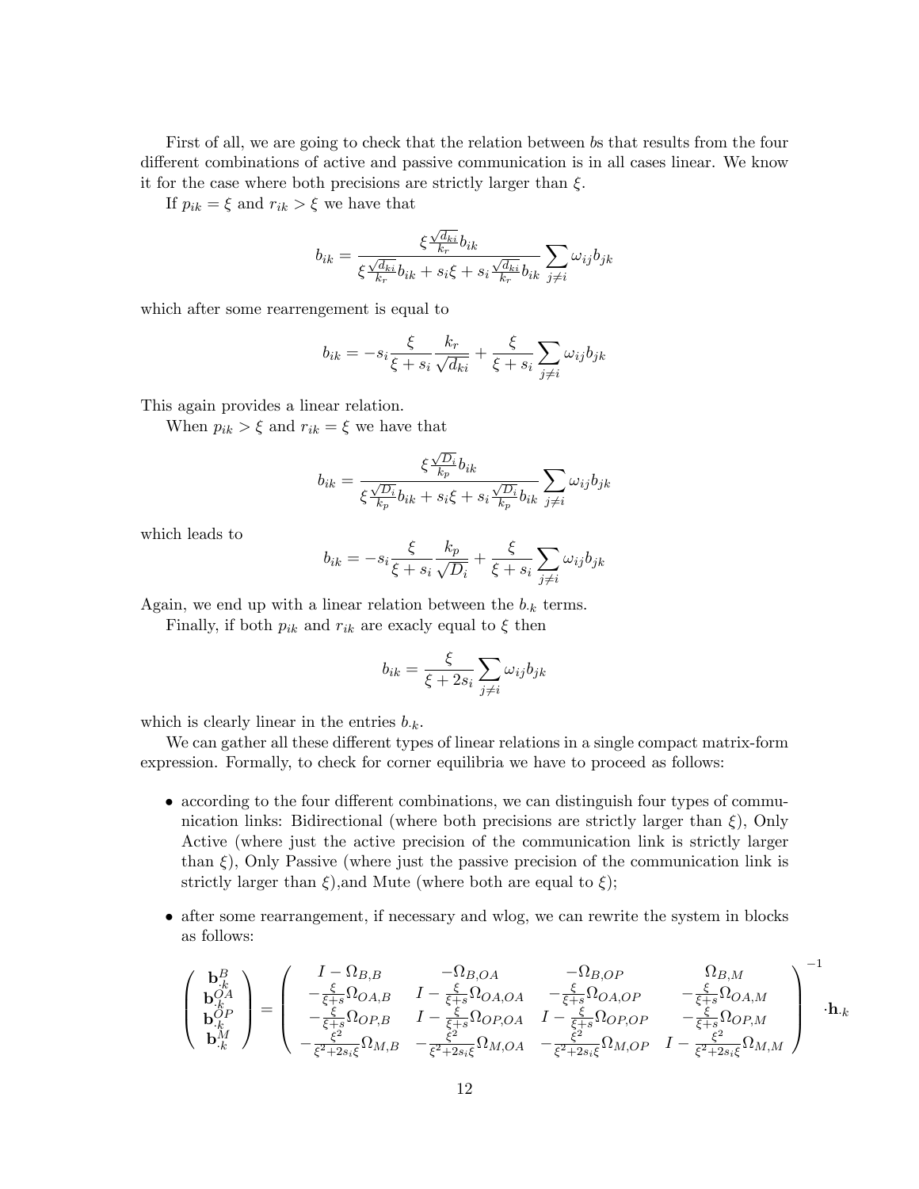First of all, we are going to check that the relation between $b$s that results from the four different combinations of active and passive communication is in all cases linear. We know it for the case where both precisions are strictly larger than $\xi$.

If $p_{ik} = \xi$ and $r_{ik} > \xi$ we have that

$$b_{ik} = \frac{\xi \frac{\sqrt{d_{ki}}}{k_r} b_{ik}}{\xi \frac{\sqrt{d_{ki}}}{k_r} b_{ik} + s_i \xi + s_i \frac{\sqrt{d_{ki}}}{k_r} b_{ik}} \sum_{j \neq i} \omega_{ij} b_{jk}$$

which after some rearrengement is equal to

$$b_{ik} = -s_i \frac{\xi}{\xi + s_i} \frac{k_r}{\sqrt{d_{ki}}} + \frac{\xi}{\xi + s_i} \sum_{j \neq i} \omega_{ij} b_{jk}$$

This again provides a linear relation.

When $p_{ik} > \xi$ and $r_{ik} = \xi$ we have that

$$b_{ik} = \frac{\xi \frac{\sqrt{D_i}}{k_p} b_{ik}}{\xi \frac{\sqrt{D_i}}{k_p} b_{ik} + s_i \xi + s_i \frac{\sqrt{D_i}}{k_p} b_{ik}} \sum_{j \neq i} \omega_{ij} b_{jk}$$

which leads to

$$b_{ik} = -s_i \frac{\xi}{\xi + s_i} \frac{k_p}{\sqrt{D_i}} + \frac{\xi}{\xi + s_i} \sum_{j \neq i} \omega_{ij} b_{jk}$$

Again, we end up with a linear relation between the $b_{\cdot k}$ terms.

Finally, if both $p_{ik}$ and $r_{ik}$ are exacly equal to $\xi$ then

$$b_{ik} = \frac{\xi}{\xi + 2s_i} \sum_{j \neq i} \omega_{ij} b_{jk}$$

which is clearly linear in the entries $b_{\cdot k}$.

We can gather all these different types of linear relations in a single compact matrix-form expression. Formally, to check for corner equilibria we have to proceed as follows:

- according to the four different combinations, we can distinguish four types of communication links: Bidirectional (where both precisions are strictly larger than $\xi$), Only Active (where just the active precision of the communication link is strictly larger than $\xi$), Only Passive (where just the passive precision of the communication link is strictly larger than $\xi$),and Mute (where both are equal to $\xi$);
- after some rearrangement, if necessary and wlog, we can rewrite the system in blocks as follows:

$$\begin{pmatrix} \mathbf{b}_{\cdot k}^{B} \\ \mathbf{b}_{\cdot k}^{OA} \\ \mathbf{b}_{\cdot k}^{OP} \\ \mathbf{b}_{\cdot k}^{M} \end{pmatrix} = \begin{pmatrix} I - \Omega_{B,B} & -\Omega_{B,OA} & -\Omega_{B,OP} & \Omega_{B,M} \\ -\frac{\xi}{\xi+s}\Omega_{OA,B} & I - \frac{\xi}{\xi+s}\Omega_{OA,OA} & -\frac{\xi}{\xi+s}\Omega_{OA,OP} & -\frac{\xi}{\xi+s}\Omega_{OA,M} \\ -\frac{\xi}{\xi+s}\Omega_{OP,B} & I - \frac{\xi}{\xi+s}\Omega_{OP,OA} & I - \frac{\xi}{\xi+s}\Omega_{OP,OP} & -\frac{\xi}{\xi+s}\Omega_{OP,M} \\ -\frac{\xi^2}{\xi^2+2s_i\xi}\Omega_{M,B} & -\frac{\xi^2}{\xi^2+2s_i\xi}\Omega_{M,OA} & -\frac{\xi^2}{\xi^2+2s_i\xi}\Omega_{M,OP} & I - \frac{\xi^2}{\xi^2+2s_i\xi}\Omega_{M,M} \end{pmatrix}^{-1} \cdot \mathbf{h}_{\cdot k}$$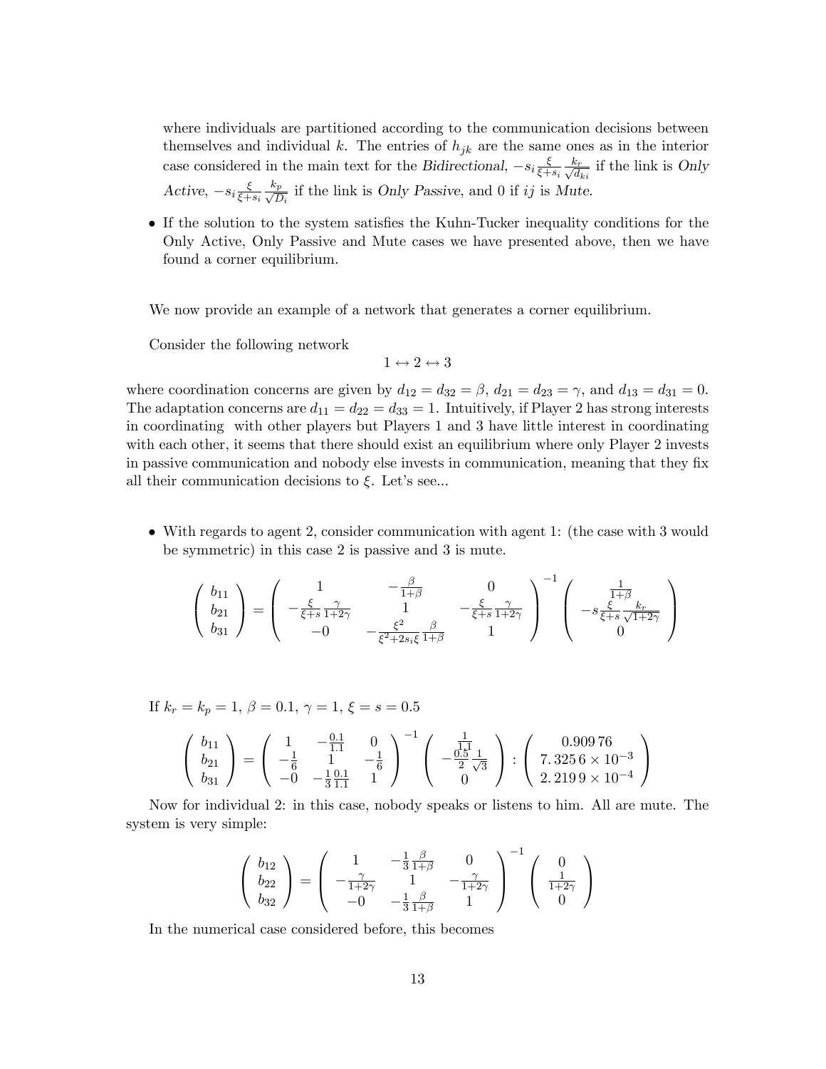where individuals are partitioned according to the communication decisions between themselves and individual $k$. The entries of $h_{jk}$ are the same ones as in the interior case considered in the main text for the *Bidirectional*, $-s_i \frac{\xi}{\xi+s_i} \frac{k_r}{\sqrt{d_{ki}}}$ if the link is *Only Active*, $-s_i \frac{\xi}{\xi+s_i} \frac{k_p}{\sqrt{D_i}}$ if the link is *Only Passive*, and 0 if $ij$ is *Mute*.

- If the solution to the system satisfies the Kuhn-Tucker inequality conditions for the Only Active, Only Passive and Mute cases we have presented above, then we have found a corner equilibrium.

We now provide an example of a network that generates a corner equilibrium.

Consider the following network

$$1 \leftrightarrow 2 \leftrightarrow 3$$

where coordination concerns are given by $d_{12} = d_{32} = \beta$, $d_{21} = d_{23} = \gamma$, and $d_{13} = d_{31} = 0$. The adaptation concerns are $d_{11} = d_{22} = d_{33} = 1$. Intuitively, if Player 2 has strong interests in coordinating with other players but Players 1 and 3 have little interest in coordinating with each other, it seems that there should exist an equilibrium where only Player 2 invests in passive communication and nobody else invests in communication, meaning that they fix all their communication decisions to $\xi$. Let's see...

- With regards to agent 2, consider communication with agent 1: (the case with 3 would be symmetric) in this case 2 is passive and 3 is mute.

$$\begin{pmatrix} b_{11} \\ b_{21} \\ b_{31} \end{pmatrix} = \begin{pmatrix} 1 & -\frac{\beta}{1+\beta} & 0 \\ -\frac{\xi}{\xi+s}\frac{\gamma}{1+2\gamma} & 1 & -\frac{\xi}{\xi+s}\frac{\gamma}{1+2\gamma} \\ -0 & -\frac{\xi^2}{\xi^2+2s_i\xi}\frac{\beta}{1+\beta} & 1 \end{pmatrix}^{-1} \begin{pmatrix} \frac{1}{1+\beta} \\ -s\frac{\xi}{\xi+s}\frac{k_r}{\sqrt{1+2\gamma}} \\ 0 \end{pmatrix}$$

If $k_r = k_p = 1$, $\beta = 0.1$, $\gamma = 1$, $\xi = s = 0.5$

$$\begin{pmatrix} b_{11} \\ b_{21} \\ b_{31} \end{pmatrix} = \begin{pmatrix} 1 & -\frac{0.1}{1.1} & 0 \\ -\frac{1}{6} & 1 & -\frac{1}{6} \\ -0 & -\frac{1}{3}\frac{0.1}{1.1} & 1 \end{pmatrix}^{-1} \begin{pmatrix} \frac{1}{1.1} \\ -\frac{0.5}{2}\frac{1}{\sqrt{3}} \\ 0 \end{pmatrix} : \begin{pmatrix} 0.90976 \\ 7.3256 \times 10^{-3} \\ 2.2199 \times 10^{-4} \end{pmatrix}$$

Now for individual 2: in this case, nobody speaks or listens to him. All are mute. The system is very simple:

$$\begin{pmatrix} b_{12} \\ b_{22} \\ b_{32} \end{pmatrix} = \begin{pmatrix} 1 & -\frac{1}{3}\frac{\beta}{1+\beta} & 0 \\ -\frac{\gamma}{1+2\gamma} & 1 & -\frac{\gamma}{1+2\gamma} \\ -0 & -\frac{1}{3}\frac{\beta}{1+\beta} & 1 \end{pmatrix}^{-1} \begin{pmatrix} 0 \\ \frac{1}{1+2\gamma} \\ 0 \end{pmatrix}$$

In the numerical case considered before, this becomes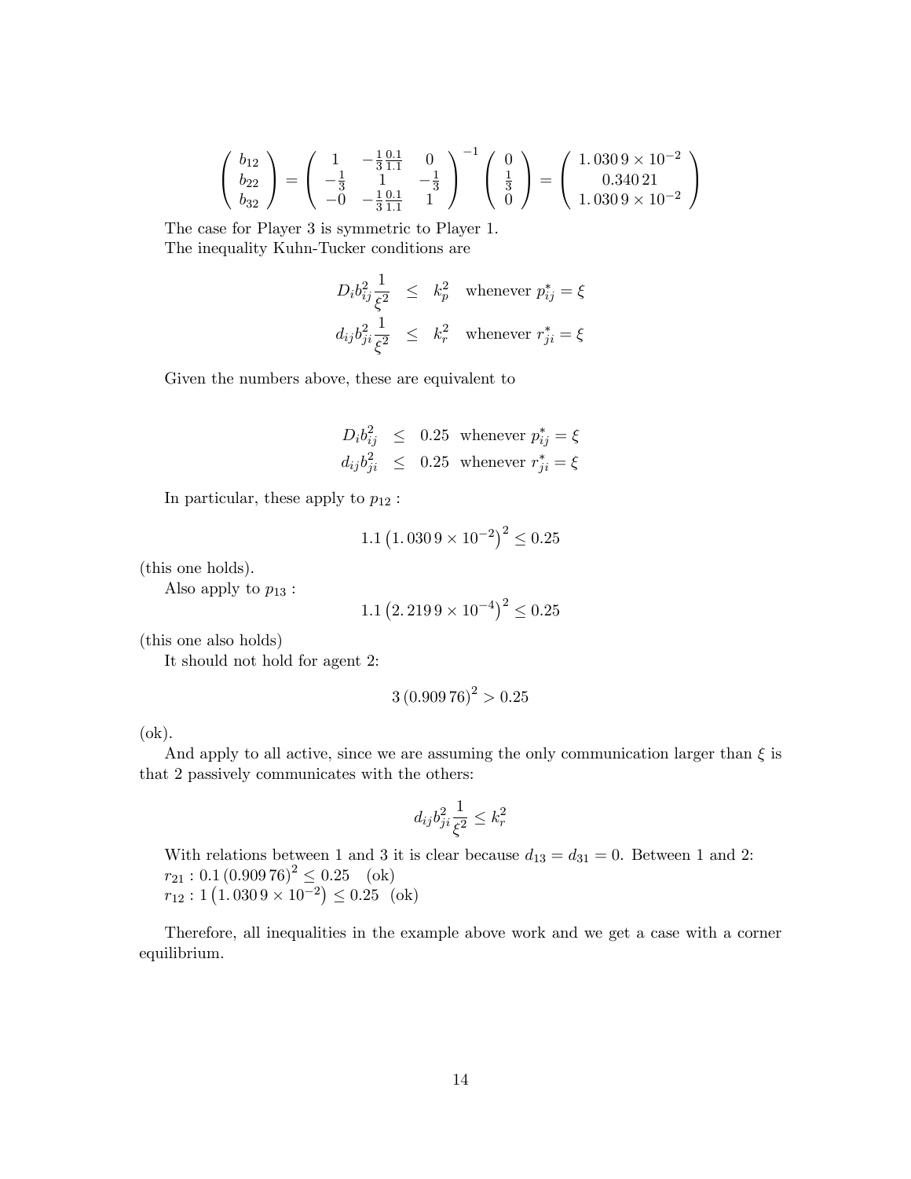$$
\begin{pmatrix} b_{12} \\ b_{22} \\ b_{32} \end{pmatrix} = \begin{pmatrix} 1 & -\frac{1}{3}\frac{0.1}{1.1} & 0 \\ -\frac{1}{3} & 1 & -\frac{1}{3} \\ -0 & -\frac{1}{3}\frac{0.1}{1.1} & 1 \end{pmatrix}^{-1} \begin{pmatrix} 0 \\ \frac{1}{3} \\ 0 \end{pmatrix} = \begin{pmatrix} 1.030\,9 \times 10^{-2} \\ 0.340\,21 \\ 1.030\,9 \times 10^{-2} \end{pmatrix}
$$

The case for Player 3 is symmetric to Player 1.

The inequality Kuhn-Tucker conditions are

$$
\begin{aligned}
D_i b_{ij}^2 \frac{1}{\xi^2} &\leq k_p^2 \quad \text{whenever } p_{ij}^* = \xi \\
d_{ij} b_{ji}^2 \frac{1}{\xi^2} &\leq k_r^2 \quad \text{whenever } r_{ji}^* = \xi
\end{aligned}
$$

Given the numbers above, these are equivalent to

$$
\begin{aligned}
D_i b_{ij}^2 &\leq 0.25 \text{ whenever } p_{ij}^* = \xi \\
d_{ij} b_{ji}^2 &\leq 0.25 \text{ whenever } r_{ji}^* = \xi
\end{aligned}
$$

In particular, these apply to $p_{12}$ :

$$
1.1 \left(1.030\,9 \times 10^{-2}\right)^2 \leq 0.25
$$

(this one holds).

Also apply to $p_{13}$ :

$$
1.1 \left(2.219\,9 \times 10^{-4}\right)^2 \leq 0.25
$$

(this one also holds)

It should not hold for agent 2:

$$
3 \left(0.909\,76\right)^2 > 0.25
$$

(ok).

And apply to all active, since we are assuming the only communication larger than $\xi$ is that 2 passively communicates with the others:

$$
d_{ij} b_{ji}^2 \frac{1}{\xi^2} \leq k_r^2
$$

With relations between 1 and 3 it is clear because $d_{13} = d_{31} = 0$. Between 1 and 2:
$r_{21} : 0.1 \left(0.909\,76\right)^2 \leq 0.25$ (ok)
$r_{12} : 1 \left(1.030\,9 \times 10^{-2}\right) \leq 0.25$ (ok)

Therefore, all inequalities in the example above work and we get a case with a corner equilibrium.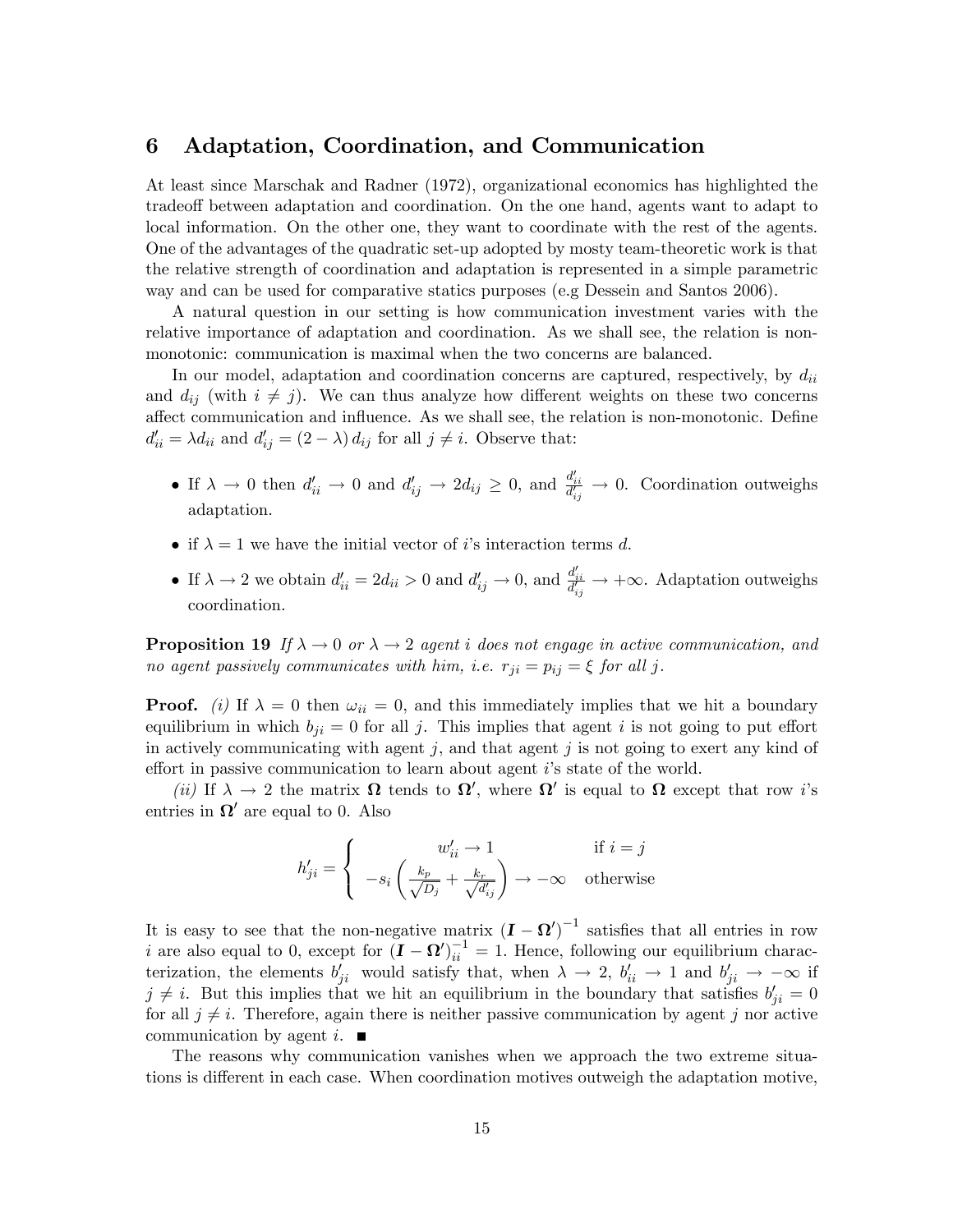## 6 Adaptation, Coordination, and Communication

At least since Marschak and Radner (1972), organizational economics has highlighted the tradeoff between adaptation and coordination. On the one hand, agents want to adapt to local information. On the other one, they want to coordinate with the rest of the agents. One of the advantages of the quadratic set-up adopted by mosty team-theoretic work is that the relative strength of coordination and adaptation is represented in a simple parametric way and can be used for comparative statics purposes (e.g Dessein and Santos 2006).

A natural question in our setting is how communication investment varies with the relative importance of adaptation and coordination. As we shall see, the relation is non-monotonic: communication is maximal when the two concerns are balanced.

In our model, adaptation and coordination concerns are captured, respectively, by $d_{ii}$ and $d_{ij}$ (with $i \neq j$). We can thus analyze how different weights on these two concerns affect communication and influence. As we shall see, the relation is non-monotonic. Define $d'_{ii} = \lambda d_{ii}$ and $d'_{ij} = (2 - \lambda) d_{ij}$ for all $j \neq i$. Observe that:

- If $\lambda \to 0$ then $d'_{ii} \to 0$ and $d'_{ij} \to 2d_{ij} \geq 0$, and $\frac{d'_{ii}}{d'_{ij}} \to 0$. Coordination outweighs adaptation.
- if $\lambda = 1$ we have the initial vector of $i$'s interaction terms $d$.
- If $\lambda \to 2$ we obtain $d'_{ii} = 2d_{ii} > 0$ and $d'_{ij} \to 0$, and $\frac{d'_{ii}}{d'_{ij}} \to +\infty$. Adaptation outweighs coordination.

**Proposition 19** *If $\lambda \to 0$ or $\lambda \to 2$ agent $i$ does not engage in active communication, and no agent passively communicates with him, i.e. $r_{ji} = p_{ij} = \xi$ for all $j$.*

**Proof.** *(i)* If $\lambda = 0$ then $\omega_{ii} = 0$, and this immediately implies that we hit a boundary equilibrium in which $b_{ji} = 0$ for all $j$. This implies that agent $i$ is not going to put effort in actively communicating with agent $j$, and that agent $j$ is not going to exert any kind of effort in passive communication to learn about agent $i$'s state of the world.

*(ii)* If $\lambda \to 2$ the matrix $\mathbf{\Omega}$ tends to $\mathbf{\Omega}'$, where $\mathbf{\Omega}'$ is equal to $\mathbf{\Omega}$ except that row $i$'s entries in $\mathbf{\Omega}'$ are equal to 0. Also

$$h'_{ji} = \begin{cases} w'_{ii} \to 1 & \text{if } i = j \\ -s_i \left( \frac{k_p}{\sqrt{D_j}} + \frac{k_r}{\sqrt{d'_{ij}}} \right) \to -\infty & \text{otherwise} \end{cases}$$

It is easy to see that the non-negative matrix $(\boldsymbol{I} - \mathbf{\Omega}')^{-1}$ satisfies that all entries in row $i$ are also equal to 0, except for $(\boldsymbol{I} - \mathbf{\Omega}')^{-1}_{ii} = 1$. Hence, following our equilibrium characterization, the elements $b'_{ji}$ would satisfy that, when $\lambda \to 2$, $b'_{ii} \to 1$ and $b'_{ji} \to -\infty$ if $j \neq i$. But this implies that we hit an equilibrium in the boundary that satisfies $b'_{ji} = 0$ for all $j \neq i$. Therefore, again there is neither passive communication by agent $j$ nor active communication by agent $i$. ■

The reasons why communication vanishes when we approach the two extreme situations is different in each case. When coordination motives outweigh the adaptation motive,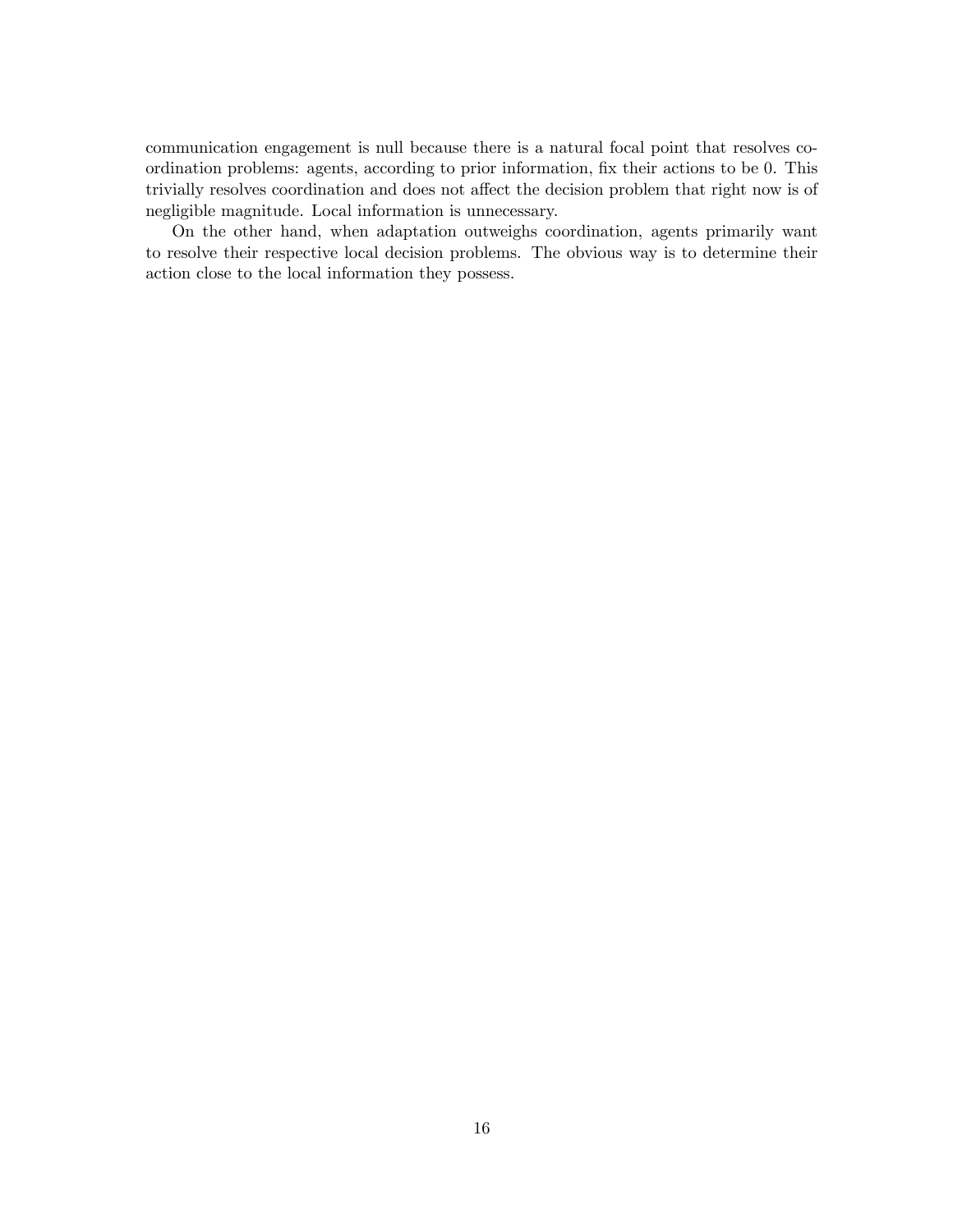communication engagement is null because there is a natural focal point that resolves coordination problems: agents, according to prior information, fix their actions to be 0. This trivially resolves coordination and does not affect the decision problem that right now is of negligible magnitude. Local information is unnecessary.

On the other hand, when adaptation outweighs coordination, agents primarily want to resolve their respective local decision problems. The obvious way is to determine their action close to the local information they possess.